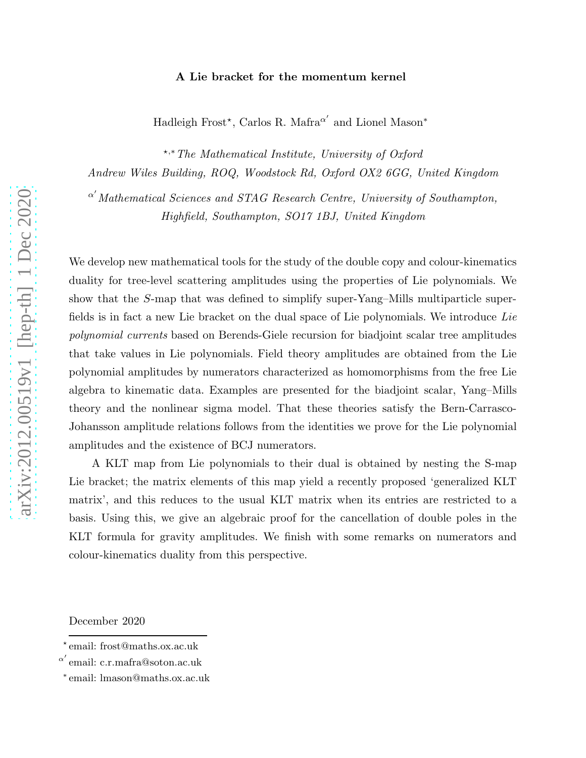# A Lie bracket for the momentum kernel

Hadleigh Frost[⋆], Carlos R. Mafra[α′] and Lionel Mason[∗]

[⋆,∗] *The Mathematical Institute, University of Oxford*
*Andrew Wiles Building, ROQ, Woodstock Rd, Oxford OX2 6GG, United Kingdom*

[α′] *Mathematical Sciences and STAG Research Centre, University of Southampton,*
*Highfield, Southampton, SO17 1BJ, United Kingdom*

We develop new mathematical tools for the study of the double copy and colour-kinematics duality for tree-level scattering amplitudes using the properties of Lie polynomials. We show that the $S$-map that was defined to simplify super-Yang–Mills multiparticle superfields is in fact a new Lie bracket on the dual space of Lie polynomials. We introduce *Lie polynomial currents* based on Berends-Giele recursion for biadjoint scalar tree amplitudes that take values in Lie polynomials. Field theory amplitudes are obtained from the Lie polynomial amplitudes by numerators characterized as homomorphisms from the free Lie algebra to kinematic data. Examples are presented for the biadjoint scalar, Yang–Mills theory and the nonlinear sigma model. That these theories satisfy the Bern-Carrasco-Johansson amplitude relations follows from the identities we prove for the Lie polynomial amplitudes and the existence of BCJ numerators.

A KLT map from Lie polynomials to their dual is obtained by nesting the S-map Lie bracket; the matrix elements of this map yield a recently proposed 'generalized KLT matrix', and this reduces to the usual KLT matrix when its entries are restricted to a basis. Using this, we give an algebraic proof for the cancellation of double poles in the KLT formula for gravity amplitudes. We finish with some remarks on numerators and colour-kinematics duality from this perspective.

December 2020

---

[⋆] email: frost@maths.ox.ac.uk
[α′] email: c.r.mafra@soton.ac.uk
[∗] email: lmason@maths.ox.ac.uk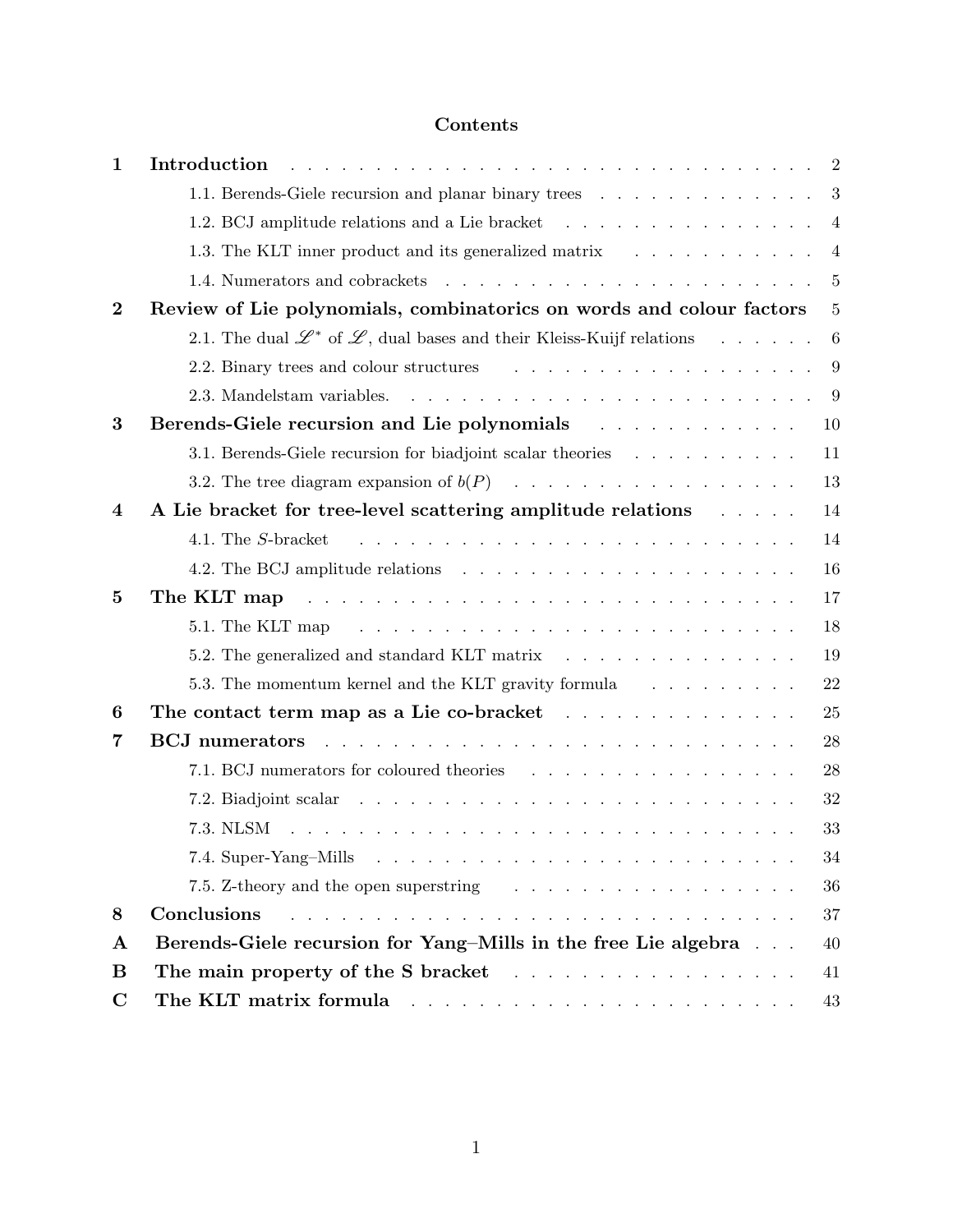# Contents

| | | |
|---|---|---|
| **1** | **Introduction** | 2 |
| | 1.1. Berends-Giele recursion and planar binary trees | 3 |
| | 1.2. BCJ amplitude relations and a Lie bracket | 4 |
| | 1.3. The KLT inner product and its generalized matrix | 4 |
| | 1.4. Numerators and cobrackets | 5 |
| **2** | **Review of Lie polynomials, combinatorics on words and colour factors** | 5 |
| | 2.1. The dual $\mathscr{L}^*$ of $\mathscr{L}$, dual bases and their Kleiss-Kuijf relations | 6 |
| | 2.2. Binary trees and colour structures | 9 |
| | 2.3. Mandelstam variables. | 9 |
| **3** | **Berends-Giele recursion and Lie polynomials** | 10 |
| | 3.1. Berends-Giele recursion for biadjoint scalar theories | 11 |
| | 3.2. The tree diagram expansion of $b(P)$ | 13 |
| **4** | **A Lie bracket for tree-level scattering amplitude relations** | 14 |
| | 4.1. The $S$-bracket | 14 |
| | 4.2. The BCJ amplitude relations | 16 |
| **5** | **The KLT map** | 17 |
| | 5.1. The KLT map | 18 |
| | 5.2. The generalized and standard KLT matrix | 19 |
| | 5.3. The momentum kernel and the KLT gravity formula | 22 |
| **6** | **The contact term map as a Lie co-bracket** | 25 |
| **7** | **BCJ numerators** | 28 |
| | 7.1. BCJ numerators for coloured theories | 28 |
| | 7.2. Biadjoint scalar | 32 |
| | 7.3. NLSM | 33 |
| | 7.4. Super-Yang–Mills | 34 |
| | 7.5. Z-theory and the open superstring | 36 |
| **8** | **Conclusions** | 37 |
| **A** | **Berends-Giele recursion for Yang–Mills in the free Lie algebra** | 40 |
| **B** | **The main property of the S bracket** | 41 |
| **C** | **The KLT matrix formula** | 43 |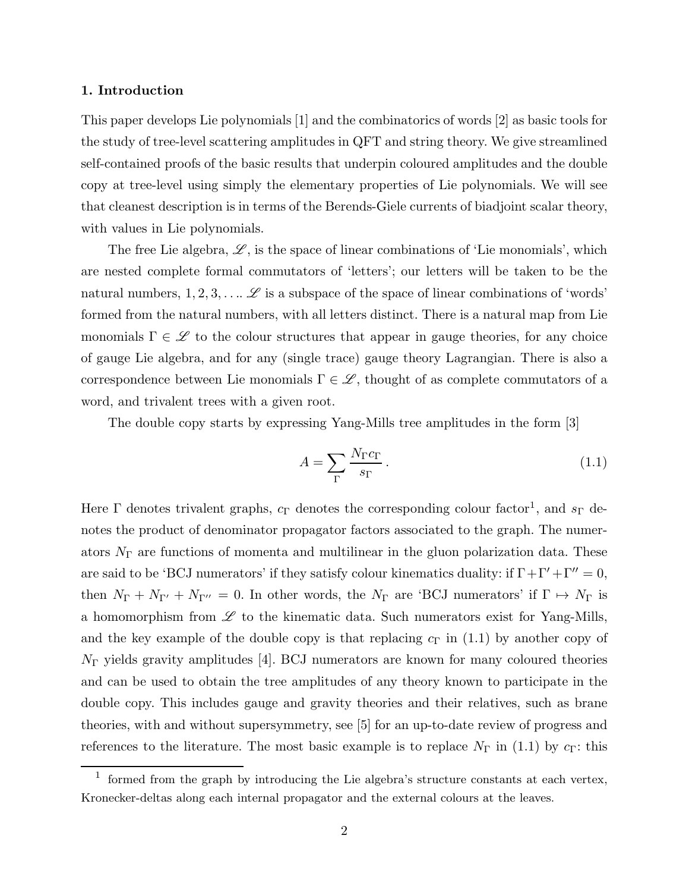## 1. Introduction

This paper develops Lie polynomials [1] and the combinatorics of words [2] as basic tools for the study of tree-level scattering amplitudes in QFT and string theory. We give streamlined self-contained proofs of the basic results that underpin coloured amplitudes and the double copy at tree-level using simply the elementary properties of Lie polynomials. We will see that cleanest description is in terms of the Berends-Giele currents of biadjoint scalar theory, with values in Lie polynomials.

The free Lie algebra, $\mathscr{L}$, is the space of linear combinations of 'Lie monomials', which are nested complete formal commutators of 'letters'; our letters will be taken to be the natural numbers, $1, 2, 3, \ldots$. $\mathscr{L}$ is a subspace of the space of linear combinations of 'words' formed from the natural numbers, with all letters distinct. There is a natural map from Lie monomials $\Gamma \in \mathscr{L}$ to the colour structures that appear in gauge theories, for any choice of gauge Lie algebra, and for any (single trace) gauge theory Lagrangian. There is also a correspondence between Lie monomials $\Gamma \in \mathscr{L}$, thought of as complete commutators of a word, and trivalent trees with a given root.

The double copy starts by expressing Yang-Mills tree amplitudes in the form [3]

$$A = \sum_{\Gamma} \frac{N_\Gamma c_\Gamma}{s_\Gamma} \,. \tag{1.1}$$

Here $\Gamma$ denotes trivalent graphs, $c_\Gamma$ denotes the corresponding colour factor[1], and $s_\Gamma$ denotes the product of denominator propagator factors associated to the graph. The numerators $N_\Gamma$ are functions of momenta and multilinear in the gluon polarization data. These are said to be 'BCJ numerators' if they satisfy colour kinematics duality: if $\Gamma + \Gamma' + \Gamma'' = 0$, then $N_\Gamma + N_{\Gamma'} + N_{\Gamma''} = 0$. In other words, the $N_\Gamma$ are 'BCJ numerators' if $\Gamma \mapsto N_\Gamma$ is a homomorphism from $\mathscr{L}$ to the kinematic data. Such numerators exist for Yang-Mills, and the key example of the double copy is that replacing $c_\Gamma$ in (1.1) by another copy of $N_\Gamma$ yields gravity amplitudes [4]. BCJ numerators are known for many coloured theories and can be used to obtain the tree amplitudes of any theory known to participate in the double copy. This includes gauge and gravity theories and their relatives, such as brane theories, with and without supersymmetry, see [5] for an up-to-date review of progress and references to the literature. The most basic example is to replace $N_\Gamma$ in (1.1) by $c_\Gamma$: this

---

[1] formed from the graph by introducing the Lie algebra's structure constants at each vertex, Kronecker-deltas along each internal propagator and the external colours at the leaves.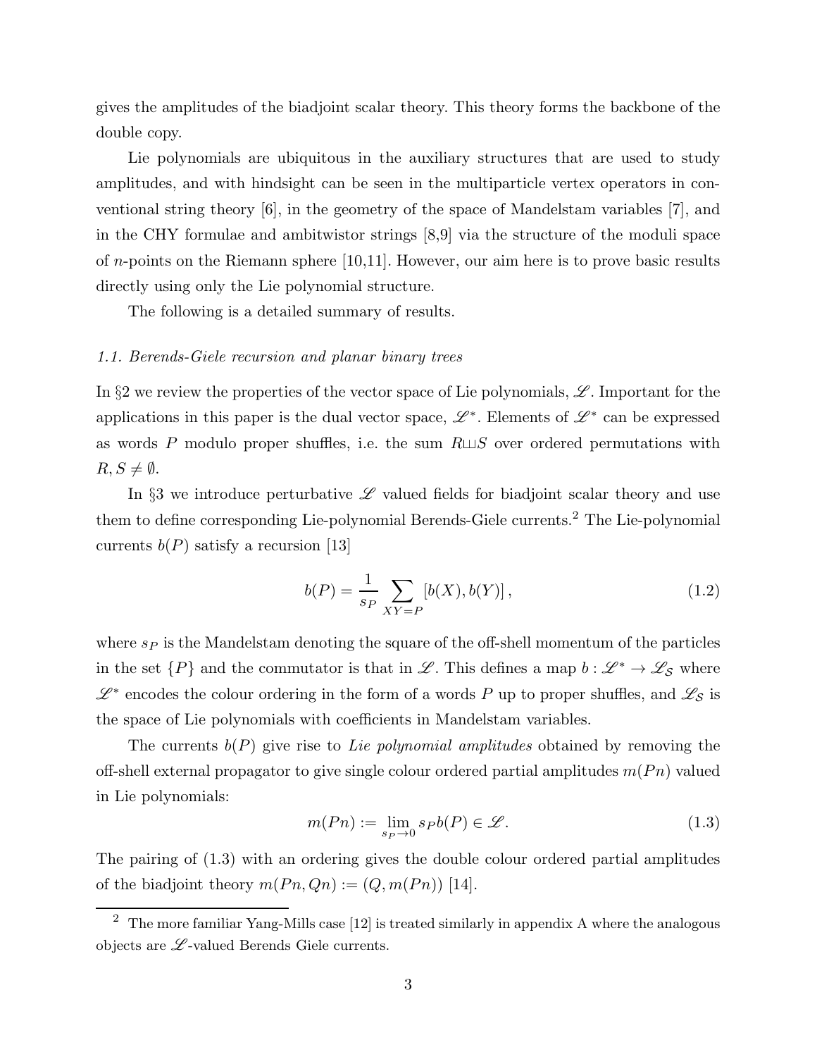gives the amplitudes of the biadjoint scalar theory. This theory forms the backbone of the double copy.

Lie polynomials are ubiquitous in the auxiliary structures that are used to study amplitudes, and with hindsight can be seen in the multiparticle vertex operators in conventional string theory [6], in the geometry of the space of Mandelstam variables [7], and in the CHY formulae and ambitwistor strings [8,9] via the structure of the moduli space of $n$-points on the Riemann sphere [10,11]. However, our aim here is to prove basic results directly using only the Lie polynomial structure.

The following is a detailed summary of results.

### *1.1. Berends-Giele recursion and planar binary trees*

In §2 we review the properties of the vector space of Lie polynomials, $\mathscr{L}$. Important for the applications in this paper is the dual vector space, $\mathscr{L}^*$. Elements of $\mathscr{L}^*$ can be expressed as words $P$ modulo proper shuffles, i.e. the sum $R \sqcup\!\sqcup S$ over ordered permutations with $R, S \neq \emptyset$.

In §3 we introduce perturbative $\mathscr{L}$ valued fields for biadjoint scalar theory and use them to define corresponding Lie-polynomial Berends-Giele currents.[2] The Lie-polynomial currents $b(P)$ satisfy a recursion [13]

$$b(P) = \frac{1}{s_P} \sum_{XY=P} [b(X), b(Y)] \,, \tag{1.2}$$

where $s_P$ is the Mandelstam denoting the square of the off-shell momentum of the particles in the set $\{P\}$ and the commutator is that in $\mathscr{L}$. This defines a map $b : \mathscr{L}^* \to \mathscr{L}_{\mathcal{S}}$ where $\mathscr{L}^*$ encodes the colour ordering in the form of a words $P$ up to proper shuffles, and $\mathscr{L}_{\mathcal{S}}$ is the space of Lie polynomials with coefficients in Mandelstam variables.

The currents $b(P)$ give rise to *Lie polynomial amplitudes* obtained by removing the off-shell external propagator to give single colour ordered partial amplitudes $m(Pn)$ valued in Lie polynomials:

$$m(Pn) := \lim_{s_P \to 0} s_P b(P) \in \mathscr{L}. \tag{1.3}$$

The pairing of (1.3) with an ordering gives the double colour ordered partial amplitudes of the biadjoint theory $m(Pn, Qn) := (Q, m(Pn))$ [14].

[2] The more familiar Yang-Mills case [12] is treated similarly in appendix A where the analogous objects are $\mathscr{L}$-valued Berends Giele currents.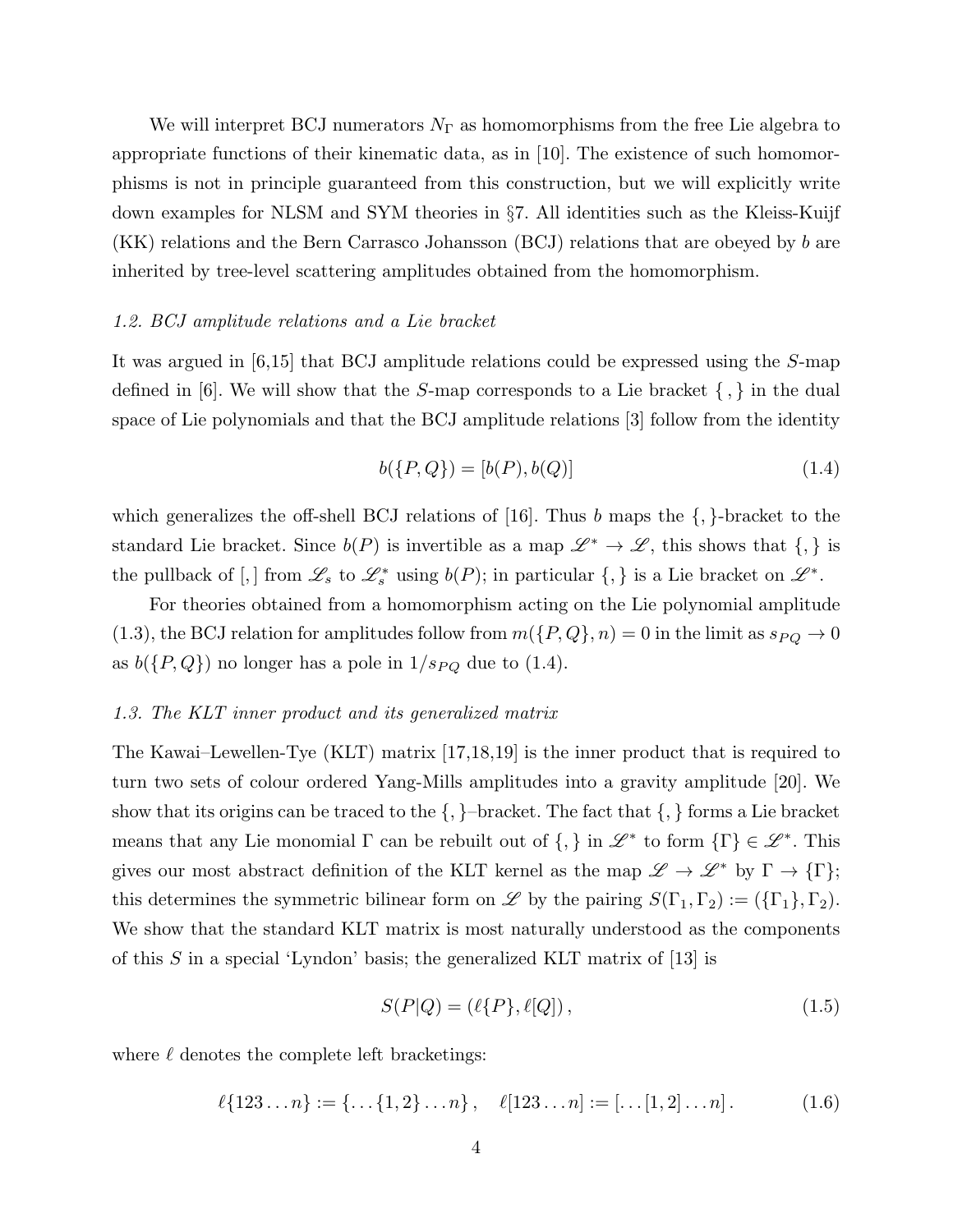We will interpret BCJ numerators $N_\Gamma$ as homomorphisms from the free Lie algebra to appropriate functions of their kinematic data, as in [10]. The existence of such homomorphisms is not in principle guaranteed from this construction, but we will explicitly write down examples for NLSM and SYM theories in §7. All identities such as the Kleiss-Kuijf (KK) relations and the Bern Carrasco Johansson (BCJ) relations that are obeyed by $b$ are inherited by tree-level scattering amplitudes obtained from the homomorphism.

### *1.2. BCJ amplitude relations and a Lie bracket*

It was argued in [6,15] that BCJ amplitude relations could be expressed using the $S$-map defined in [6]. We will show that the $S$-map corresponds to a Lie bracket $\{\,,\}$ in the dual space of Lie polynomials and that the BCJ amplitude relations [3] follow from the identity

$$
b(\{P,Q\}) = [b(P), b(Q)] \tag{1.4}
$$

which generalizes the off-shell BCJ relations of [16]. Thus $b$ maps the $\{,\}$-bracket to the standard Lie bracket. Since $b(P)$ is invertible as a map $\mathscr{L}^* \to \mathscr{L}$, this shows that $\{,\}$ is the pullback of $[,]$ from $\mathscr{L}_s$ to $\mathscr{L}_s^*$ using $b(P)$; in particular $\{,\}$ is a Lie bracket on $\mathscr{L}^*$.

For theories obtained from a homomorphism acting on the Lie polynomial amplitude (1.3), the BCJ relation for amplitudes follow from $m(\{P,Q\},n) = 0$ in the limit as $s_{PQ} \to 0$ as $b(\{P,Q\})$ no longer has a pole in $1/s_{PQ}$ due to (1.4).

### *1.3. The KLT inner product and its generalized matrix*

The Kawai–Lewellen-Tye (KLT) matrix [17,18,19] is the inner product that is required to turn two sets of colour ordered Yang-Mills amplitudes into a gravity amplitude [20]. We show that its origins can be traced to the $\{,\}$–bracket. The fact that $\{,\}$ forms a Lie bracket means that any Lie monomial $\Gamma$ can be rebuilt out of $\{,\}$ in $\mathscr{L}^*$ to form $\{\Gamma\} \in \mathscr{L}^*$. This gives our most abstract definition of the KLT kernel as the map $\mathscr{L} \to \mathscr{L}^*$ by $\Gamma \to \{\Gamma\}$; this determines the symmetric bilinear form on $\mathscr{L}$ by the pairing $S(\Gamma_1, \Gamma_2) := (\{\Gamma_1\}, \Gamma_2)$. We show that the standard KLT matrix is most naturally understood as the components of this $S$ in a special 'Lyndon' basis; the generalized KLT matrix of [13] is

$$
S(P|Q) = (\ell\{P\}, \ell[Q])\,, \tag{1.5}
$$

where $\ell$ denotes the complete left bracketings:

$$
\ell\{123\dots n\} := \{\dots\{1,2\}\dots n\}\,, \quad \ell[123\dots n] := [\dots[1,2]\dots n]\,. \tag{1.6}
$$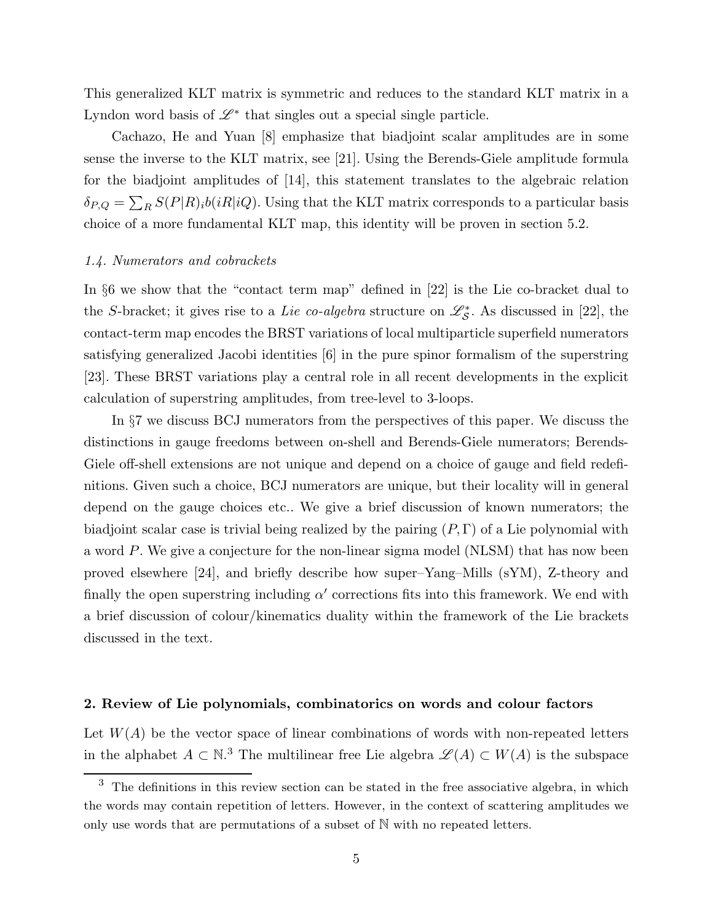This generalized KLT matrix is symmetric and reduces to the standard KLT matrix in a Lyndon word basis of $\mathscr{L}^*$ that singles out a special single particle.

Cachazo, He and Yuan [8] emphasize that biadjoint scalar amplitudes are in some sense the inverse to the KLT matrix, see [21]. Using the Berends-Giele amplitude formula for the biadjoint amplitudes of [14], this statement translates to the algebraic relation $\delta_{P,Q} = \sum_R S(P|R)_i b(iR|iQ)$. Using that the KLT matrix corresponds to a particular basis choice of a more fundamental KLT map, this identity will be proven in section 5.2.

### *1.4. Numerators and cobrackets*

In §6 we show that the "contact term map" defined in [22] is the Lie co-bracket dual to the $S$-bracket; it gives rise to a *Lie co-algebra* structure on $\mathscr{L}^*_S$. As discussed in [22], the contact-term map encodes the BRST variations of local multiparticle superfield numerators satisfying generalized Jacobi identities [6] in the pure spinor formalism of the superstring [23]. These BRST variations play a central role in all recent developments in the explicit calculation of superstring amplitudes, from tree-level to 3-loops.

In §7 we discuss BCJ numerators from the perspectives of this paper. We discuss the distinctions in gauge freedoms between on-shell and Berends-Giele numerators; Berends-Giele off-shell extensions are not unique and depend on a choice of gauge and field redefinitions. Given such a choice, BCJ numerators are unique, but their locality will in general depend on the gauge choices etc.. We give a brief discussion of known numerators; the biadjoint scalar case is trivial being realized by the pairing $(P, \Gamma)$ of a Lie polynomial with a word $P$. We give a conjecture for the non-linear sigma model (NLSM) that has now been proved elsewhere [24], and briefly describe how super–Yang–Mills (sYM), Z-theory and finally the open superstring including $\alpha'$ corrections fits into this framework. We end with a brief discussion of colour/kinematics duality within the framework of the Lie brackets discussed in the text.

## 2. Review of Lie polynomials, combinatorics on words and colour factors

Let $W(A)$ be the vector space of linear combinations of words with non-repeated letters in the alphabet $A \subset \mathbb{N}$.[3] The multilinear free Lie algebra $\mathscr{L}(A) \subset W(A)$ is the subspace

[3] The definitions in this review section can be stated in the free associative algebra, in which the words may contain repetition of letters. However, in the context of scattering amplitudes we only use words that are permutations of a subset of $\mathbb{N}$ with no repeated letters.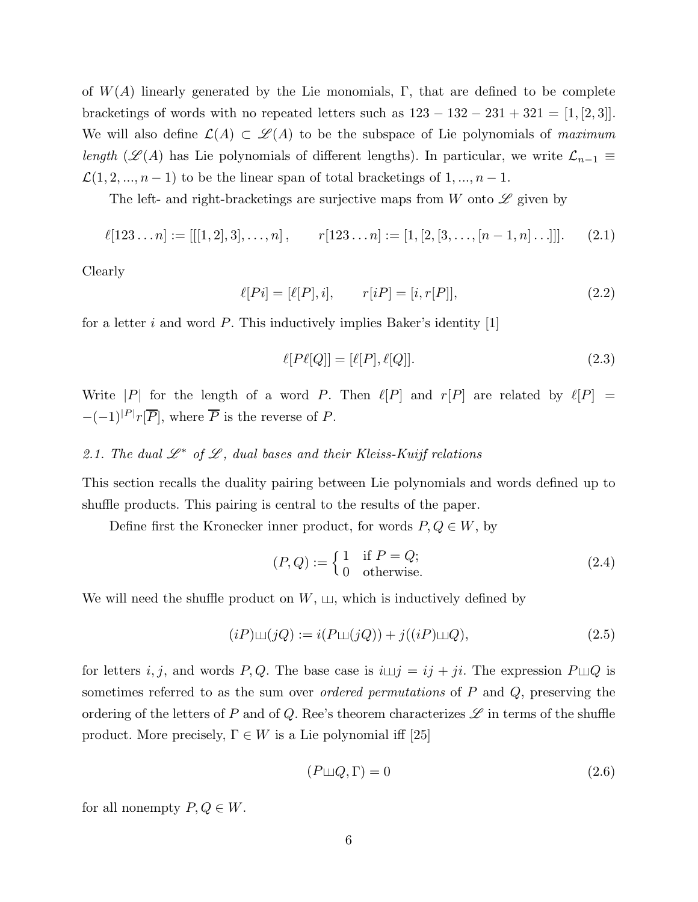of $W(A)$ linearly generated by the Lie monomials, $\Gamma$, that are defined to be complete bracketings of words with no repeated letters such as $123 - 132 - 231 + 321 = [1,[2,3]]$. We will also define $\mathcal{L}(A) \subset \mathscr{L}(A)$ to be the subspace of Lie polynomials of *maximum length* ($\mathscr{L}(A)$ has Lie polynomials of different lengths). In particular, we write $\mathcal{L}_{n-1} \equiv \mathcal{L}(1,2,...,n-1)$ to be the linear span of total bracketings of $1,...,n-1$.

The left- and right-bracketings are surjective maps from $W$ onto $\mathscr{L}$ given by

$$\ell[123\ldots n] := [[[1,2],3],\ldots,n], \qquad r[123\ldots n] := [1,[2,[3,\ldots,[n-1,n]\ldots]]]. \tag{2.1}$$

Clearly

$$\ell[Pi] = [\ell[P],i], \qquad r[iP] = [i,r[P]], \tag{2.2}$$

for a letter $i$ and word $P$. This inductively implies Baker's identity [1]

$$\ell[P\ell[Q]] = [\ell[P],\ell[Q]]. \tag{2.3}$$

Write $|P|$ for the length of a word $P$. Then $\ell[P]$ and $r[P]$ are related by $\ell[P] = -(-1)^{|P|}r[\overline{P}]$, where $\overline{P}$ is the reverse of $P$.

### *2.1. The dual $\mathscr{L}^*$ of $\mathscr{L}$, dual bases and their Kleiss-Kuijf relations*

This section recalls the duality pairing between Lie polynomials and words defined up to shuffle products. This pairing is central to the results of the paper.

Define first the Kronecker inner product, for words $P,Q \in W$, by

$$(P,Q) := \begin{cases} 1 & \text{if } P = Q; \\ 0 & \text{otherwise.} \end{cases} \tag{2.4}$$

We will need the shuffle product on $W$, $⧢$, which is inductively defined by

$$(iP)⧢(jQ) := i(P⧢(jQ)) + j((iP)⧢Q), \tag{2.5}$$

for letters $i,j$, and words $P,Q$. The base case is $i⧢j = ij + ji$. The expression $P⧢Q$ is sometimes referred to as the sum over *ordered permutations* of $P$ and $Q$, preserving the ordering of the letters of $P$ and of $Q$. Ree's theorem characterizes $\mathscr{L}$ in terms of the shuffle product. More precisely, $\Gamma \in W$ is a Lie polynomial iff [25]

$$(P⧢Q,\Gamma) = 0 \tag{2.6}$$

for all nonempty $P,Q \in W$.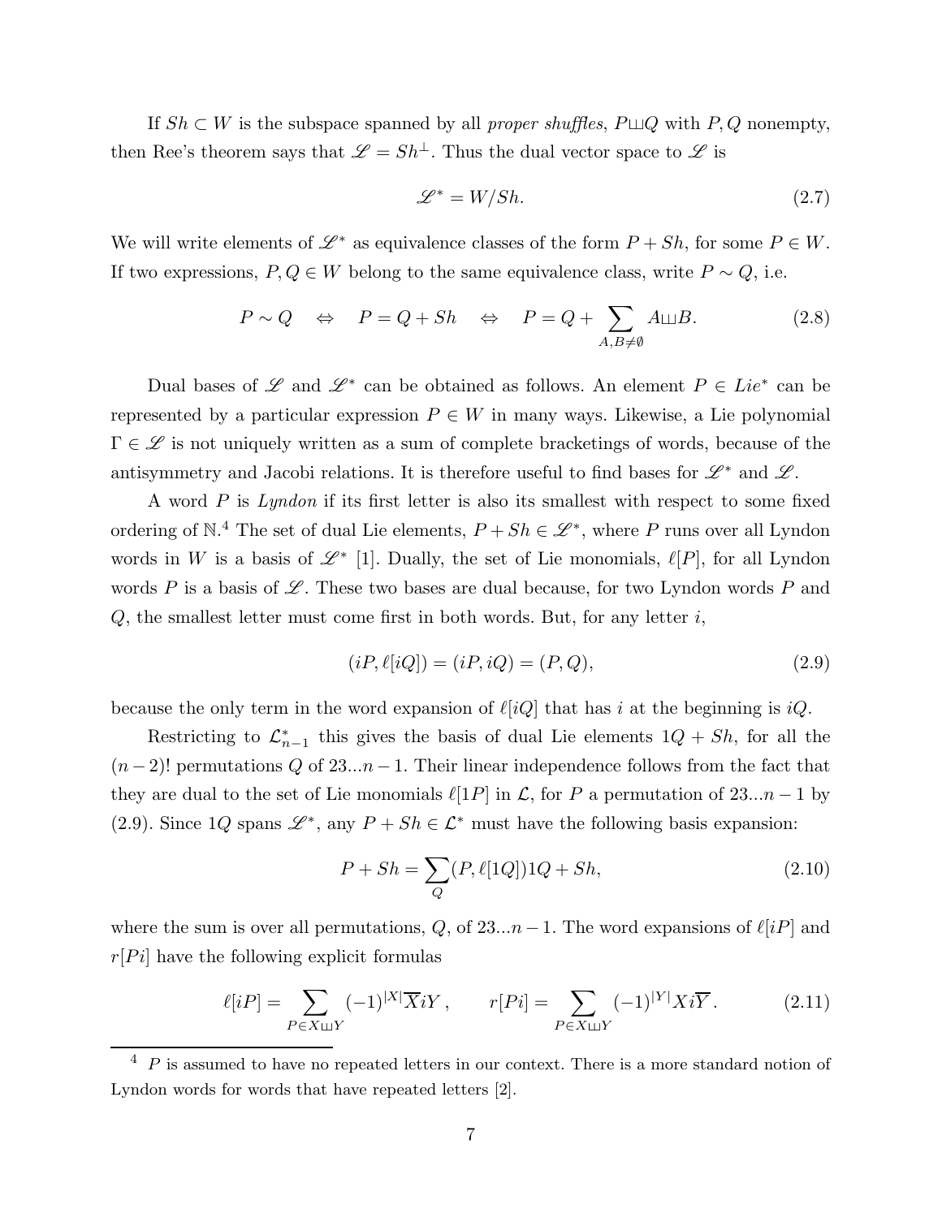If $Sh \subset W$ is the subspace spanned by all *proper shuffles*, $P⧢Q$ with $P, Q$ nonempty, then Ree's theorem says that $\mathscr{L} = Sh^{\perp}$. Thus the dual vector space to $\mathscr{L}$ is

$$
\mathscr{L}^* = W/Sh. \tag{2.7}
$$

We will write elements of $\mathscr{L}^*$ as equivalence classes of the form $P + Sh$, for some $P \in W$. If two expressions, $P, Q \in W$ belong to the same equivalence class, write $P \sim Q$, i.e.

$$
P \sim Q \quad \Leftrightarrow \quad P = Q + Sh \quad \Leftrightarrow \quad P = Q + \sum_{A,B \neq \emptyset} A⧢B. \tag{2.8}
$$

Dual bases of $\mathscr{L}$ and $\mathscr{L}^*$ can be obtained as follows. An element $P \in Lie^*$ can be represented by a particular expression $P \in W$ in many ways. Likewise, a Lie polynomial $\Gamma \in \mathscr{L}$ is not uniquely written as a sum of complete bracketings of words, because of the antisymmetry and Jacobi relations. It is therefore useful to find bases for $\mathscr{L}^*$ and $\mathscr{L}$.

A word $P$ is *Lyndon* if its first letter is also its smallest with respect to some fixed ordering of $\mathbb{N}$.[4] The set of dual Lie elements, $P + Sh \in \mathscr{L}^*$, where $P$ runs over all Lyndon words in $W$ is a basis of $\mathscr{L}^*$ [1]. Dually, the set of Lie monomials, $\ell[P]$, for all Lyndon words $P$ is a basis of $\mathscr{L}$. These two bases are dual because, for two Lyndon words $P$ and $Q$, the smallest letter must come first in both words. But, for any letter $i$,

$$
(iP, \ell[iQ]) = (iP, iQ) = (P, Q), \tag{2.9}
$$

because the only term in the word expansion of $\ell[iQ]$ that has $i$ at the beginning is $iQ$.

Restricting to $\mathcal{L}^*_{n-1}$ this gives the basis of dual Lie elements $1Q + Sh$, for all the $(n-2)!$ permutations $Q$ of $23...n-1$. Their linear independence follows from the fact that they are dual to the set of Lie monomials $\ell[1P]$ in $\mathcal{L}$, for $P$ a permutation of $23...n-1$ by (2.9). Since $1Q$ spans $\mathscr{L}^*$, any $P + Sh \in \mathcal{L}^*$ must have the following basis expansion:

$$
P + Sh = \sum_{Q} (P, \ell[1Q]) 1Q + Sh, \tag{2.10}
$$

where the sum is over all permutations, $Q$, of $23...n-1$. The word expansions of $\ell[iP]$ and $r[Pi]$ have the following explicit formulas

$$
\ell[iP] = \sum_{P \in X⧢Y} (-1)^{|X|} \overline{X} i Y \,, \qquad r[Pi] = \sum_{P \in X⧢Y} (-1)^{|Y|} X i \overline{Y} \,. \tag{2.11}
$$

---

[4] $P$ is assumed to have no repeated letters in our context. There is a more standard notion of Lyndon words for words that have repeated letters [2].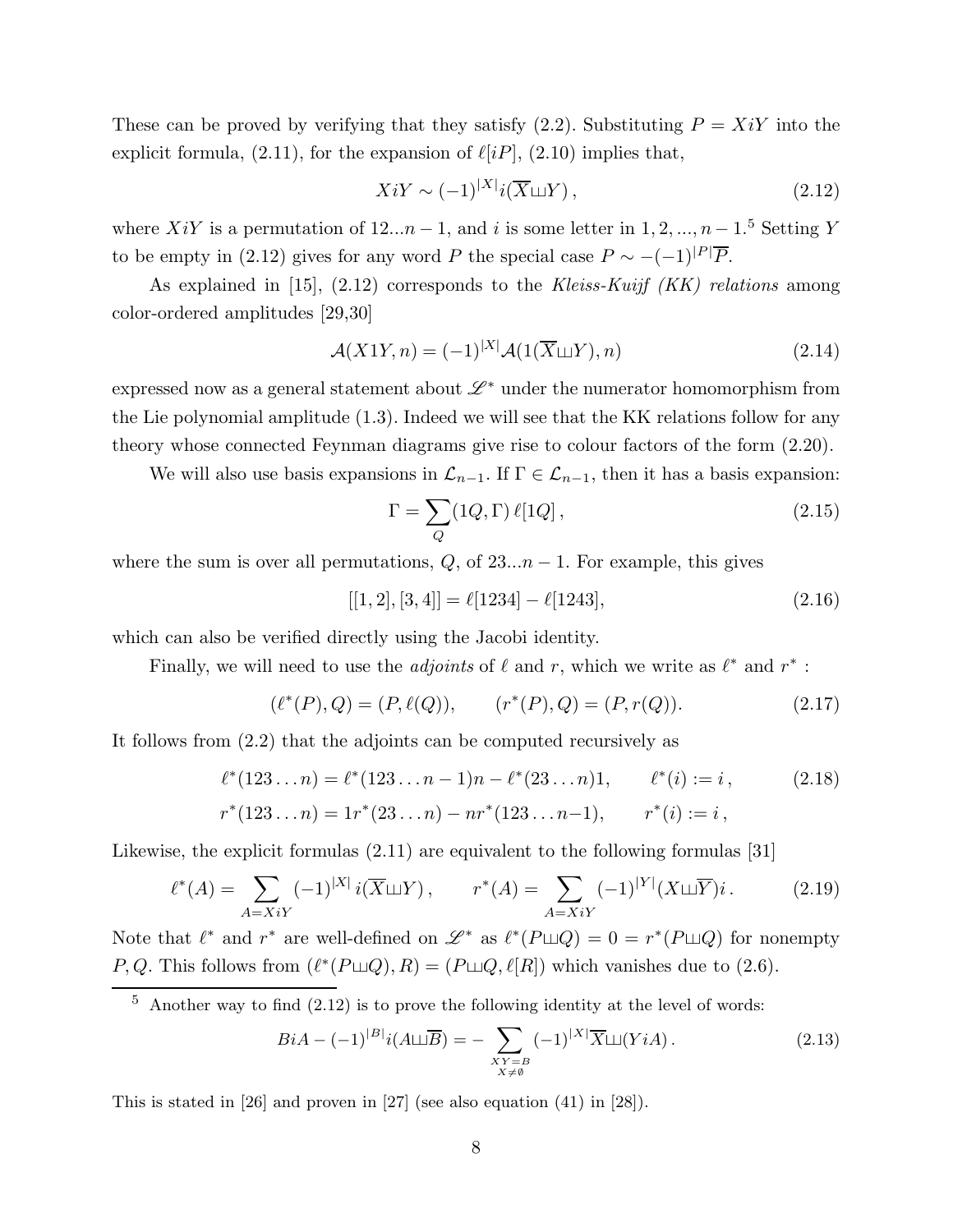These can be proved by verifying that they satisfy (2.2). Substituting $P = XiY$ into the explicit formula, (2.11), for the expansion of $\ell[iP]$, (2.10) implies that,

$$XiY \sim (-1)^{|X|} i(\overline{X} \sqcup Y)\,, \tag{2.12}$$

where $XiY$ is a permutation of $12...n-1$, and $i$ is some letter in $1, 2, ..., n-1$.[5] Setting $Y$ to be empty in (2.12) gives for any word $P$ the special case $P \sim -(-1)^{|P|}\overline{P}$.

As explained in [15], (2.12) corresponds to the *Kleiss-Kuijf (KK) relations* among color-ordered amplitudes [29,30]

$$\mathcal{A}(X1Y, n) = (-1)^{|X|}\mathcal{A}(1(\overline{X} \sqcup Y), n) \tag{2.14}$$

expressed now as a general statement about $\mathscr{L}^*$ under the numerator homomorphism from the Lie polynomial amplitude (1.3). Indeed we will see that the KK relations follow for any theory whose connected Feynman diagrams give rise to colour factors of the form (2.20).

We will also use basis expansions in $\mathcal{L}_{n-1}$. If $\Gamma \in \mathcal{L}_{n-1}$, then it has a basis expansion:

$$\Gamma = \sum_Q (1Q, \Gamma)\, \ell[1Q]\,, \tag{2.15}$$

where the sum is over all permutations, $Q$, of $23...n-1$. For example, this gives

$$[[1, 2], [3, 4]] = \ell[1234] - \ell[1243], \tag{2.16}$$

which can also be verified directly using the Jacobi identity.

Finally, we will need to use the *adjoints* of $\ell$ and $r$, which we write as $\ell^*$ and $r^*$ :

$$(\ell^*(P), Q) = (P, \ell(Q)), \qquad (r^*(P), Q) = (P, r(Q)). \tag{2.17}$$

It follows from (2.2) that the adjoints can be computed recursively as

$$\begin{aligned} &\ell^*(123\ldots n) = \ell^*(123\ldots n-1)n - \ell^*(23\ldots n)1, \qquad \ell^*(i) := i\,, \\ &r^*(123\ldots n) = 1r^*(23\ldots n) - nr^*(123\ldots n{-}1), \qquad r^*(i) := i\,, \end{aligned} \tag{2.18}$$

Likewise, the explicit formulas (2.11) are equivalent to the following formulas [31]

$$\ell^*(A) = \sum_{A=XiY} (-1)^{|X|}\, i(\overline{X} \sqcup Y)\,, \qquad r^*(A) = \sum_{A=XiY} (-1)^{|Y|}(X \sqcup \overline{Y})i\,. \tag{2.19}$$

Note that $\ell^*$ and $r^*$ are well-defined on $\mathscr{L}^*$ as $\ell^*(P \sqcup Q) = 0 = r^*(P \sqcup Q)$ for nonempty $P, Q$. This follows from $(\ell^*(P \sqcup Q), R) = (P \sqcup Q, \ell[R])$ which vanishes due to (2.6).

---

[5] Another way to find (2.12) is to prove the following identity at the level of words:

$$BiA - (-1)^{|B|}i(A \sqcup \overline{B}) = -\sum_{\substack{XY=B \\ X\neq\emptyset}} (-1)^{|X|}\overline{X} \sqcup (YiA)\,. \tag{2.13}$$

This is stated in [26] and proven in [27] (see also equation (41) in [28]).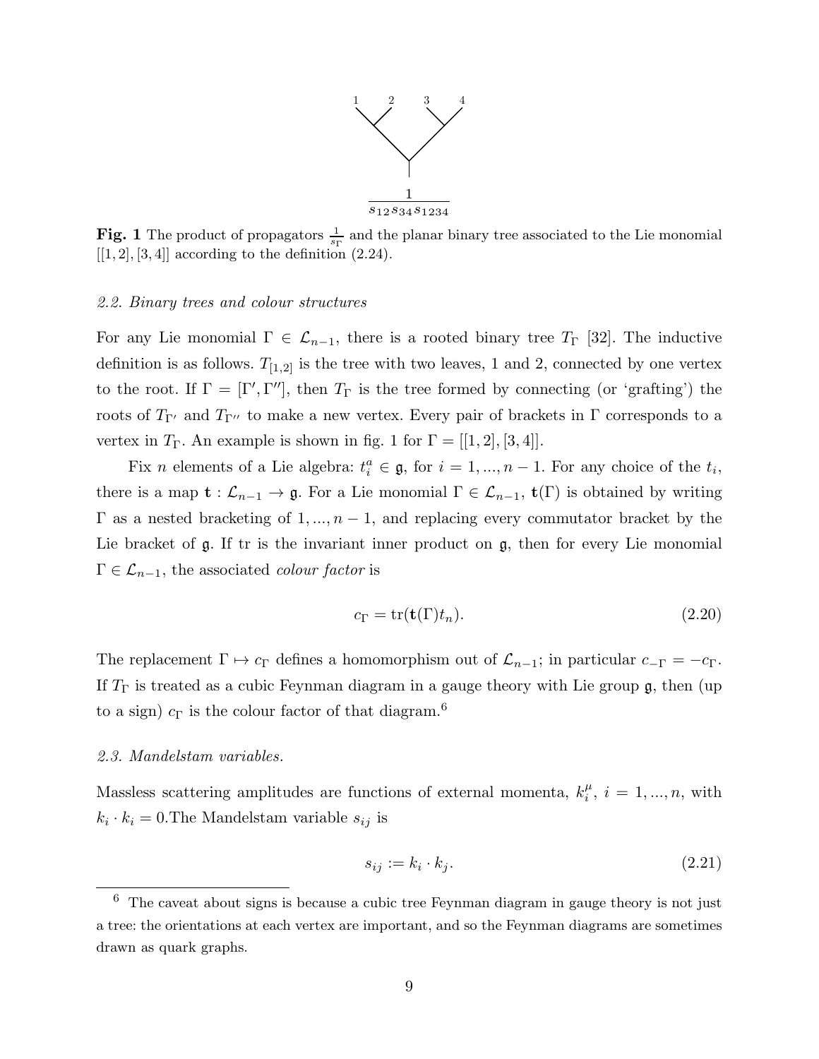$$\frac{1}{s_{12}s_{34}s_{1234}}$$

**Fig. 1** The product of propagators $\frac{1}{s_\Gamma}$ and the planar binary tree associated to the Lie monomial $[[1,2],[3,4]]$ according to the definition (2.24).

*2.2. Binary trees and colour structures*

For any Lie monomial $\Gamma \in \mathcal{L}_{n-1}$, there is a rooted binary tree $T_\Gamma$ [32]. The inductive definition is as follows. $T_{[1,2]}$ is the tree with two leaves, 1 and 2, connected by one vertex to the root. If $\Gamma = [\Gamma', \Gamma'']$, then $T_\Gamma$ is the tree formed by connecting (or 'grafting') the roots of $T_{\Gamma'}$ and $T_{\Gamma''}$ to make a new vertex. Every pair of brackets in $\Gamma$ corresponds to a vertex in $T_\Gamma$. An example is shown in fig. 1 for $\Gamma = [[1,2],[3,4]]$.

Fix $n$ elements of a Lie algebra: $t_i^a \in \mathfrak{g}$, for $i = 1, ..., n-1$. For any choice of the $t_i$, there is a map $\mathbf{t} : \mathcal{L}_{n-1} \to \mathfrak{g}$. For a Lie monomial $\Gamma \in \mathcal{L}_{n-1}$, $\mathbf{t}(\Gamma)$ is obtained by writing $\Gamma$ as a nested bracketing of $1, ..., n-1$, and replacing every commutator bracket by the Lie bracket of $\mathfrak{g}$. If tr is the invariant inner product on $\mathfrak{g}$, then for every Lie monomial $\Gamma \in \mathcal{L}_{n-1}$, the associated *colour factor* is

$$c_\Gamma = \mathrm{tr}(\mathbf{t}(\Gamma) t_n). \tag{2.20}$$

The replacement $\Gamma \mapsto c_\Gamma$ defines a homomorphism out of $\mathcal{L}_{n-1}$; in particular $c_{-\Gamma} = -c_\Gamma$. If $T_\Gamma$ is treated as a cubic Feynman diagram in a gauge theory with Lie group $\mathfrak{g}$, then (up to a sign) $c_\Gamma$ is the colour factor of that diagram.[6]

*2.3. Mandelstam variables.*

Massless scattering amplitudes are functions of external momenta, $k_i^\mu$, $i = 1, ..., n$, with $k_i \cdot k_i = 0$.The Mandelstam variable $s_{ij}$ is

$$s_{ij} := k_i \cdot k_j. \tag{2.21}$$

[6] The caveat about signs is because a cubic tree Feynman diagram in gauge theory is not just a tree: the orientations at each vertex are important, and so the Feynman diagrams are sometimes drawn as quark graphs.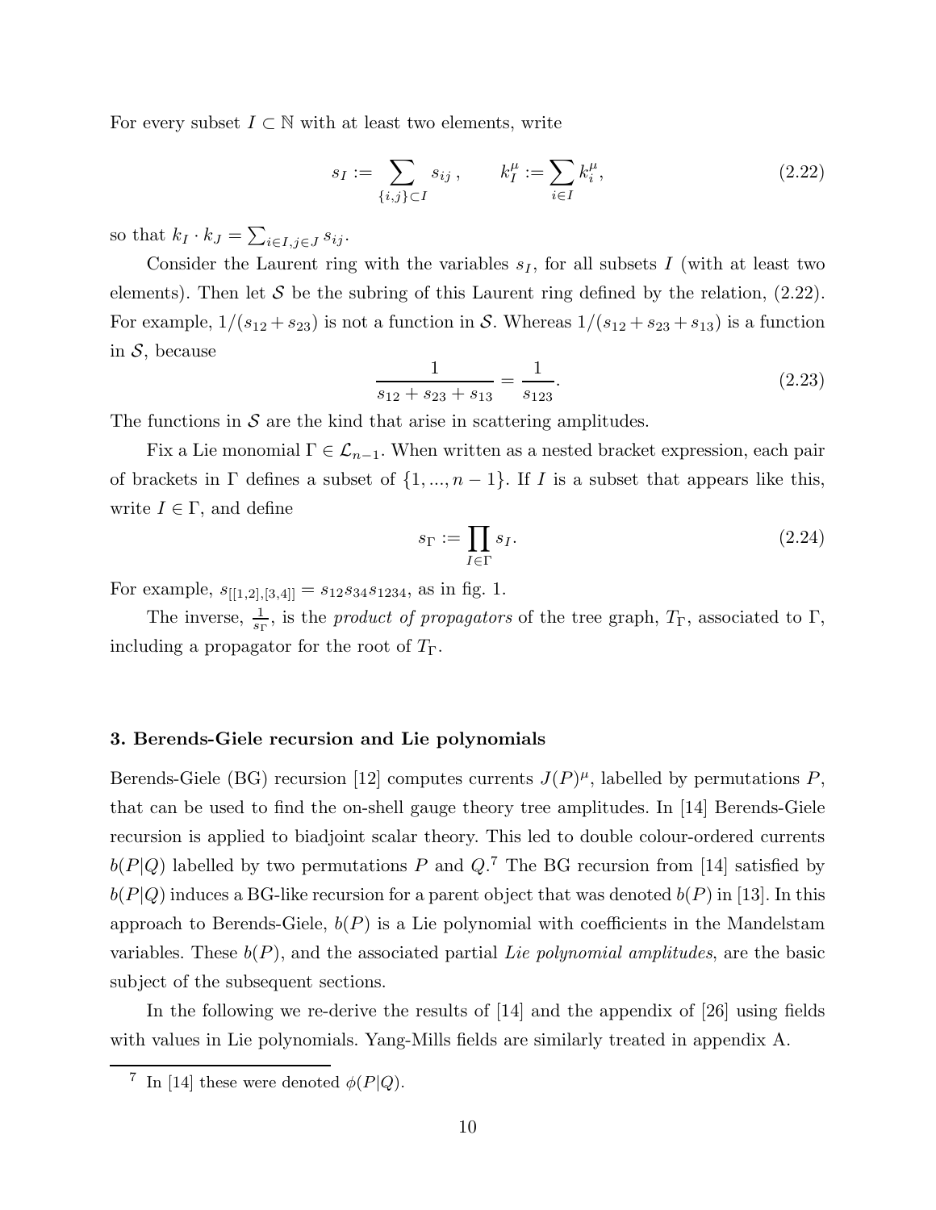For every subset $I \subset \mathbb{N}$ with at least two elements, write

$$
s_I := \sum_{\{i,j\}\subset I} s_{ij}\,, \qquad k_I^\mu := \sum_{i\in I} k_i^\mu, \tag{2.22}
$$

so that $k_I \cdot k_J = \sum_{i\in I, j\in J} s_{ij}$.

Consider the Laurent ring with the variables $s_I$, for all subsets $I$ (with at least two elements). Then let $\mathcal{S}$ be the subring of this Laurent ring defined by the relation, (2.22). For example, $1/(s_{12}+s_{23})$ is not a function in $\mathcal{S}$. Whereas $1/(s_{12}+s_{23}+s_{13})$ is a function in $\mathcal{S}$, because

$$
\frac{1}{s_{12}+s_{23}+s_{13}} = \frac{1}{s_{123}}. \tag{2.23}
$$

The functions in $\mathcal{S}$ are the kind that arise in scattering amplitudes.

Fix a Lie monomial $\Gamma \in \mathcal{L}_{n-1}$. When written as a nested bracket expression, each pair of brackets in $\Gamma$ defines a subset of $\{1,...,n-1\}$. If $I$ is a subset that appears like this, write $I \in \Gamma$, and define

$$
s_\Gamma := \prod_{I\in\Gamma} s_I. \tag{2.24}
$$

For example, $s_{[[1,2],[3,4]]} = s_{12}s_{34}s_{1234}$, as in fig. 1.

The inverse, $\frac{1}{s_\Gamma}$, is the *product of propagators* of the tree graph, $T_\Gamma$, associated to $\Gamma$, including a propagator for the root of $T_\Gamma$.

## 3. Berends-Giele recursion and Lie polynomials

Berends-Giele (BG) recursion [12] computes currents $J(P)^\mu$, labelled by permutations $P$, that can be used to find the on-shell gauge theory tree amplitudes. In [14] Berends-Giele recursion is applied to biadjoint scalar theory. This led to double colour-ordered currents $b(P|Q)$ labelled by two permutations $P$ and $Q$.[7] The BG recursion from [14] satisfied by $b(P|Q)$ induces a BG-like recursion for a parent object that was denoted $b(P)$ in [13]. In this approach to Berends-Giele, $b(P)$ is a Lie polynomial with coefficients in the Mandelstam variables. These $b(P)$, and the associated partial *Lie polynomial amplitudes*, are the basic subject of the subsequent sections.

In the following we re-derive the results of [14] and the appendix of [26] using fields with values in Lie polynomials. Yang-Mills fields are similarly treated in appendix A.

[7] In [14] these were denoted $\phi(P|Q)$.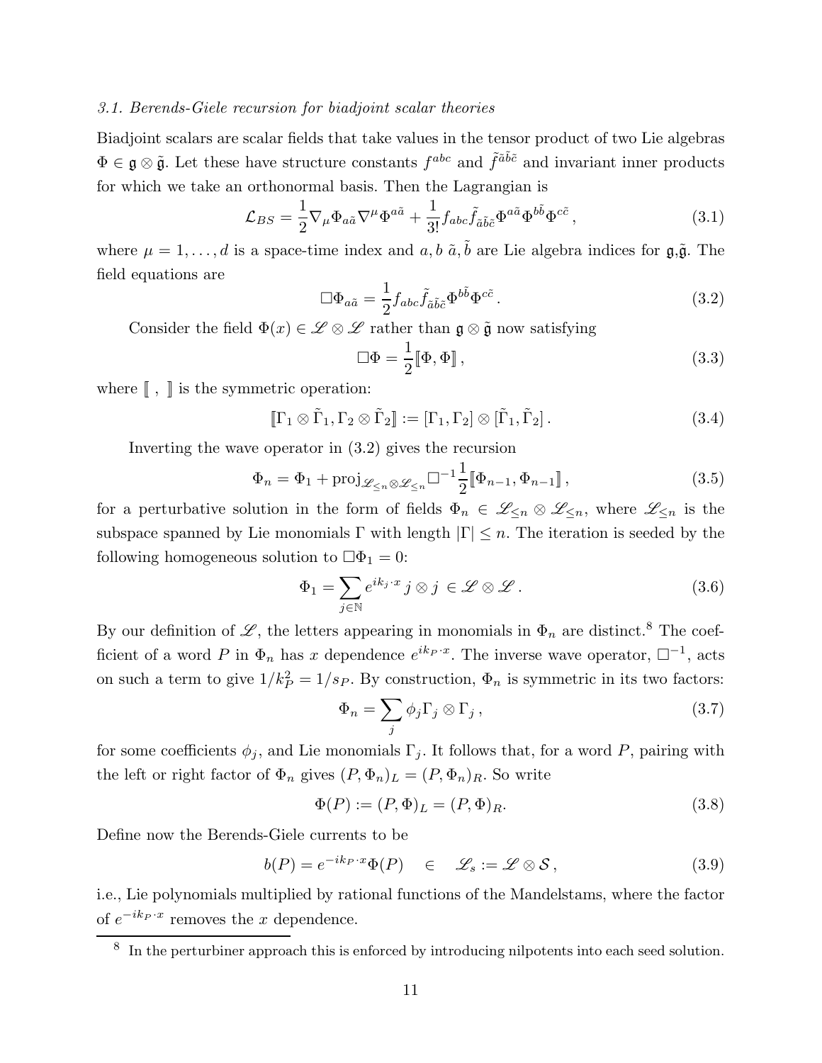### 3.1. Berends-Giele recursion for biadjoint scalar theories

Biadjoint scalars are scalar fields that take values in the tensor product of two Lie algebras $\Phi \in \mathfrak{g} \otimes \tilde{\mathfrak{g}}$. Let these have structure constants $f^{abc}$ and $\tilde{f}^{\tilde{a}\tilde{b}\tilde{c}}$ and invariant inner products for which we take an orthonormal basis. Then the Lagrangian is

$$
\mathcal{L}_{BS} = \frac{1}{2}\nabla_\mu \Phi_{a\tilde{a}} \nabla^\mu \Phi^{a\tilde{a}} + \frac{1}{3!} f_{abc} \tilde{f}_{\tilde{a}\tilde{b}\tilde{c}} \Phi^{a\tilde{a}} \Phi^{b\tilde{b}} \Phi^{c\tilde{c}} \,, \tag{3.1}
$$

where $\mu = 1, \dots, d$ is a space-time index and $a, b$ $\tilde{a}, \tilde{b}$ are Lie algebra indices for $\mathfrak{g}$,$\tilde{\mathfrak{g}}$. The field equations are

$$
\Box \Phi_{a\tilde{a}} = \frac{1}{2} f_{abc} \tilde{f}_{\tilde{a}\tilde{b}\tilde{c}} \Phi^{b\tilde{b}} \Phi^{c\tilde{c}} \,. \tag{3.2}
$$

Consider the field $\Phi(x) \in \mathscr{L} \otimes \mathscr{L}$ rather than $\mathfrak{g} \otimes \tilde{\mathfrak{g}}$ now satisfying

$$
\Box \Phi = \frac{1}{2} [\![ \Phi, \Phi ]\!] \,, \tag{3.3}
$$

where $[\![ \; , \; ]\!]$ is the symmetric operation:

$$
[\![ \Gamma_1 \otimes \tilde{\Gamma}_1, \Gamma_2 \otimes \tilde{\Gamma}_2 ]\!] := [\Gamma_1, \Gamma_2] \otimes [\tilde{\Gamma}_1, \tilde{\Gamma}_2] \,. \tag{3.4}
$$

Inverting the wave operator in (3.2) gives the recursion

$$
\Phi_n = \Phi_1 + \mathrm{proj}_{\mathscr{L}_{\leq n} \otimes \mathscr{L}_{\leq n}} \Box^{-1} \frac{1}{2} [\![ \Phi_{n-1}, \Phi_{n-1} ]\!] \,, \tag{3.5}
$$

for a perturbative solution in the form of fields $\Phi_n \in \mathscr{L}_{\leq n} \otimes \mathscr{L}_{\leq n}$, where $\mathscr{L}_{\leq n}$ is the subspace spanned by Lie monomials $\Gamma$ with length $|\Gamma| \leq n$. The iteration is seeded by the following homogeneous solution to $\Box \Phi_1 = 0$:

$$
\Phi_1 = \sum_{j \in \mathbb{N}} e^{ik_j \cdot x} \, j \otimes j \; \in \mathscr{L} \otimes \mathscr{L} \,. \tag{3.6}
$$

By our definition of $\mathscr{L}$, the letters appearing in monomials in $\Phi_n$ are distinct.[8] The coefficient of a word $P$ in $\Phi_n$ has $x$ dependence $e^{ik_P \cdot x}$. The inverse wave operator, $\Box^{-1}$, acts on such a term to give $1/k_P^2 = 1/s_P$. By construction, $\Phi_n$ is symmetric in its two factors:

$$
\Phi_n = \sum_j \phi_j \Gamma_j \otimes \Gamma_j \,, \tag{3.7}
$$

for some coefficients $\phi_j$, and Lie monomials $\Gamma_j$. It follows that, for a word $P$, pairing with the left or right factor of $\Phi_n$ gives $(P, \Phi_n)_L = (P, \Phi_n)_R$. So write

$$
\Phi(P) := (P, \Phi)_L = (P, \Phi)_R. \tag{3.8}
$$

Define now the Berends-Giele currents to be

$$
b(P) = e^{-ik_P \cdot x} \Phi(P) \quad \in \quad \mathscr{L}_s := \mathscr{L} \otimes \mathcal{S} \,, \tag{3.9}
$$

i.e., Lie polynomials multiplied by rational functions of the Mandelstams, where the factor of $e^{-ik_P \cdot x}$ removes the $x$ dependence.

[8] In the perturbiner approach this is enforced by introducing nilpotents into each seed solution.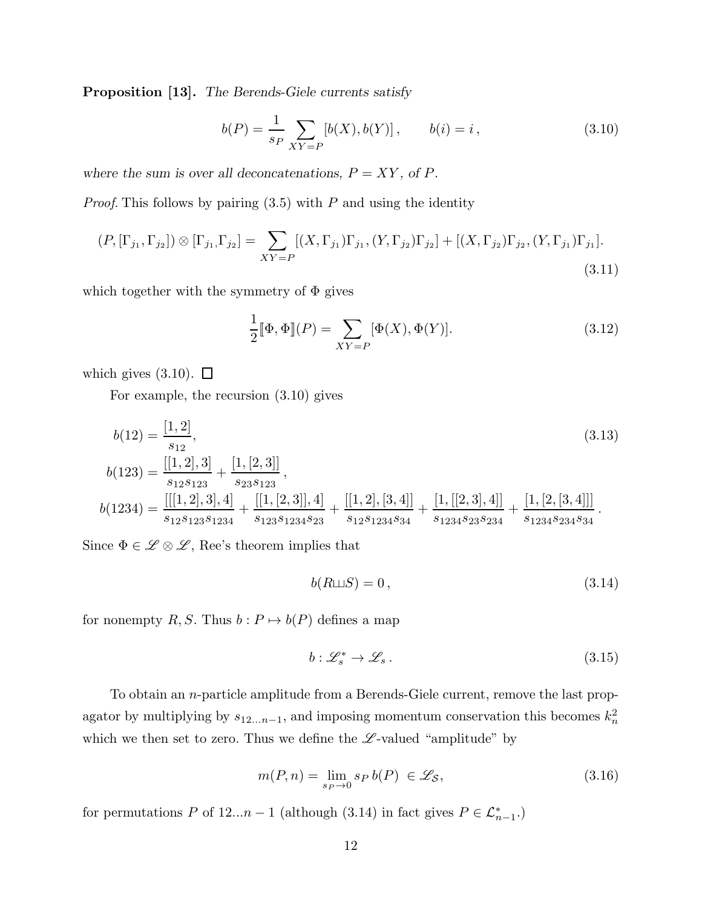**Proposition [13].** *The Berends-Giele currents satisfy*

$$b(P) = \frac{1}{s_P} \sum_{XY=P} [b(X), b(Y)]\,, \qquad b(i) = i\,, \tag{3.10}$$

*where the sum is over all deconcatenations, $P = XY$, of $P$.*

*Proof.* This follows by pairing (3.5) with $P$ and using the identity

$$(P, [\Gamma_{j_1}, \Gamma_{j_2}]) \otimes [\Gamma_{j_1}, \Gamma_{j_2}] = \sum_{XY=P} [(X, \Gamma_{j_1})\Gamma_{j_1}, (Y, \Gamma_{j_2})\Gamma_{j_2}] + [(X, \Gamma_{j_2})\Gamma_{j_2}, (Y, \Gamma_{j_1})\Gamma_{j_1}]. \tag{3.11}$$

which together with the symmetry of $\Phi$ gives

$$\frac{1}{2}[\![\Phi, \Phi]\!](P) = \sum_{XY=P} [\Phi(X), \Phi(Y)]. \tag{3.12}$$

which gives (3.10). □

For example, the recursion (3.10) gives

$$\begin{aligned}
b(12) &= \frac{[1,2]}{s_{12}}, \\
b(123) &= \frac{[[1,2],3]}{s_{12}s_{123}} + \frac{[1,[2,3]]}{s_{23}s_{123}}\,, \\
b(1234) &= \frac{[[[1,2],3],4]}{s_{12}s_{123}s_{1234}} + \frac{[[1,[2,3]],4]}{s_{123}s_{1234}s_{23}} + \frac{[[1,2],[3,4]]}{s_{12}s_{1234}s_{34}} + \frac{[1,[[2,3],4]]}{s_{1234}s_{23}s_{234}} + \frac{[1,[2,[3,4]]]}{s_{1234}s_{234}s_{34}}\,.
\end{aligned} \tag{3.13}$$

Since $\Phi \in \mathscr{L} \otimes \mathscr{L}$, Ree's theorem implies that

$$b(R \sqcup\!\sqcup S) = 0\,, \tag{3.14}$$

for nonempty $R, S$. Thus $b : P \mapsto b(P)$ defines a map

$$b : \mathscr{L}_s^* \to \mathscr{L}_s\,. \tag{3.15}$$

To obtain an $n$-particle amplitude from a Berends-Giele current, remove the last propagator by multiplying by $s_{12\ldots n-1}$, and imposing momentum conservation this becomes $k_n^2$ which we then set to zero. Thus we define the $\mathscr{L}$-valued "amplitude" by

$$m(P, n) = \lim_{s_P \to 0} s_P\, b(P) \;\in \mathscr{L}_{\mathcal{S}}, \tag{3.16}$$

for permutations $P$ of $12\ldots n-1$ (although (3.14) in fact gives $P \in \mathcal{L}_{n-1}^*$.)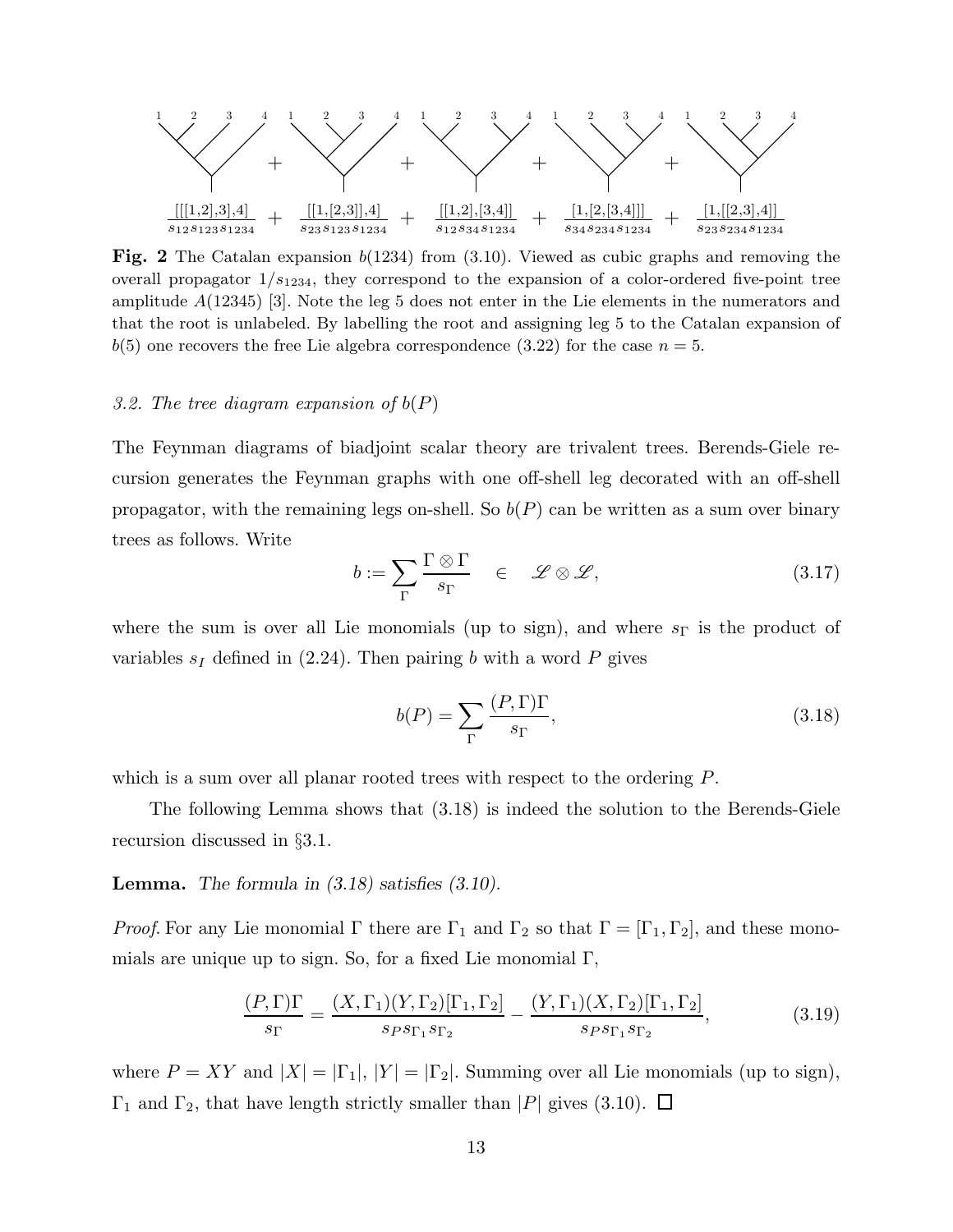$$\frac{[[[1,2],3],4]}{s_{12}s_{123}s_{1234}} + \frac{[[1,[2,3]],4]}{s_{23}s_{123}s_{1234}} + \frac{[[1,2],[3,4]]}{s_{12}s_{34}s_{1234}} + \frac{[1,[2,[3,4]]]}{s_{34}s_{234}s_{1234}} + \frac{[1,[[2,3],4]]}{s_{23}s_{234}s_{1234}}$$

**Fig. 2** The Catalan expansion $b(1234)$ from (3.10). Viewed as cubic graphs and removing the overall propagator $1/s_{1234}$, they correspond to the expansion of a color-ordered five-point tree amplitude $A(12345)$ [3]. Note the leg 5 does not enter in the Lie elements in the numerators and that the root is unlabeled. By labelling the root and assigning leg 5 to the Catalan expansion of $b(5)$ one recovers the free Lie algebra correspondence (3.22) for the case $n = 5$.

### 3.2. The tree diagram expansion of $b(P)$

The Feynman diagrams of biadjoint scalar theory are trivalent trees. Berends-Giele recursion generates the Feynman graphs with one off-shell leg decorated with an off-shell propagator, with the remaining legs on-shell. So $b(P)$ can be written as a sum over binary trees as follows. Write

$$b := \sum_{\Gamma} \frac{\Gamma \otimes \Gamma}{s_\Gamma} \quad \in \quad \mathscr{L} \otimes \mathscr{L}, \tag{3.17}$$

where the sum is over all Lie monomials (up to sign), and where $s_\Gamma$ is the product of variables $s_I$ defined in (2.24). Then pairing $b$ with a word $P$ gives

$$b(P) = \sum_{\Gamma} \frac{(P,\Gamma)\Gamma}{s_\Gamma}, \tag{3.18}$$

which is a sum over all planar rooted trees with respect to the ordering $P$.

The following Lemma shows that (3.18) is indeed the solution to the Berends-Giele recursion discussed in §3.1.

**Lemma.** *The formula in (3.18) satisfies (3.10).*

*Proof.* For any Lie monomial $\Gamma$ there are $\Gamma_1$ and $\Gamma_2$ so that $\Gamma = [\Gamma_1, \Gamma_2]$, and these monomials are unique up to sign. So, for a fixed Lie monomial $\Gamma$,

$$\frac{(P,\Gamma)\Gamma}{s_\Gamma} = \frac{(X,\Gamma_1)(Y,\Gamma_2)[\Gamma_1,\Gamma_2]}{s_P s_{\Gamma_1} s_{\Gamma_2}} - \frac{(Y,\Gamma_1)(X,\Gamma_2)[\Gamma_1,\Gamma_2]}{s_P s_{\Gamma_1} s_{\Gamma_2}}, \tag{3.19}$$

where $P = XY$ and $|X| = |\Gamma_1|$, $|Y| = |\Gamma_2|$. Summing over all Lie monomials (up to sign), $\Gamma_1$ and $\Gamma_2$, that have length strictly smaller than $|P|$ gives (3.10). $\square$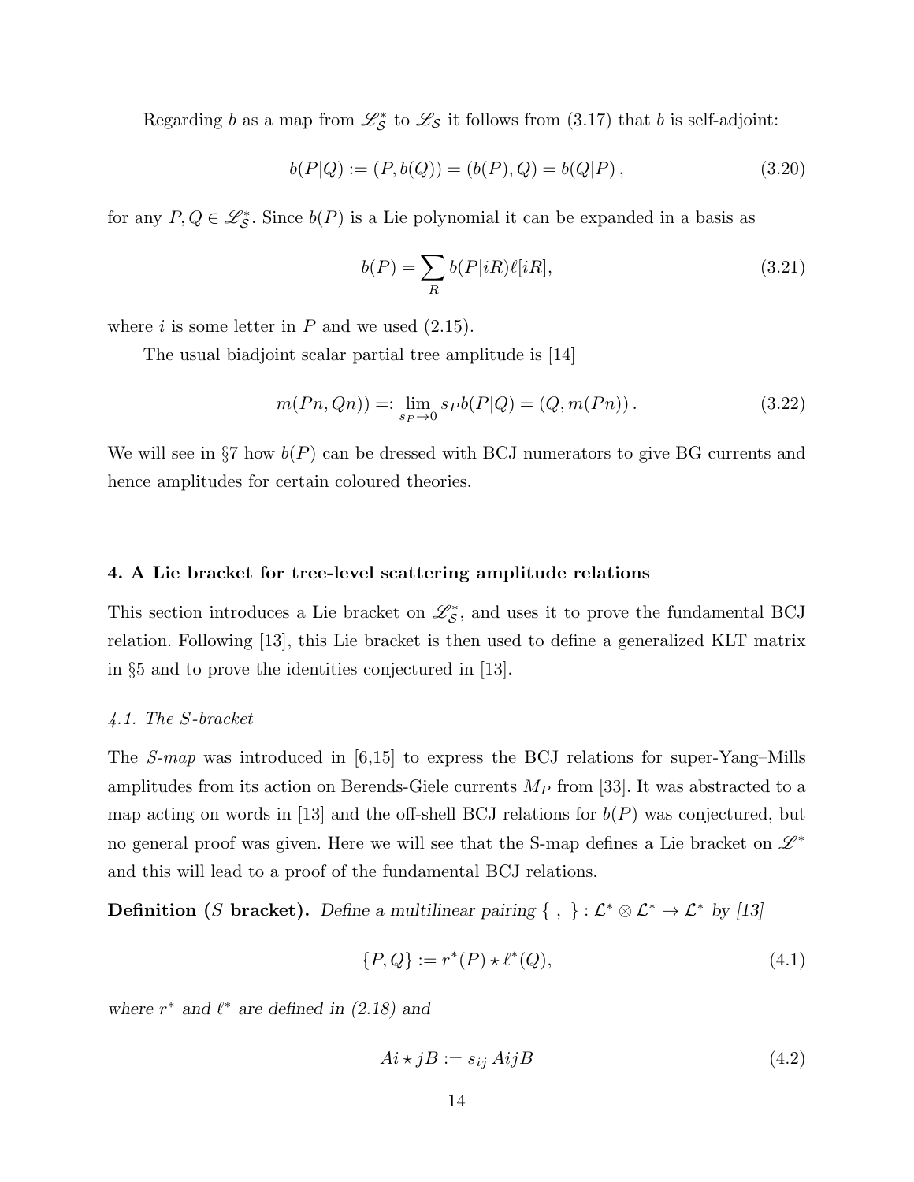Regarding $b$ as a map from $\mathscr{L}^*_{\mathcal{S}}$ to $\mathscr{L}_{\mathcal{S}}$ it follows from (3.17) that $b$ is self-adjoint:

$$
b(P|Q) := (P, b(Q)) = (b(P), Q) = b(Q|P)\,, \tag{3.20}
$$

for any $P, Q \in \mathscr{L}^*_{\mathcal{S}}$. Since $b(P)$ is a Lie polynomial it can be expanded in a basis as

$$
b(P) = \sum_R b(P|iR)\ell[iR], \tag{3.21}
$$

where $i$ is some letter in $P$ and we used (2.15).

The usual biadjoint scalar partial tree amplitude is [14]

$$
m(Pn, Qn)) =: \lim_{s_P \to 0} s_P b(P|Q) = (Q, m(Pn))\,. \tag{3.22}
$$

We will see in §7 how $b(P)$ can be dressed with BCJ numerators to give BG currents and hence amplitudes for certain coloured theories.

## 4. A Lie bracket for tree-level scattering amplitude relations

This section introduces a Lie bracket on $\mathscr{L}^*_{\mathcal{S}}$, and uses it to prove the fundamental BCJ relation. Following [13], this Lie bracket is then used to define a generalized KLT matrix in §5 and to prove the identities conjectured in [13].

### *4.1. The S-bracket*

The *S-map* was introduced in [6,15] to express the BCJ relations for super-Yang–Mills amplitudes from its action on Berends-Giele currents $M_P$ from [33]. It was abstracted to a map acting on words in [13] and the off-shell BCJ relations for $b(P)$ was conjectured, but no general proof was given. Here we will see that the S-map defines a Lie bracket on $\mathscr{L}^*$ and this will lead to a proof of the fundamental BCJ relations.

**Definition ($S$ bracket).** *Define a multilinear pairing $\{\ ,\ \} : \mathcal{L}^* \otimes \mathcal{L}^* \to \mathcal{L}^*$ by [13]*

$$
\{P, Q\} := r^*(P) \star \ell^*(Q), \tag{4.1}
$$

*where $r^*$ and $\ell^*$ are defined in (2.18) and*

$$
Ai \star jB := s_{ij}\, AijB \tag{4.2}
$$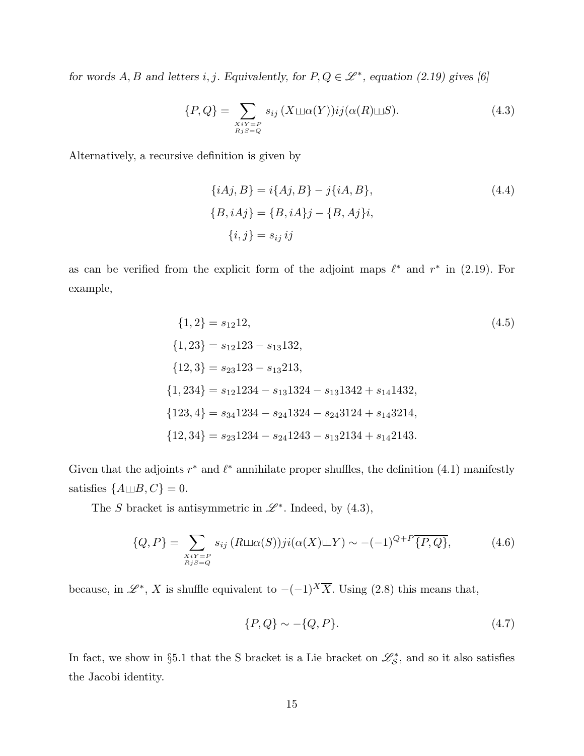*for words $A, B$ and letters $i, j$. Equivalently, for $P, Q \in \mathscr{L}^*$, equation (2.19) gives [6]*

$$
\{P, Q\} = \sum_{\substack{XiY=P \\ RjS=Q}} s_{ij}\,(X \sqcup\!\sqcup \alpha(Y))ij(\alpha(R) \sqcup\!\sqcup S). \tag{4.3}
$$

Alternatively, a recursive definition is given by

$$
\begin{aligned}
\{iAj, B\} &= i\{Aj, B\} - j\{iA, B\}, \\
\{B, iAj\} &= \{B, iA\}j - \{B, Aj\}i, \\
\{i, j\} &= s_{ij}\, ij
\end{aligned} \tag{4.4}
$$

as can be verified from the explicit form of the adjoint maps $\ell^*$ and $r^*$ in (2.19). For example,

$$
\begin{aligned}
\{1, 2\} &= s_{12}12, \\
\{1, 23\} &= s_{12}123 - s_{13}132, \\
\{12, 3\} &= s_{23}123 - s_{13}213, \\
\{1, 234\} &= s_{12}1234 - s_{13}1324 - s_{13}1342 + s_{14}1432, \\
\{123, 4\} &= s_{34}1234 - s_{24}1324 - s_{24}3124 + s_{14}3214, \\
\{12, 34\} &= s_{23}1234 - s_{24}1243 - s_{13}2134 + s_{14}2143.
\end{aligned} \tag{4.5}
$$

Given that the adjoints $r^*$ and $\ell^*$ annihilate proper shuffles, the definition (4.1) manifestly satisfies $\{A \sqcup\!\sqcup B, C\} = 0$.

The $S$ bracket is antisymmetric in $\mathscr{L}^*$. Indeed, by (4.3),

$$
\{Q, P\} = \sum_{\substack{XiY=P \\ RjS=Q}} s_{ij}\,(R \sqcup\!\sqcup \alpha(S))ji(\alpha(X) \sqcup\!\sqcup Y) \sim -(-1)^{Q+P}\overline{\{P, Q\}}, \tag{4.6}
$$

because, in $\mathscr{L}^*$, $X$ is shuffle equivalent to $-(-1)^X\overline{X}$. Using (2.8) this means that,

$$
\{P, Q\} \sim -\{Q, P\}. \tag{4.7}
$$

In fact, we show in §5.1 that the S bracket is a Lie bracket on $\mathscr{L}^*_{\mathcal{S}}$, and so it also satisfies the Jacobi identity.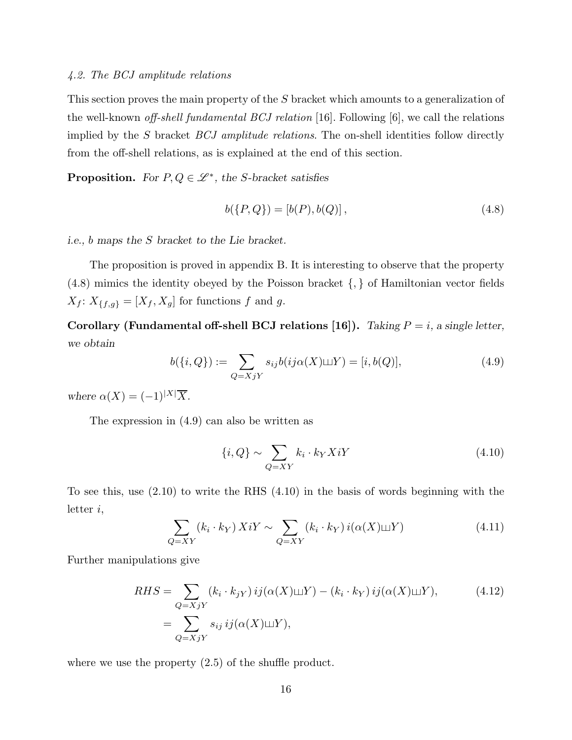### 4.2. The BCJ amplitude relations

This section proves the main property of the $S$ bracket which amounts to a generalization of the well-known *off-shell fundamental BCJ relation* [16]. Following [6], we call the relations implied by the $S$ bracket *BCJ amplitude relations*. The on-shell identities follow directly from the off-shell relations, as is explained at the end of this section.

**Proposition.** *For $P, Q \in \mathscr{L}^*$, the S-bracket satisfies*

$$b(\{P, Q\}) = [b(P), b(Q)]\,, \tag{4.8}$$

*i.e., $b$ maps the $S$ bracket to the Lie bracket.*

The proposition is proved in appendix B. It is interesting to observe that the property (4.8) mimics the identity obeyed by the Poisson bracket $\{,\}$ of Hamiltonian vector fields $X_f$: $X_{\{f,g\}} = [X_f, X_g]$ for functions $f$ and $g$.

**Corollary (Fundamental off-shell BCJ relations [16]).** *Taking $P = i$, a single letter, we obtain*

$$b(\{i, Q\}) := \sum_{Q=XjY} s_{ij} b(ij\alpha(X)\sqcup Y) = [i, b(Q)], \tag{4.9}$$

*where $\alpha(X) = (-1)^{|X|}\overline{X}$.*

The expression in (4.9) can also be written as

$$\{i, Q\} \sim \sum_{Q=XY} k_i \cdot k_Y XiY \tag{4.10}$$

To see this, use (2.10) to write the RHS (4.10) in the basis of words beginning with the letter $i$,

$$\sum_{Q=XY} (k_i \cdot k_Y)\, XiY \sim \sum_{Q=XY} (k_i \cdot k_Y)\, i(\alpha(X)\sqcup Y) \tag{4.11}$$

Further manipulations give

$$\begin{aligned} RHS &= \sum_{Q=XjY} (k_i \cdot k_{jY})\, ij(\alpha(X)\sqcup Y) - (k_i \cdot k_Y)\, ij(\alpha(X)\sqcup Y), \\ &= \sum_{Q=XjY} s_{ij}\, ij(\alpha(X)\sqcup Y), \end{aligned} \tag{4.12}$$

where we use the property (2.5) of the shuffle product.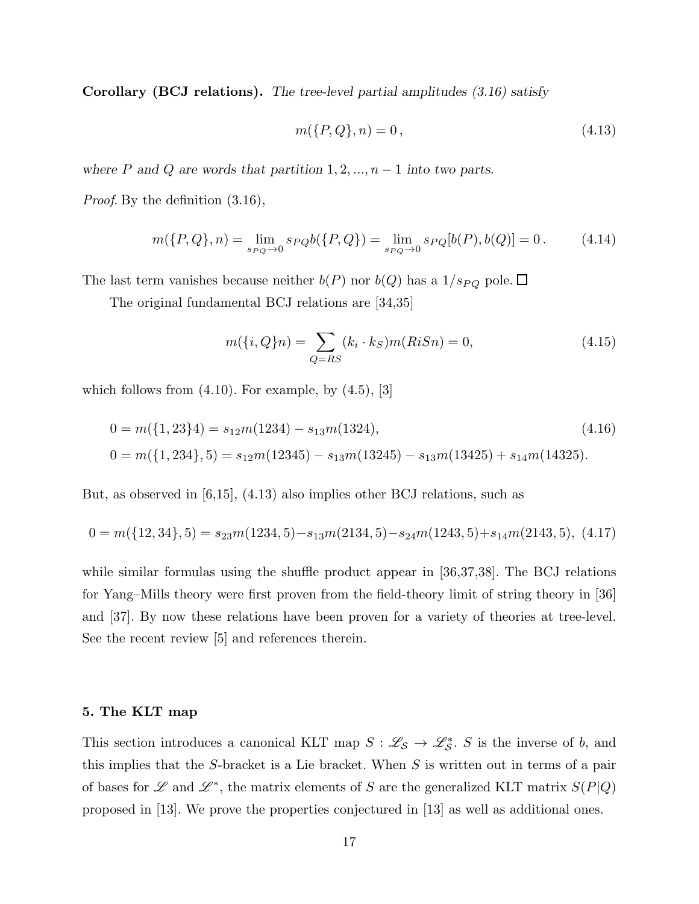**Corollary (BCJ relations).** *The tree-level partial amplitudes (3.16) satisfy*

$$m(\{P,Q\},n) = 0\,, \tag{4.13}$$

*where $P$ and $Q$ are words that partition $1,2,...,n-1$ into two parts.*

*Proof.* By the definition (3.16),

$$m(\{P,Q\},n) = \lim_{s_{PQ}\to 0} s_{PQ} b(\{P,Q\}) = \lim_{s_{PQ}\to 0} s_{PQ}[b(P),b(Q)] = 0\,. \tag{4.14}$$

The last term vanishes because neither $b(P)$ nor $b(Q)$ has a $1/s_{PQ}$ pole. $\square$

The original fundamental BCJ relations are [34,35]

$$m(\{i,Q\}n) = \sum_{Q=RS} (k_i\cdot k_S) m(RiSn) = 0, \tag{4.15}$$

which follows from (4.10). For example, by (4.5), [3]

$$\begin{aligned}
0 &= m(\{1,23\}4) = s_{12}m(1234) - s_{13}m(1324), \\
0 &= m(\{1,234\},5) = s_{12}m(12345) - s_{13}m(13245) - s_{13}m(13425) + s_{14}m(14325).
\end{aligned} \tag{4.16}$$

But, as observed in [6,15], (4.13) also implies other BCJ relations, such as

$$0 = m(\{12,34\},5) = s_{23}m(1234,5) - s_{13}m(2134,5) - s_{24}m(1243,5) + s_{14}m(2143,5), \tag{4.17}$$

while similar formulas using the shuffle product appear in [36,37,38]. The BCJ relations for Yang–Mills theory were first proven from the field-theory limit of string theory in [36] and [37]. By now these relations have been proven for a variety of theories at tree-level. See the recent review [5] and references therein.

## 5. The KLT map

This section introduces a canonical KLT map $S : \mathscr{L}_{\mathcal{S}} \to \mathscr{L}_{\mathcal{S}}^*$. $S$ is the inverse of $b$, and this implies that the $S$-bracket is a Lie bracket. When $S$ is written out in terms of a pair of bases for $\mathscr{L}$ and $\mathscr{L}^*$, the matrix elements of $S$ are the generalized KLT matrix $S(P|Q)$ proposed in [13]. We prove the properties conjectured in [13] as well as additional ones.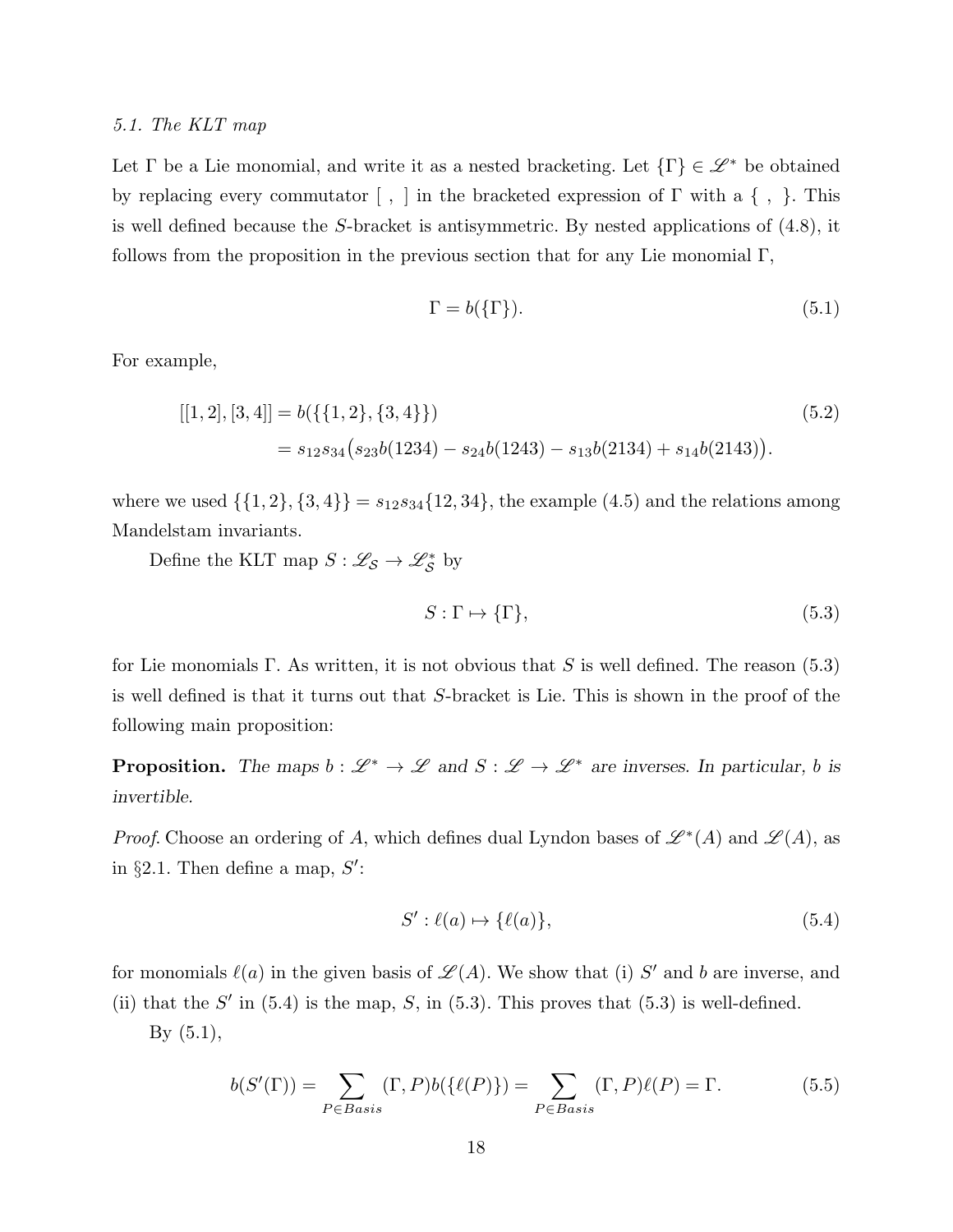*5.1. The KLT map*

Let $\Gamma$ be a Lie monomial, and write it as a nested bracketing. Let $\{\Gamma\} \in \mathscr{L}^*$ be obtained by replacing every commutator $[\ ,\ ]$ in the bracketed expression of $\Gamma$ with a $\{\ ,\ \}$. This is well defined because the $S$-bracket is antisymmetric. By nested applications of (4.8), it follows from the proposition in the previous section that for any Lie monomial $\Gamma$,

$$\Gamma = b(\{\Gamma\}). \tag{5.1}$$

For example,

$$\begin{aligned}
[[1,2],[3,4]] &= b(\{\{1,2\},\{3,4\}\}) \\
&= s_{12}s_{34}\big(s_{23}b(1234) - s_{24}b(1243) - s_{13}b(2134) + s_{14}b(2143)\big).
\end{aligned} \tag{5.2}$$

where we used $\{\{1,2\},\{3,4\}\} = s_{12}s_{34}\{12,34\}$, the example (4.5) and the relations among Mandelstam invariants.

Define the KLT map $S : \mathscr{L}_{\mathcal{S}} \to \mathscr{L}^*_{\mathcal{S}}$ by

$$S : \Gamma \mapsto \{\Gamma\}, \tag{5.3}$$

for Lie monomials $\Gamma$. As written, it is not obvious that $S$ is well defined. The reason (5.3) is well defined is that it turns out that $S$-bracket is Lie. This is shown in the proof of the following main proposition:

**Proposition.** *The maps $b : \mathscr{L}^* \to \mathscr{L}$ and $S : \mathscr{L} \to \mathscr{L}^*$ are inverses. In particular, $b$ is invertible.*

*Proof.* Choose an ordering of $A$, which defines dual Lyndon bases of $\mathscr{L}^*(A)$ and $\mathscr{L}(A)$, as in §2.1. Then define a map, $S'$:

$$S' : \ell(a) \mapsto \{\ell(a)\}, \tag{5.4}$$

for monomials $\ell(a)$ in the given basis of $\mathscr{L}(A)$. We show that (i) $S'$ and $b$ are inverse, and (ii) that the $S'$ in (5.4) is the map, $S$, in (5.3). This proves that (5.3) is well-defined.

By (5.1),

$$b(S'(\Gamma)) = \sum_{P \in Basis} (\Gamma, P) b(\{\ell(P)\}) = \sum_{P \in Basis} (\Gamma, P)\ell(P) = \Gamma. \tag{5.5}$$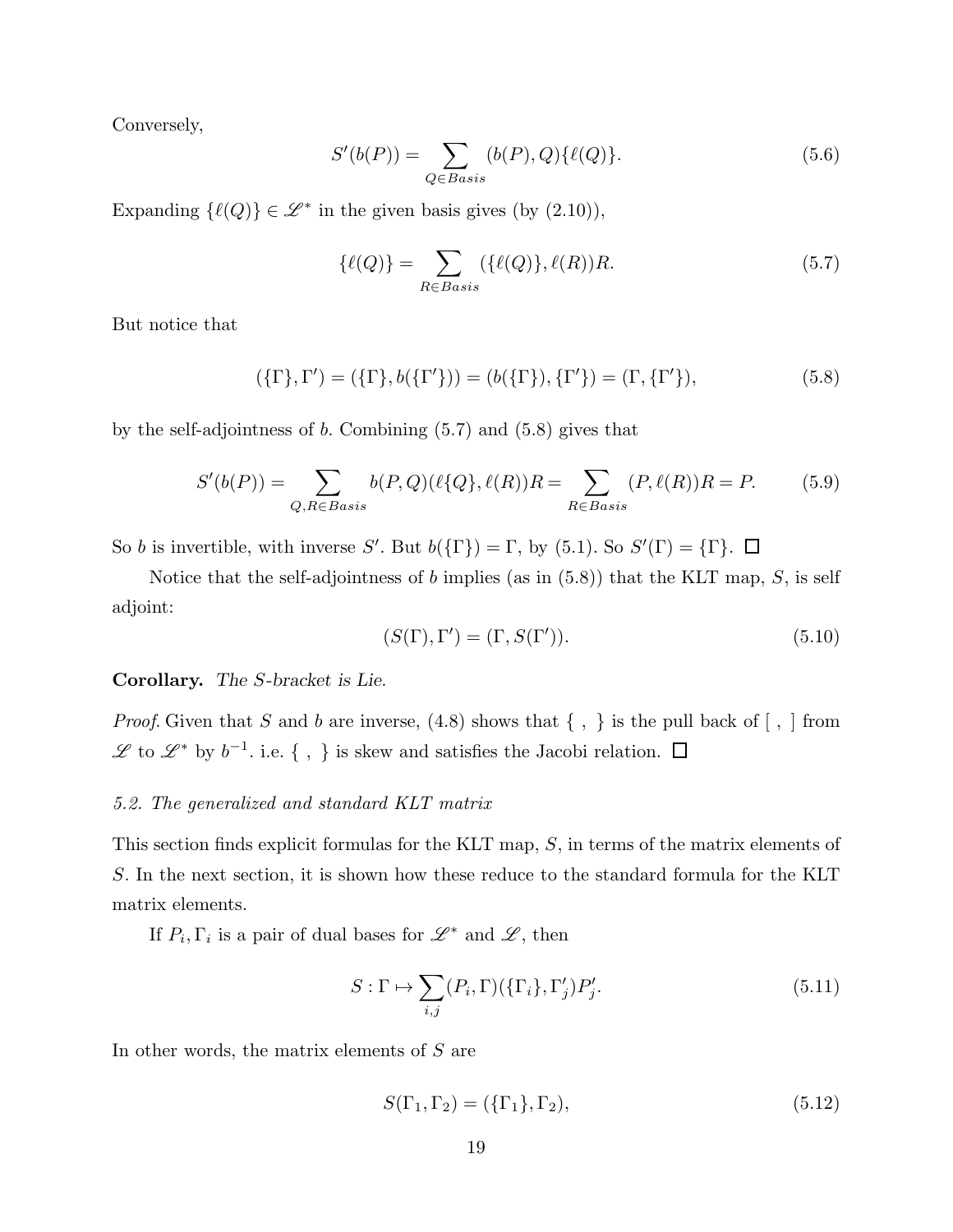Conversely,

$$S'(b(P)) = \sum_{Q \in Basis} (b(P), Q)\{\ell(Q)\}. \tag{5.6}$$

Expanding $\{\ell(Q)\} \in \mathscr{L}^*$ in the given basis gives (by (2.10)),

$$\{\ell(Q)\} = \sum_{R \in Basis} (\{\ell(Q)\}, \ell(R))R. \tag{5.7}$$

But notice that

$$(\{\Gamma\}, \Gamma') = (\{\Gamma\}, b(\{\Gamma'\})) = (b(\{\Gamma\}), \{\Gamma'\}) = (\Gamma, \{\Gamma'\}), \tag{5.8}$$

by the self-adjointness of $b$. Combining (5.7) and (5.8) gives that

$$S'(b(P)) = \sum_{Q,R \in Basis} b(P,Q)(\ell\{Q\}, \ell(R))R = \sum_{R \in Basis} (P, \ell(R))R = P. \tag{5.9}$$

So $b$ is invertible, with inverse $S'$. But $b(\{\Gamma\}) = \Gamma$, by (5.1). So $S'(\Gamma) = \{\Gamma\}$. $\square$

Notice that the self-adjointness of $b$ implies (as in (5.8)) that the KLT map, $S$, is self adjoint:

$$(S(\Gamma), \Gamma') = (\Gamma, S(\Gamma')). \tag{5.10}$$

**Corollary.** *The $S$-bracket is Lie.*

*Proof.* Given that $S$ and $b$ are inverse, (4.8) shows that $\{\ ,\ \}$ is the pull back of $[\ ,\ ]$ from $\mathscr{L}$ to $\mathscr{L}^*$ by $b^{-1}$. i.e. $\{\ ,\ \}$ is skew and satisfies the Jacobi relation. $\square$

*5.2. The generalized and standard KLT matrix*

This section finds explicit formulas for the KLT map, $S$, in terms of the matrix elements of $S$. In the next section, it is shown how these reduce to the standard formula for the KLT matrix elements.

If $P_i, \Gamma_i$ is a pair of dual bases for $\mathscr{L}^*$ and $\mathscr{L}$, then

$$S : \Gamma \mapsto \sum_{i,j} (P_i, \Gamma)(\{\Gamma_i\}, \Gamma'_j)P'_j. \tag{5.11}$$

In other words, the matrix elements of $S$ are

$$S(\Gamma_1, \Gamma_2) = (\{\Gamma_1\}, \Gamma_2), \tag{5.12}$$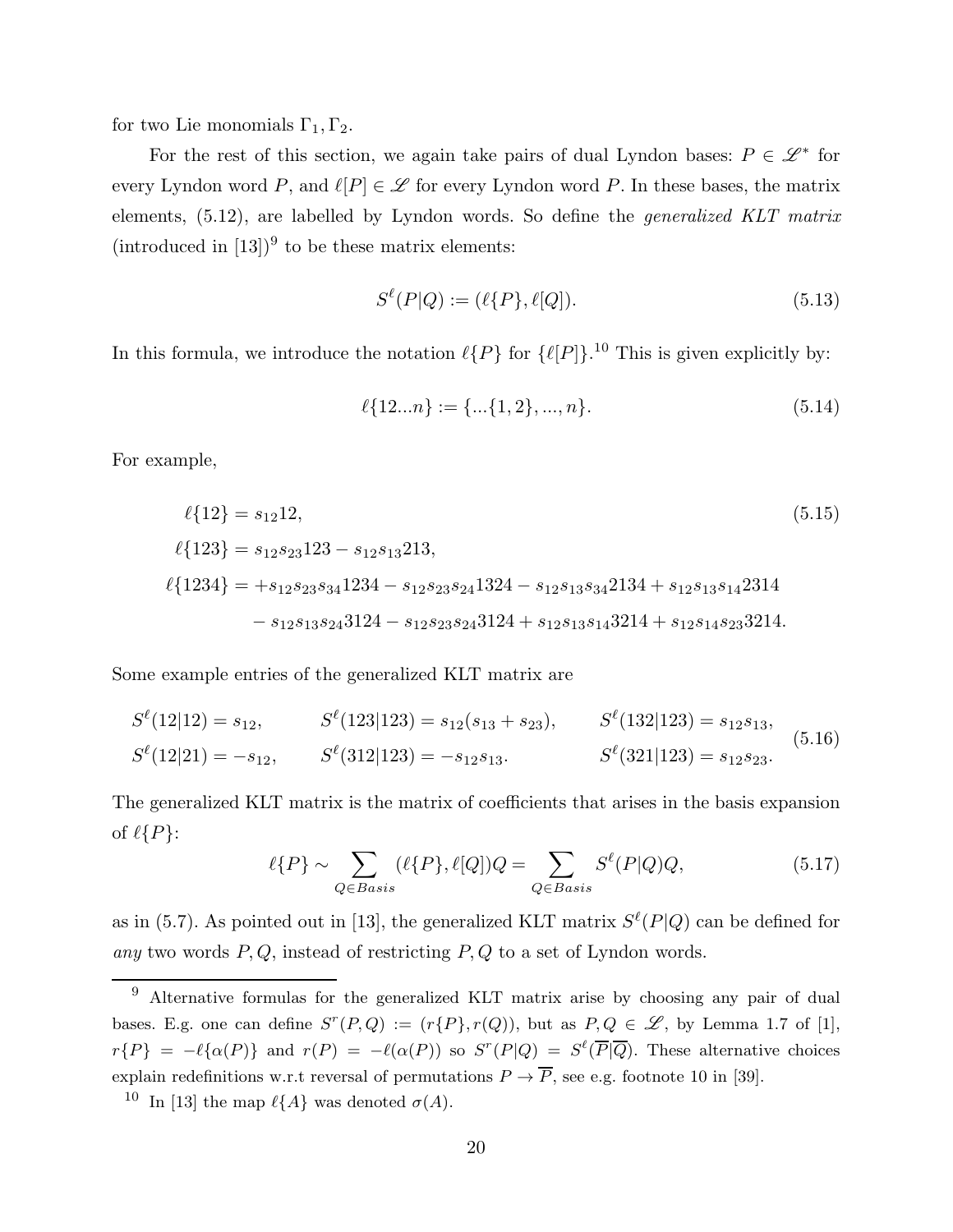for two Lie monomials $\Gamma_1, \Gamma_2$.

For the rest of this section, we again take pairs of dual Lyndon bases: $P \in \mathscr{L}^*$ for every Lyndon word $P$, and $\ell[P] \in \mathscr{L}$ for every Lyndon word $P$. In these bases, the matrix elements, (5.12), are labelled by Lyndon words. So define the *generalized KLT matrix* (introduced in [13])[9] to be these matrix elements:

$$S^\ell(P|Q) := (\ell\{P\}, \ell[Q]). \tag{5.13}$$

In this formula, we introduce the notation $\ell\{P\}$ for $\{\ell[P]\}$.[10] This is given explicitly by:

$$\ell\{12...n\} := \{...\{1,2\},...,n\}. \tag{5.14}$$

For example,

$$\begin{aligned}
\ell\{12\} &= s_{12}12, \qquad\qquad\qquad\qquad\qquad\qquad\qquad\qquad\qquad\qquad\qquad\qquad (5.15)\\
\ell\{123\} &= s_{12}s_{23}123 - s_{12}s_{13}213,\\
\ell\{1234\} &= +s_{12}s_{23}s_{34}1234 - s_{12}s_{23}s_{24}1324 - s_{12}s_{13}s_{34}2134 + s_{12}s_{13}s_{14}2314\\
&\quad - s_{12}s_{13}s_{24}3124 - s_{12}s_{23}s_{24}3124 + s_{12}s_{13}s_{14}3214 + s_{12}s_{14}s_{23}3214.
\end{aligned}$$

Some example entries of the generalized KLT matrix are

$$\begin{aligned}
&S^\ell(12|12) = s_{12}, \qquad && S^\ell(123|123) = s_{12}(s_{13}+s_{23}), \qquad && S^\ell(132|123) = s_{12}s_{13},\\
&S^\ell(12|21) = -s_{12}, \qquad && S^\ell(312|123) = -s_{12}s_{13}. && S^\ell(321|123) = s_{12}s_{23}.
\end{aligned} \tag{5.16}$$

The generalized KLT matrix is the matrix of coefficients that arises in the basis expansion of $\ell\{P\}$:

$$\ell\{P\} \sim \sum_{Q \in Basis} (\ell\{P\}, \ell[Q])Q = \sum_{Q \in Basis} S^\ell(P|Q)Q, \tag{5.17}$$

as in (5.7). As pointed out in [13], the generalized KLT matrix $S^\ell(P|Q)$ can be defined for *any* two words $P, Q$, instead of restricting $P, Q$ to a set of Lyndon words.

---

[9] Alternative formulas for the generalized KLT matrix arise by choosing any pair of dual bases. E.g. one can define $S^r(P,Q) := (r\{P\}, r(Q))$, but as $P, Q \in \mathscr{L}$, by Lemma 1.7 of [1], $r\{P\} = -\ell\{\alpha(P)\}$ and $r(P) = -\ell(\alpha(P))$ so $S^r(P|Q) = S^\ell(\overline{P}|\overline{Q})$. These alternative choices explain redefinitions w.r.t reversal of permutations $P \to \overline{P}$, see e.g. footnote 10 in [39].

[10] In [13] the map $\ell\{A\}$ was denoted $\sigma(A)$.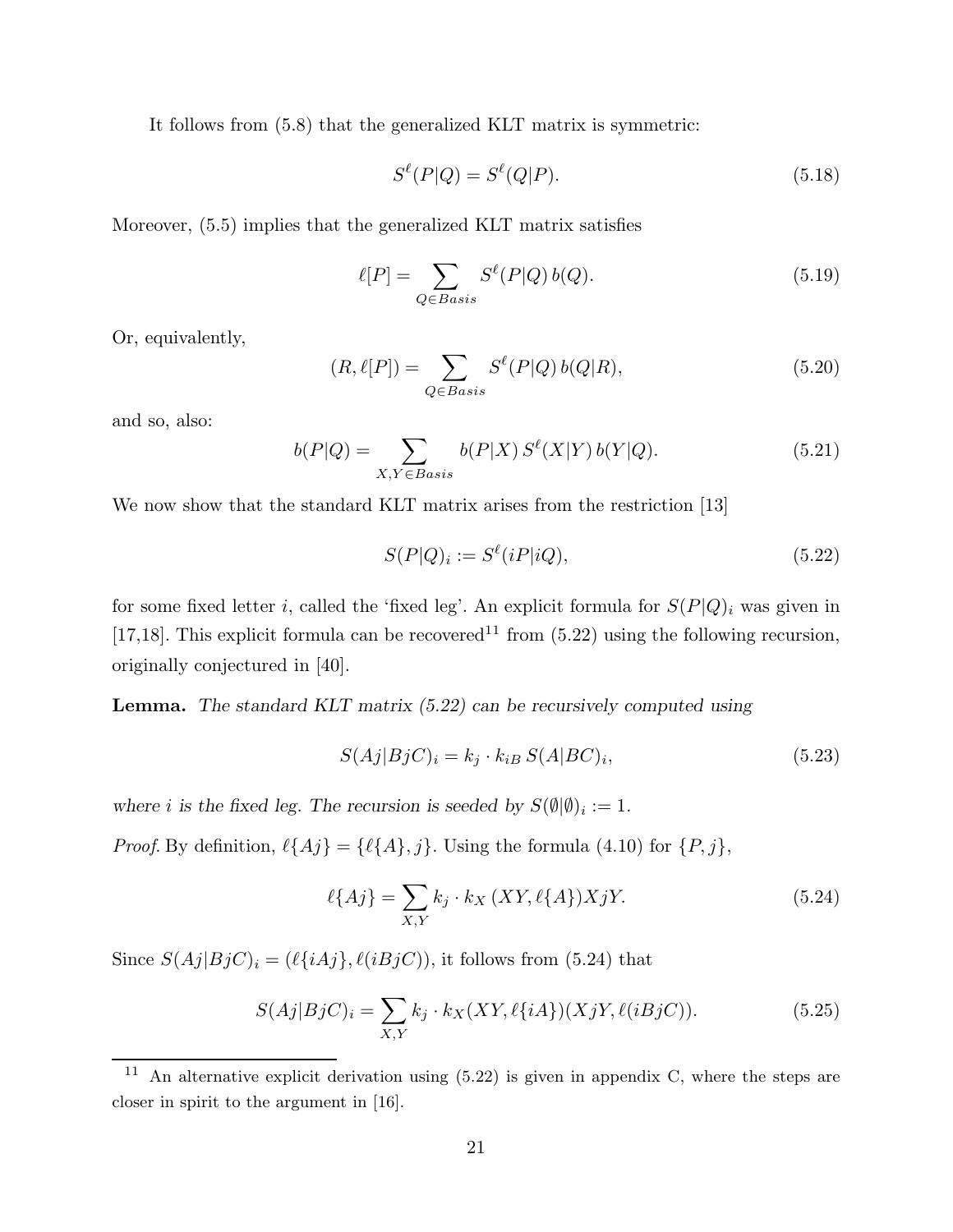It follows from (5.8) that the generalized KLT matrix is symmetric:

$$S^\ell(P|Q) = S^\ell(Q|P). \tag{5.18}$$

Moreover, (5.5) implies that the generalized KLT matrix satisfies

$$\ell[P] = \sum_{Q \in Basis} S^\ell(P|Q)\, b(Q). \tag{5.19}$$

Or, equivalently,

$$(R, \ell[P]) = \sum_{Q \in Basis} S^\ell(P|Q)\, b(Q|R), \tag{5.20}$$

and so, also:

$$b(P|Q) = \sum_{X,Y \in Basis} b(P|X)\, S^\ell(X|Y)\, b(Y|Q). \tag{5.21}$$

We now show that the standard KLT matrix arises from the restriction [13]

$$S(P|Q)_i := S^\ell(iP|iQ), \tag{5.22}$$

for some fixed letter $i$, called the 'fixed leg'. An explicit formula for $S(P|Q)_i$ was given in [17,18]. This explicit formula can be recovered[11] from (5.22) using the following recursion, originally conjectured in [40].

**Lemma.** *The standard KLT matrix (5.22) can be recursively computed using*

$$S(Aj|BjC)_i = k_j \cdot k_{iB}\, S(A|BC)_i, \tag{5.23}$$

*where $i$ is the fixed leg. The recursion is seeded by $S(\emptyset|\emptyset)_i := 1$.*

*Proof.* By definition, $\ell\{Aj\} = \{\ell\{A\}, j\}$. Using the formula (4.10) for $\{P, j\}$,

$$\ell\{Aj\} = \sum_{X,Y} k_j \cdot k_X\, (XY, \ell\{A\}) XjY. \tag{5.24}$$

Since $S(Aj|BjC)_i = (\ell\{iAj\}, \ell(iBjC))$, it follows from (5.24) that

$$S(Aj|BjC)_i = \sum_{X,Y} k_j \cdot k_X (XY, \ell\{iA\})(XjY, \ell(iBjC)). \tag{5.25}$$

[11] An alternative explicit derivation using (5.22) is given in appendix C, where the steps are closer in spirit to the argument in [16].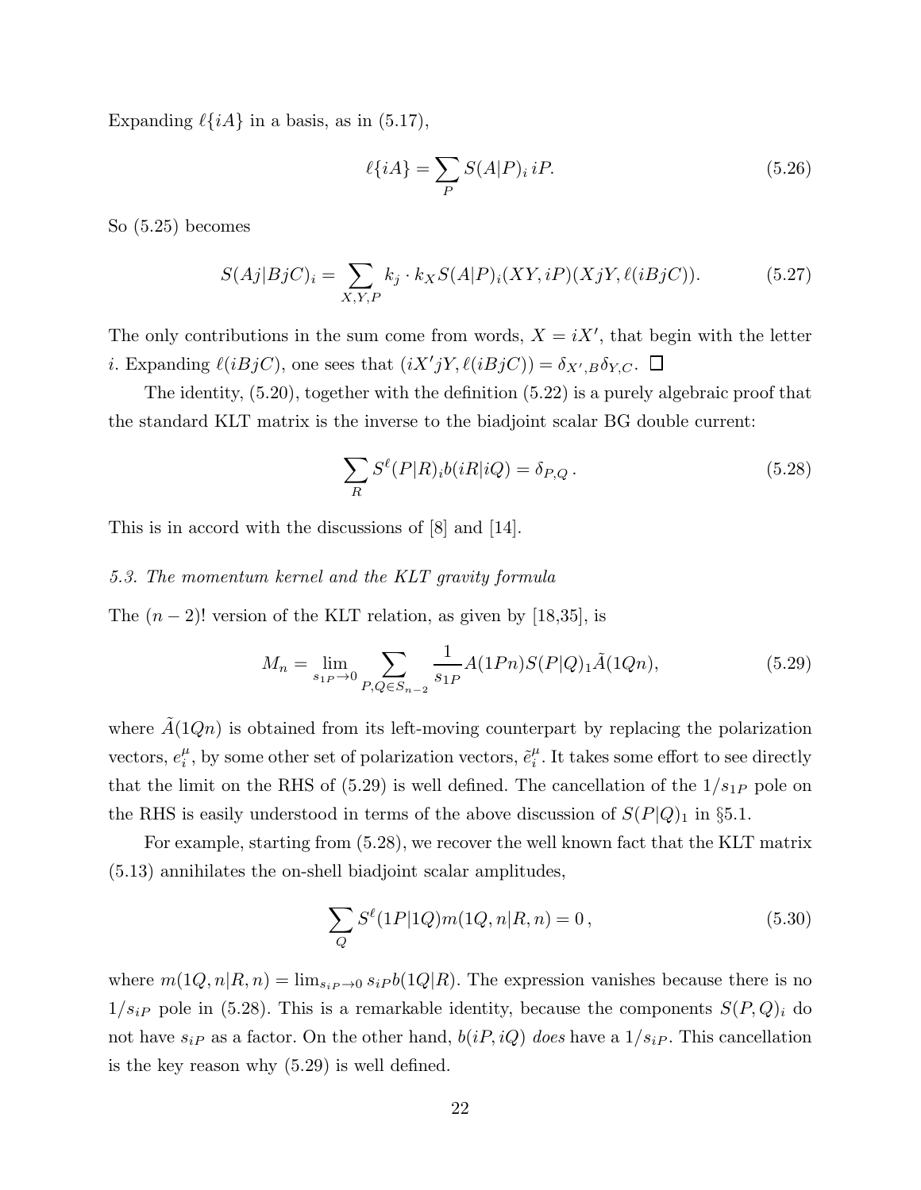Expanding $\ell\{iA\}$ in a basis, as in (5.17),

$$\ell\{iA\} = \sum_{P} S(A|P)_i \, iP. \tag{5.26}$$

So (5.25) becomes

$$S(Aj|BjC)_i = \sum_{X,Y,P} k_j \cdot k_X S(A|P)_i (XY, iP)(XjY, \ell(iBjC)). \tag{5.27}$$

The only contributions in the sum come from words, $X = iX'$, that begin with the letter $i$. Expanding $\ell(iBjC)$, one sees that $(iX'jY, \ell(iBjC)) = \delta_{X',B}\delta_{Y,C}$. $\square$

The identity, (5.20), together with the definition (5.22) is a purely algebraic proof that the standard KLT matrix is the inverse to the biadjoint scalar BG double current:

$$\sum_{R} S^{\ell}(P|R)_i b(iR|iQ) = \delta_{P,Q}\,. \tag{5.28}$$

This is in accord with the discussions of [8] and [14].

*5.3. The momentum kernel and the KLT gravity formula*

The $(n-2)!$ version of the KLT relation, as given by [18,35], is

$$M_n = \lim_{s_{1P}\to 0} \sum_{P,Q\in S_{n-2}} \frac{1}{s_{1P}} A(1Pn) S(P|Q)_1 \tilde{A}(1Qn), \tag{5.29}$$

where $\tilde{A}(1Qn)$ is obtained from its left-moving counterpart by replacing the polarization vectors, $e_i^{\mu}$, by some other set of polarization vectors, $\tilde{e}_i^{\mu}$. It takes some effort to see directly that the limit on the RHS of (5.29) is well defined. The cancellation of the $1/s_{1P}$ pole on the RHS is easily understood in terms of the above discussion of $S(P|Q)_1$ in §5.1.

For example, starting from (5.28), we recover the well known fact that the KLT matrix (5.13) annihilates the on-shell biadjoint scalar amplitudes,

$$\sum_{Q} S^{\ell}(1P|1Q) m(1Q, n|R, n) = 0\,, \tag{5.30}$$

where $m(1Q, n|R, n) = \lim_{s_{iP}\to 0} s_{iP} b(1Q|R)$. The expression vanishes because there is no $1/s_{iP}$ pole in (5.28). This is a remarkable identity, because the components $S(P,Q)_i$ do not have $s_{iP}$ as a factor. On the other hand, $b(iP, iQ)$ *does* have a $1/s_{iP}$. This cancellation is the key reason why (5.29) is well defined.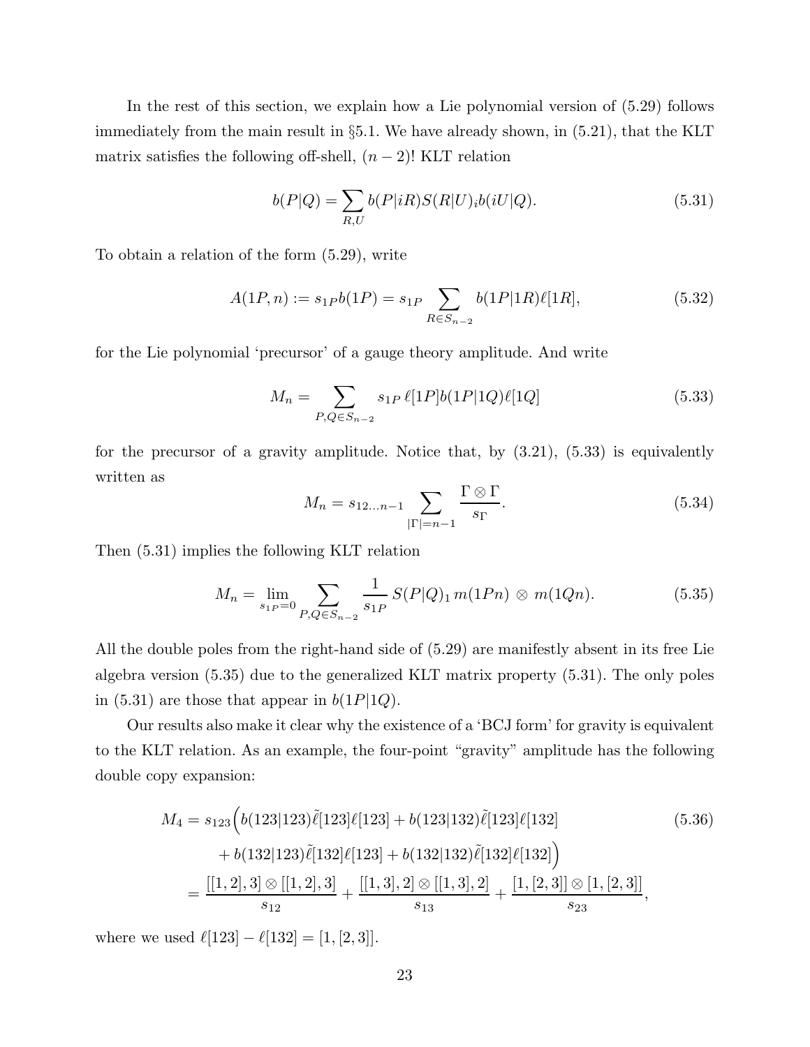In the rest of this section, we explain how a Lie polynomial version of (5.29) follows immediately from the main result in §5.1. We have already shown, in (5.21), that the KLT matrix satisfies the following off-shell, $(n-2)!$ KLT relation

$$
b(P|Q) = \sum_{R,U} b(P|iR) S(R|U)_i b(iU|Q). \tag{5.31}
$$

To obtain a relation of the form (5.29), write

$$
A(1P, n) := s_{1P} b(1P) = s_{1P} \sum_{R \in S_{n-2}} b(1P|1R) \ell[1R], \tag{5.32}
$$

for the Lie polynomial 'precursor' of a gauge theory amplitude. And write

$$
M_n = \sum_{P,Q \in S_{n-2}} s_{1P}\, \ell[1P] b(1P|1Q) \ell[1Q] \tag{5.33}
$$

for the precursor of a gravity amplitude. Notice that, by (3.21), (5.33) is equivalently written as

$$
M_n = s_{12\ldots n-1} \sum_{|\Gamma|=n-1} \frac{\Gamma \otimes \Gamma}{s_\Gamma}. \tag{5.34}
$$

Then (5.31) implies the following KLT relation

$$
M_n = \lim_{s_{1P}=0} \sum_{P,Q \in S_{n-2}} \frac{1}{s_{1P}}\, S(P|Q)_1\, m(1Pn) \,\otimes\, m(1Qn). \tag{5.35}
$$

All the double poles from the right-hand side of (5.29) are manifestly absent in its free Lie algebra version (5.35) due to the generalized KLT matrix property (5.31). The only poles in (5.31) are those that appear in $b(1P|1Q)$.

Our results also make it clear why the existence of a 'BCJ form' for gravity is equivalent to the KLT relation. As an example, the four-point "gravity" amplitude has the following double copy expansion:

$$
\begin{aligned}
M_4 &= s_{123}\Big(b(123|123)\tilde{\ell}[123]\ell[123] + b(123|132)\tilde{\ell}[123]\ell[132] \\
&\quad + b(132|123)\tilde{\ell}[132]\ell[123] + b(132|132)\tilde{\ell}[132]\ell[132]\Big) \\
&= \frac{[[1,2],3] \otimes [[1,2],3]}{s_{12}} + \frac{[[1,3],2] \otimes [[1,3],2]}{s_{13}} + \frac{[1,[2,3]] \otimes [1,[2,3]]}{s_{23}},
\end{aligned} \tag{5.36}
$$

where we used $\ell[123] - \ell[132] = [1,[2,3]]$.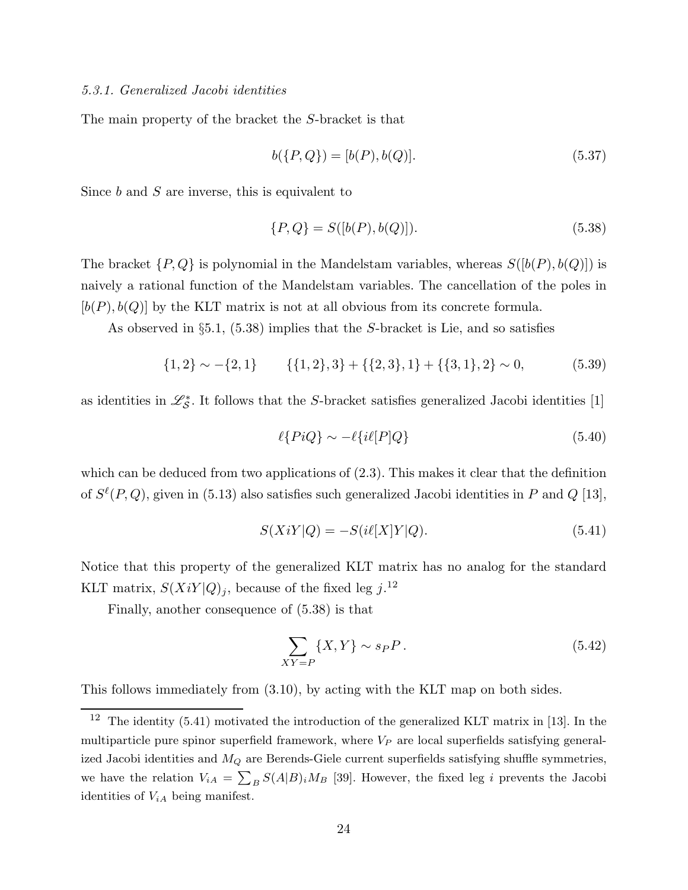#### 5.3.1. Generalized Jacobi identities

The main property of the bracket the $S$-bracket is that

$$b(\{P,Q\}) = [b(P), b(Q)]. \tag{5.37}$$

Since $b$ and $S$ are inverse, this is equivalent to

$$\{P,Q\} = S([b(P), b(Q)]). \tag{5.38}$$

The bracket $\{P,Q\}$ is polynomial in the Mandelstam variables, whereas $S([b(P), b(Q)])$ is naively a rational function of the Mandelstam variables. The cancellation of the poles in $[b(P), b(Q)]$ by the KLT matrix is not at all obvious from its concrete formula.

As observed in §5.1, (5.38) implies that the $S$-bracket is Lie, and so satisfies

$$\{1,2\} \sim -\{2,1\} \qquad \{\{1,2\},3\} + \{\{2,3\},1\} + \{\{3,1\},2\} \sim 0, \tag{5.39}$$

as identities in $\mathscr{L}^*_{\mathcal{S}}$. It follows that the $S$-bracket satisfies generalized Jacobi identities [1]

$$\ell\{PiQ\} \sim -\ell\{i\ell[P]Q\} \tag{5.40}$$

which can be deduced from two applications of (2.3). This makes it clear that the definition of $S^\ell(P,Q)$, given in (5.13) also satisfies such generalized Jacobi identities in $P$ and $Q$ [13],

$$S(XiY|Q) = -S(i\ell[X]Y|Q). \tag{5.41}$$

Notice that this property of the generalized KLT matrix has no analog for the standard KLT matrix, $S(XiY|Q)_j$, because of the fixed leg $j$.[12]

Finally, another consequence of (5.38) is that

$$\sum_{XY=P} \{X,Y\} \sim s_P P\,. \tag{5.42}$$

This follows immediately from (3.10), by acting with the KLT map on both sides.

---

[12] The identity (5.41) motivated the introduction of the generalized KLT matrix in [13]. In the multiparticle pure spinor superfield framework, where $V_P$ are local superfields satisfying generalized Jacobi identities and $M_Q$ are Berends-Giele current superfields satisfying shuffle symmetries, we have the relation $V_{iA} = \sum_B S(A|B)_i M_B$ [39]. However, the fixed leg $i$ prevents the Jacobi identities of $V_{iA}$ being manifest.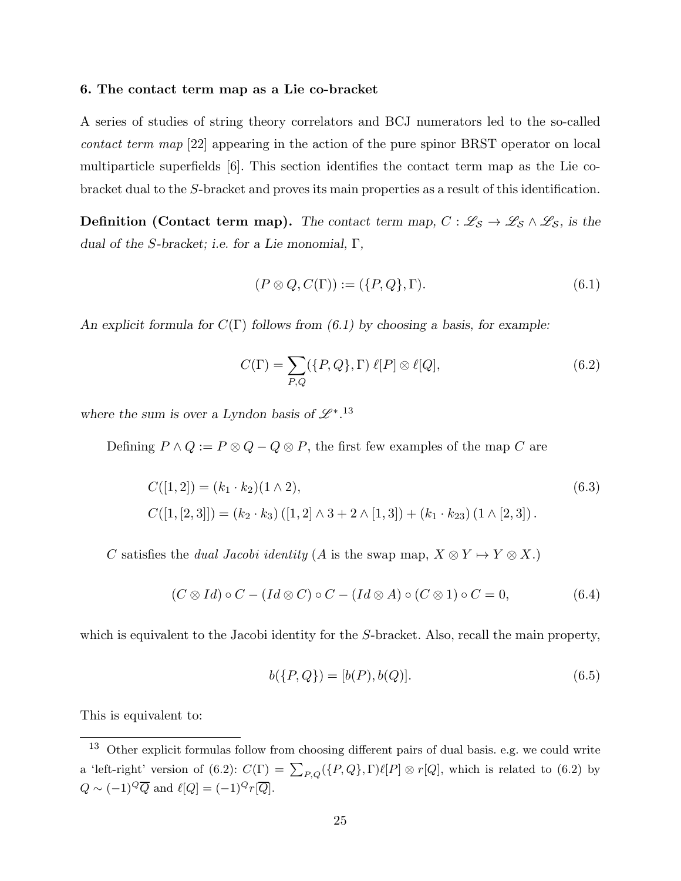**6. The contact term map as a Lie co-bracket**

A series of studies of string theory correlators and BCJ numerators led to the so-called *contact term map* [22] appearing in the action of the pure spinor BRST operator on local multiparticle superfields [6]. This section identifies the contact term map as the Lie co-bracket dual to the $S$-bracket and proves its main properties as a result of this identification.

**Definition (Contact term map).** *The contact term map, $C : \mathscr{L}_\mathcal{S} \to \mathscr{L}_\mathcal{S} \wedge \mathscr{L}_\mathcal{S}$, is the dual of the $S$-bracket; i.e. for a Lie monomial, $\Gamma$,*

$$
(P \otimes Q, C(\Gamma)) := (\{P, Q\}, \Gamma). \tag{6.1}
$$

*An explicit formula for $C(\Gamma)$ follows from (6.1) by choosing a basis, for example:*

$$
C(\Gamma) = \sum_{P,Q} (\{P, Q\}, \Gamma) \, \ell[P] \otimes \ell[Q], \tag{6.2}
$$

*where the sum is over a Lyndon basis of $\mathscr{L}^*$.*[13]

Defining $P \wedge Q := P \otimes Q - Q \otimes P$, the first few examples of the map $C$ are

$$
\begin{aligned}
&C([1,2]) = (k_1 \cdot k_2)(1 \wedge 2), \\
&C([1,[2,3]]) = (k_2 \cdot k_3)\left([1,2] \wedge 3 + 2 \wedge [1,3]\right) + (k_1 \cdot k_{23})\left(1 \wedge [2,3]\right).
\end{aligned} \tag{6.3}
$$

$C$ satisfies the *dual Jacobi identity* ($A$ is the swap map, $X \otimes Y \mapsto Y \otimes X$.)

$$
(C \otimes Id) \circ C - (Id \otimes C) \circ C - (Id \otimes A) \circ (C \otimes 1) \circ C = 0, \tag{6.4}
$$

which is equivalent to the Jacobi identity for the $S$-bracket. Also, recall the main property,

$$
b(\{P, Q\}) = [b(P), b(Q)]. \tag{6.5}
$$

This is equivalent to:

[13] Other explicit formulas follow from choosing different pairs of dual basis. e.g. we could write a 'left-right' version of (6.2): $C(\Gamma) = \sum_{P,Q} (\{P,Q\},\Gamma) \ell[P] \otimes r[Q]$, which is related to (6.2) by $Q \sim (-1)^Q \overline{Q}$ and $\ell[Q] = (-1)^Q r[\overline{Q}]$.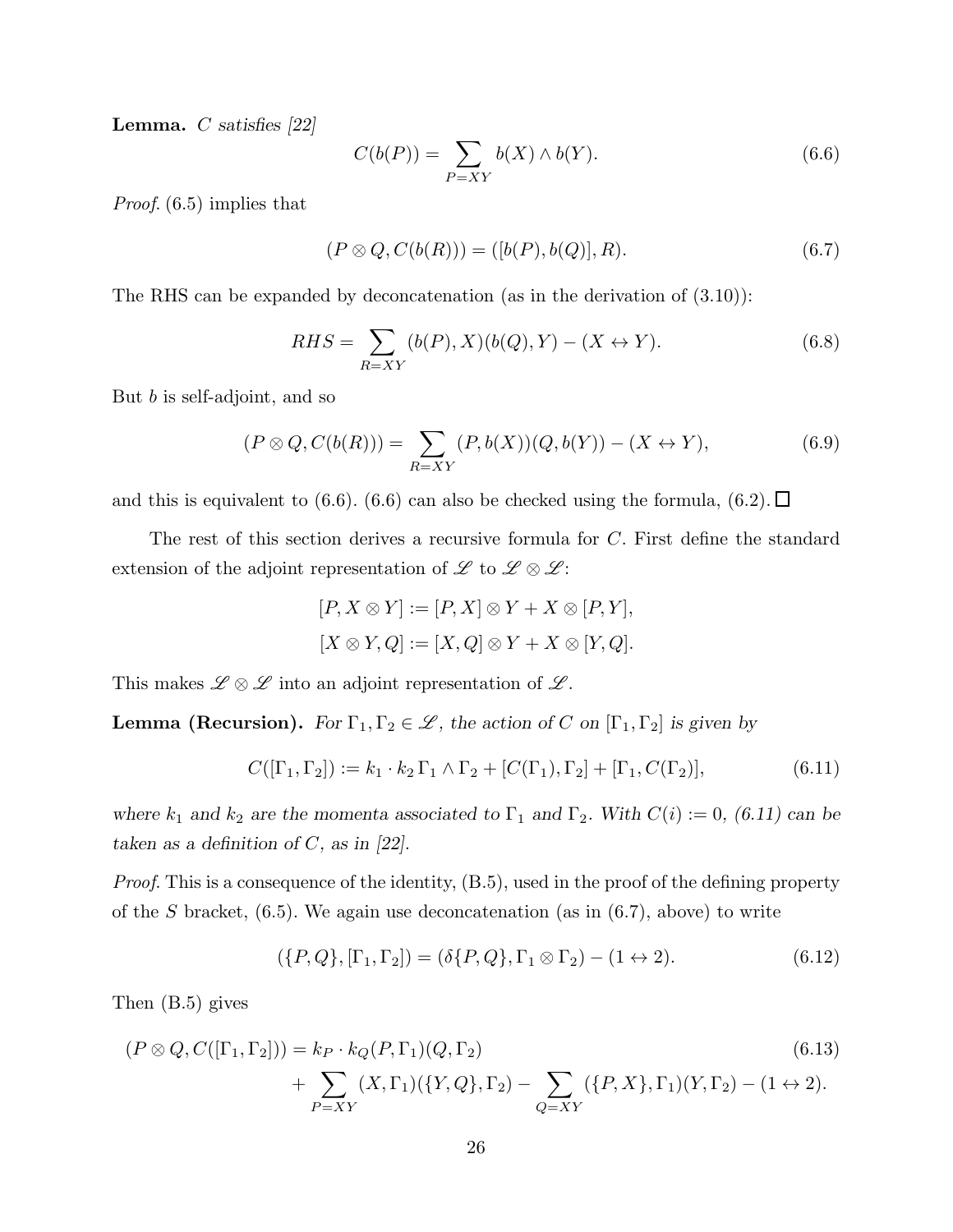**Lemma.** *$C$ satisfies [22]*

$$C(b(P)) = \sum_{P=XY} b(X) \wedge b(Y). \tag{6.6}$$

*Proof.* (6.5) implies that

$$(P \otimes Q, C(b(R))) = ([b(P), b(Q)], R). \tag{6.7}$$

The RHS can be expanded by deconcatenation (as in the derivation of (3.10)):

$$RHS = \sum_{R=XY} (b(P), X)(b(Q), Y) - (X \leftrightarrow Y). \tag{6.8}$$

But $b$ is self-adjoint, and so

$$(P \otimes Q, C(b(R))) = \sum_{R=XY} (P, b(X))(Q, b(Y)) - (X \leftrightarrow Y), \tag{6.9}$$

and this is equivalent to (6.6). (6.6) can also be checked using the formula, (6.2). □

The rest of this section derives a recursive formula for $C$. First define the standard extension of the adjoint representation of $\mathscr{L}$ to $\mathscr{L} \otimes \mathscr{L}$:

$$[P, X \otimes Y] := [P, X] \otimes Y + X \otimes [P, Y],$$
$$[X \otimes Y, Q] := [X, Q] \otimes Y + X \otimes [Y, Q].$$

This makes $\mathscr{L} \otimes \mathscr{L}$ into an adjoint representation of $\mathscr{L}$.

**Lemma (Recursion).** *For $\Gamma_1, \Gamma_2 \in \mathscr{L}$, the action of $C$ on $[\Gamma_1, \Gamma_2]$ is given by*

$$C([\Gamma_1, \Gamma_2]) := k_1 \cdot k_2 \, \Gamma_1 \wedge \Gamma_2 + [C(\Gamma_1), \Gamma_2] + [\Gamma_1, C(\Gamma_2)], \tag{6.11}$$

*where $k_1$ and $k_2$ are the momenta associated to $\Gamma_1$ and $\Gamma_2$. With $C(i) := 0$, (6.11) can be taken as a definition of $C$, as in [22].*

*Proof.* This is a consequence of the identity, (B.5), used in the proof of the defining property of the $S$ bracket, (6.5). We again use deconcatenation (as in (6.7), above) to write

$$(\{P, Q\}, [\Gamma_1, \Gamma_2]) = (\delta\{P, Q\}, \Gamma_1 \otimes \Gamma_2) - (1 \leftrightarrow 2). \tag{6.12}$$

Then (B.5) gives

$$\begin{aligned}(P \otimes Q, C([\Gamma_1, \Gamma_2])) = {} & k_P \cdot k_Q (P, \Gamma_1)(Q, \Gamma_2) \\ & + \sum_{P=XY} (X, \Gamma_1)(\{Y, Q\}, \Gamma_2) - \sum_{Q=XY} (\{P, X\}, \Gamma_1)(Y, \Gamma_2) - (1 \leftrightarrow 2).\end{aligned} \tag{6.13}$$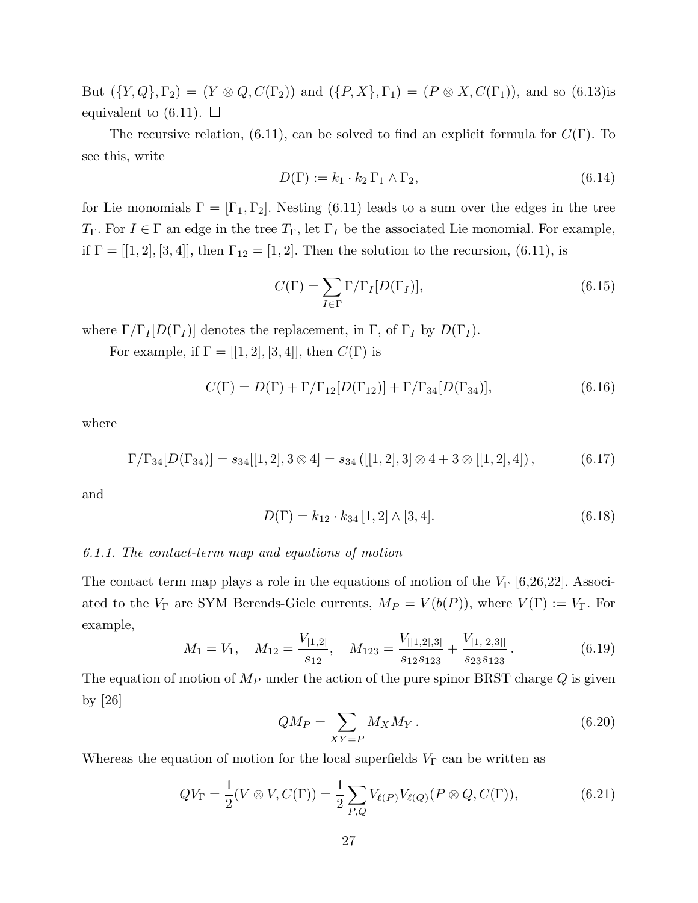But $(\{Y, Q\}, \Gamma_2) = (Y \otimes Q, C(\Gamma_2))$ and $(\{P, X\}, \Gamma_1) = (P \otimes X, C(\Gamma_1))$, and so (6.13)is equivalent to (6.11). $\square$

The recursive relation, (6.11), can be solved to find an explicit formula for $C(\Gamma)$. To see this, write

$$
D(\Gamma) := k_1 \cdot k_2 \, \Gamma_1 \wedge \Gamma_2, \tag{6.14}
$$

for Lie monomials $\Gamma = [\Gamma_1, \Gamma_2]$. Nesting (6.11) leads to a sum over the edges in the tree $T_\Gamma$. For $I \in \Gamma$ an edge in the tree $T_\Gamma$, let $\Gamma_I$ be the associated Lie monomial. For example, if $\Gamma = [[1, 2], [3, 4]]$, then $\Gamma_{12} = [1, 2]$. Then the solution to the recursion, (6.11), is

$$
C(\Gamma) = \sum_{I \in \Gamma} \Gamma/\Gamma_I[D(\Gamma_I)], \tag{6.15}
$$

where $\Gamma/\Gamma_I[D(\Gamma_I)]$ denotes the replacement, in $\Gamma$, of $\Gamma_I$ by $D(\Gamma_I)$.

For example, if $\Gamma = [[1, 2], [3, 4]]$, then $C(\Gamma)$ is

$$
C(\Gamma) = D(\Gamma) + \Gamma/\Gamma_{12}[D(\Gamma_{12})] + \Gamma/\Gamma_{34}[D(\Gamma_{34})], \tag{6.16}
$$

where

$$
\Gamma/\Gamma_{34}[D(\Gamma_{34})] = s_{34}[[1, 2], 3 \otimes 4] = s_{34} \left( [[1, 2], 3] \otimes 4 + 3 \otimes [[1, 2], 4] \right), \tag{6.17}
$$

and

$$
D(\Gamma) = k_{12} \cdot k_{34} \, [1, 2] \wedge [3, 4]. \tag{6.18}
$$

### *6.1.1. The contact-term map and equations of motion*

The contact term map plays a role in the equations of motion of the $V_\Gamma$ [6,26,22]. Associated to the $V_\Gamma$ are SYM Berends-Giele currents, $M_P = V(b(P))$, where $V(\Gamma) := V_\Gamma$. For example,

$$
M_1 = V_1, \quad M_{12} = \frac{V_{[1,2]}}{s_{12}}, \quad M_{123} = \frac{V_{[[1,2],3]}}{s_{12} s_{123}} + \frac{V_{[1,[2,3]]}}{s_{23} s_{123}} \, . \tag{6.19}
$$

The equation of motion of $M_P$ under the action of the pure spinor BRST charge $Q$ is given by [26]

$$
Q M_P = \sum_{XY=P} M_X M_Y \, . \tag{6.20}
$$

Whereas the equation of motion for the local superfields $V_\Gamma$ can be written as

$$
Q V_\Gamma = \frac{1}{2} (V \otimes V, C(\Gamma)) = \frac{1}{2} \sum_{P,Q} V_{\ell(P)} V_{\ell(Q)} (P \otimes Q, C(\Gamma)), \tag{6.21}
$$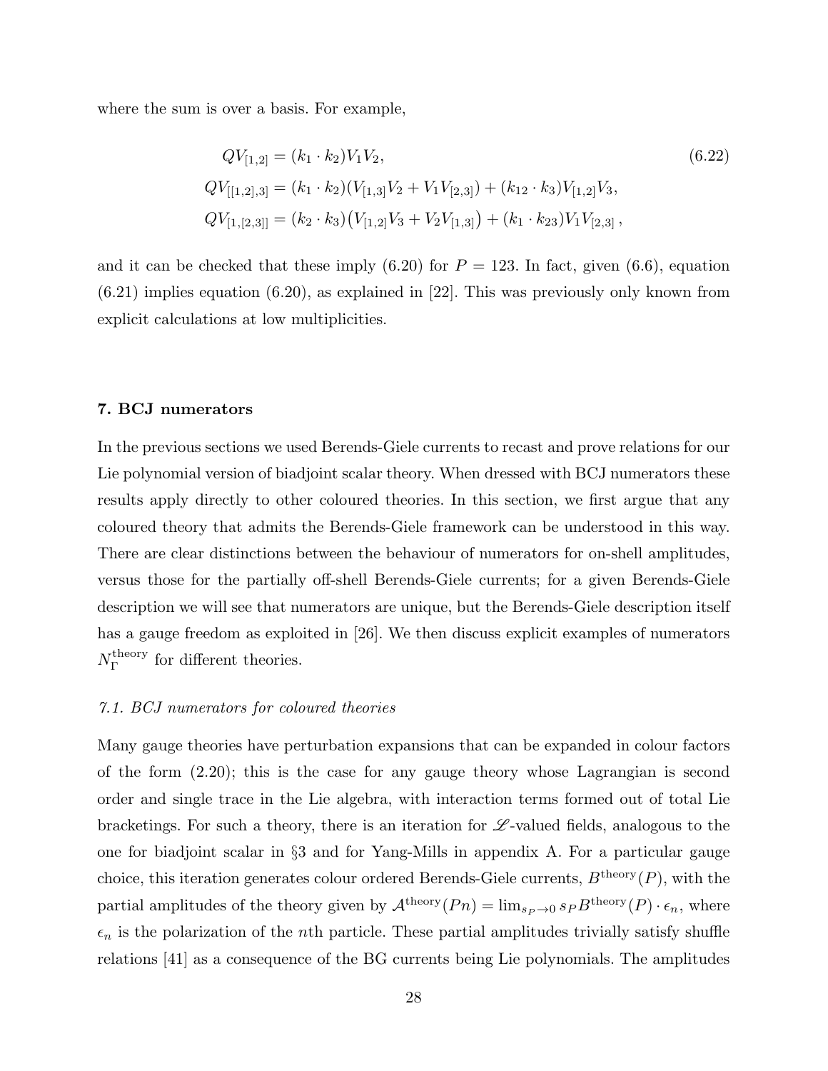where the sum is over a basis. For example,

$$
\begin{aligned}
QV_{[1,2]} &= (k_1 \cdot k_2) V_1 V_2, \\
QV_{[[1,2],3]} &= (k_1 \cdot k_2)(V_{[1,3]} V_2 + V_1 V_{[2,3]}) + (k_{12} \cdot k_3) V_{[1,2]} V_3, \\
QV_{[1,[2,3]]} &= (k_2 \cdot k_3)\big(V_{[1,2]} V_3 + V_2 V_{[1,3]}\big) + (k_1 \cdot k_{23}) V_1 V_{[2,3]}\,,
\end{aligned}
\tag{6.22}
$$

and it can be checked that these imply (6.20) for $P = 123$. In fact, given (6.6), equation (6.21) implies equation (6.20), as explained in [22]. This was previously only known from explicit calculations at low multiplicities.

## 7. BCJ numerators

In the previous sections we used Berends-Giele currents to recast and prove relations for our Lie polynomial version of biadjoint scalar theory. When dressed with BCJ numerators these results apply directly to other coloured theories. In this section, we first argue that any coloured theory that admits the Berends-Giele framework can be understood in this way. There are clear distinctions between the behaviour of numerators for on-shell amplitudes, versus those for the partially off-shell Berends-Giele currents; for a given Berends-Giele description we will see that numerators are unique, but the Berends-Giele description itself has a gauge freedom as exploited in [26]. We then discuss explicit examples of numerators $N_\Gamma^{\text{theory}}$ for different theories.

### *7.1. BCJ numerators for coloured theories*

Many gauge theories have perturbation expansions that can be expanded in colour factors of the form (2.20); this is the case for any gauge theory whose Lagrangian is second order and single trace in the Lie algebra, with interaction terms formed out of total Lie bracketings. For such a theory, there is an iteration for $\mathscr{L}$-valued fields, analogous to the one for biadjoint scalar in §3 and for Yang-Mills in appendix A. For a particular gauge choice, this iteration generates colour ordered Berends-Giele currents, $B^{\text{theory}}(P)$, with the partial amplitudes of the theory given by $\mathcal{A}^{\text{theory}}(Pn) = \lim_{s_P \to 0} s_P B^{\text{theory}}(P) \cdot \epsilon_n$, where $\epsilon_n$ is the polarization of the $n$th particle. These partial amplitudes trivially satisfy shuffle relations [41] as a consequence of the BG currents being Lie polynomials. The amplitudes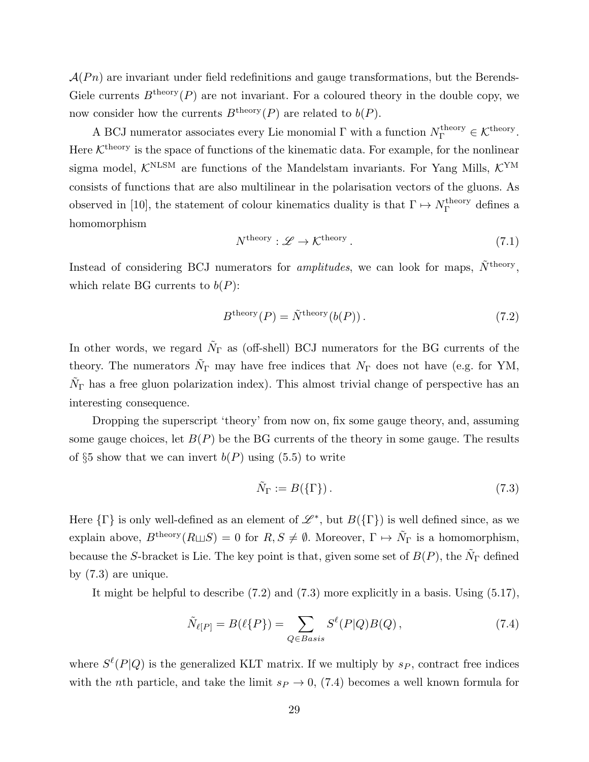$\mathcal{A}(Pn)$ are invariant under field redefinitions and gauge transformations, but the Berends-Giele currents $B^{\text{theory}}(P)$ are not invariant. For a coloured theory in the double copy, we now consider how the currents $B^{\text{theory}}(P)$ are related to $b(P)$.

A BCJ numerator associates every Lie monomial $\Gamma$ with a function $N_\Gamma^{\text{theory}} \in \mathcal{K}^{\text{theory}}$. Here $\mathcal{K}^{\text{theory}}$ is the space of functions of the kinematic data. For example, for the nonlinear sigma model, $\mathcal{K}^{\text{NLSM}}$ are functions of the Mandelstam invariants. For Yang Mills, $\mathcal{K}^{\text{YM}}$ consists of functions that are also multilinear in the polarisation vectors of the gluons. As observed in [10], the statement of colour kinematics duality is that $\Gamma \mapsto N_\Gamma^{\text{theory}}$ defines a homomorphism

$$N^{\text{theory}} : \mathscr{L} \to \mathcal{K}^{\text{theory}} \,. \tag{7.1}$$

Instead of considering BCJ numerators for *amplitudes*, we can look for maps, $\tilde{N}^{\text{theory}}$, which relate BG currents to $b(P)$:

$$B^{\text{theory}}(P) = \tilde{N}^{\text{theory}}(b(P)) \,. \tag{7.2}$$

In other words, we regard $\tilde{N}_\Gamma$ as (off-shell) BCJ numerators for the BG currents of the theory. The numerators $\tilde{N}_\Gamma$ may have free indices that $N_\Gamma$ does not have (e.g. for YM, $\tilde{N}_\Gamma$ has a free gluon polarization index). This almost trivial change of perspective has an interesting consequence.

Dropping the superscript 'theory' from now on, fix some gauge theory, and, assuming some gauge choices, let $B(P)$ be the BG currents of the theory in some gauge. The results of §5 show that we can invert $b(P)$ using (5.5) to write

$$\tilde{N}_\Gamma := B(\{\Gamma\}) \,. \tag{7.3}$$

Here $\{\Gamma\}$ is only well-defined as an element of $\mathscr{L}^*$, but $B(\{\Gamma\})$ is well defined since, as we explain above, $B^{\text{theory}}(R \sqcup\!\sqcup S) = 0$ for $R, S \neq \emptyset$. Moreover, $\Gamma \mapsto \tilde{N}_\Gamma$ is a homomorphism, because the $S$-bracket is Lie. The key point is that, given some set of $B(P)$, the $\tilde{N}_\Gamma$ defined by (7.3) are unique.

It might be helpful to describe (7.2) and (7.3) more explicitly in a basis. Using (5.17),

$$\tilde{N}_{\ell[P]} = B(\ell\{P\}) = \sum_{Q \in Basis} S^\ell(P|Q) B(Q) \,, \tag{7.4}$$

where $S^\ell(P|Q)$ is the generalized KLT matrix. If we multiply by $s_P$, contract free indices with the $n$th particle, and take the limit $s_P \to 0$, (7.4) becomes a well known formula for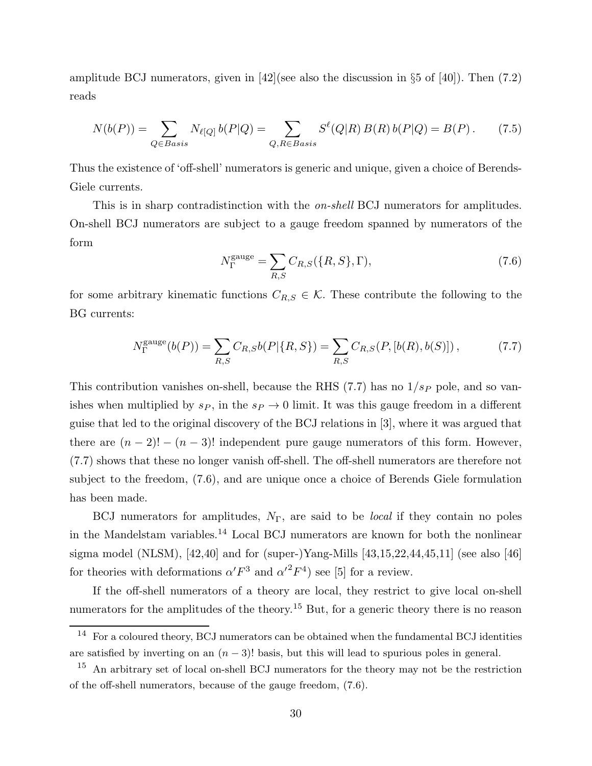amplitude BCJ numerators, given in [42](see also the discussion in §5 of [40]). Then (7.2) reads

$$N(b(P)) = \sum_{Q\in Basis} N_{\ell[Q]}\, b(P|Q) = \sum_{Q,R\in Basis} S^{\ell}(Q|R)\, B(R)\, b(P|Q) = B(P)\,. \tag{7.5}$$

Thus the existence of 'off-shell' numerators is generic and unique, given a choice of Berends-Giele currents.

This is in sharp contradistinction with the *on-shell* BCJ numerators for amplitudes. On-shell BCJ numerators are subject to a gauge freedom spanned by numerators of the form

$$N_{\Gamma}^{\rm gauge} = \sum_{R,S} C_{R,S}(\{R,S\},\Gamma), \tag{7.6}$$

for some arbitrary kinematic functions $C_{R,S} \in \mathcal{K}$. These contribute the following to the BG currents:

$$N_{\Gamma}^{\rm gauge}(b(P)) = \sum_{R,S} C_{R,S} b(P|\{R,S\}) = \sum_{R,S} C_{R,S}(P,[b(R),b(S)])\,, \tag{7.7}$$

This contribution vanishes on-shell, because the RHS (7.7) has no $1/s_P$ pole, and so vanishes when multiplied by $s_P$, in the $s_P \to 0$ limit. It was this gauge freedom in a different guise that led to the original discovery of the BCJ relations in [3], where it was argued that there are $(n-2)! - (n-3)!$ independent pure gauge numerators of this form. However, (7.7) shows that these no longer vanish off-shell. The off-shell numerators are therefore not subject to the freedom, (7.6), and are unique once a choice of Berends Giele formulation has been made.

BCJ numerators for amplitudes, $N_\Gamma$, are said to be *local* if they contain no poles in the Mandelstam variables.[14] Local BCJ numerators are known for both the nonlinear sigma model (NLSM), [42,40] and for (super-)Yang-Mills [43,15,22,44,45,11] (see also [46] for theories with deformations $\alpha' F^3$ and $\alpha'^2 F^4$) see [5] for a review.

If the off-shell numerators of a theory are local, they restrict to give local on-shell numerators for the amplitudes of the theory.[15] But, for a generic theory there is no reason

[14] For a coloured theory, BCJ numerators can be obtained when the fundamental BCJ identities are satisfied by inverting on an $(n-3)!$ basis, but this will lead to spurious poles in general.

[15] An arbitrary set of local on-shell BCJ numerators for the theory may not be the restriction of the off-shell numerators, because of the gauge freedom, (7.6).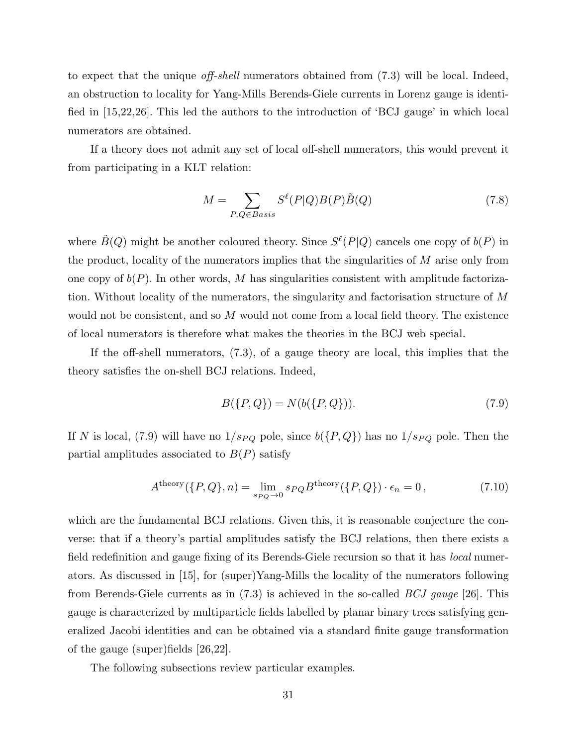to expect that the unique *off-shell* numerators obtained from (7.3) will be local. Indeed, an obstruction to locality for Yang-Mills Berends-Giele currents in Lorenz gauge is identified in [15,22,26]. This led the authors to the introduction of 'BCJ gauge' in which local numerators are obtained.

If a theory does not admit any set of local off-shell numerators, this would prevent it from participating in a KLT relation:

$$M = \sum_{P,Q \in Basis} S^{\ell}(P|Q) B(P) \tilde{B}(Q) \tag{7.8}$$

where $\tilde{B}(Q)$ might be another coloured theory. Since $S^{\ell}(P|Q)$ cancels one copy of $b(P)$ in the product, locality of the numerators implies that the singularities of $M$ arise only from one copy of $b(P)$. In other words, $M$ has singularities consistent with amplitude factorization. Without locality of the numerators, the singularity and factorisation structure of $M$ would not be consistent, and so $M$ would not come from a local field theory. The existence of local numerators is therefore what makes the theories in the BCJ web special.

If the off-shell numerators, (7.3), of a gauge theory are local, this implies that the theory satisfies the on-shell BCJ relations. Indeed,

$$B(\{P,Q\}) = N(b(\{P,Q\})). \tag{7.9}$$

If $N$ is local, (7.9) will have no $1/s_{PQ}$ pole, since $b(\{P,Q\})$ has no $1/s_{PQ}$ pole. Then the partial amplitudes associated to $B(P)$ satisfy

$$A^{\text{theory}}(\{P,Q\}, n) = \lim_{s_{PQ} \to 0} s_{PQ} B^{\text{theory}}(\{P,Q\}) \cdot \epsilon_n = 0\,, \tag{7.10}$$

which are the fundamental BCJ relations. Given this, it is reasonable conjecture the converse: that if a theory's partial amplitudes satisfy the BCJ relations, then there exists a field redefinition and gauge fixing of its Berends-Giele recursion so that it has *local* numerators. As discussed in [15], for (super)Yang-Mills the locality of the numerators following from Berends-Giele currents as in (7.3) is achieved in the so-called *BCJ gauge* [26]. This gauge is characterized by multiparticle fields labelled by planar binary trees satisfying generalized Jacobi identities and can be obtained via a standard finite gauge transformation of the gauge (super)fields [26,22].

The following subsections review particular examples.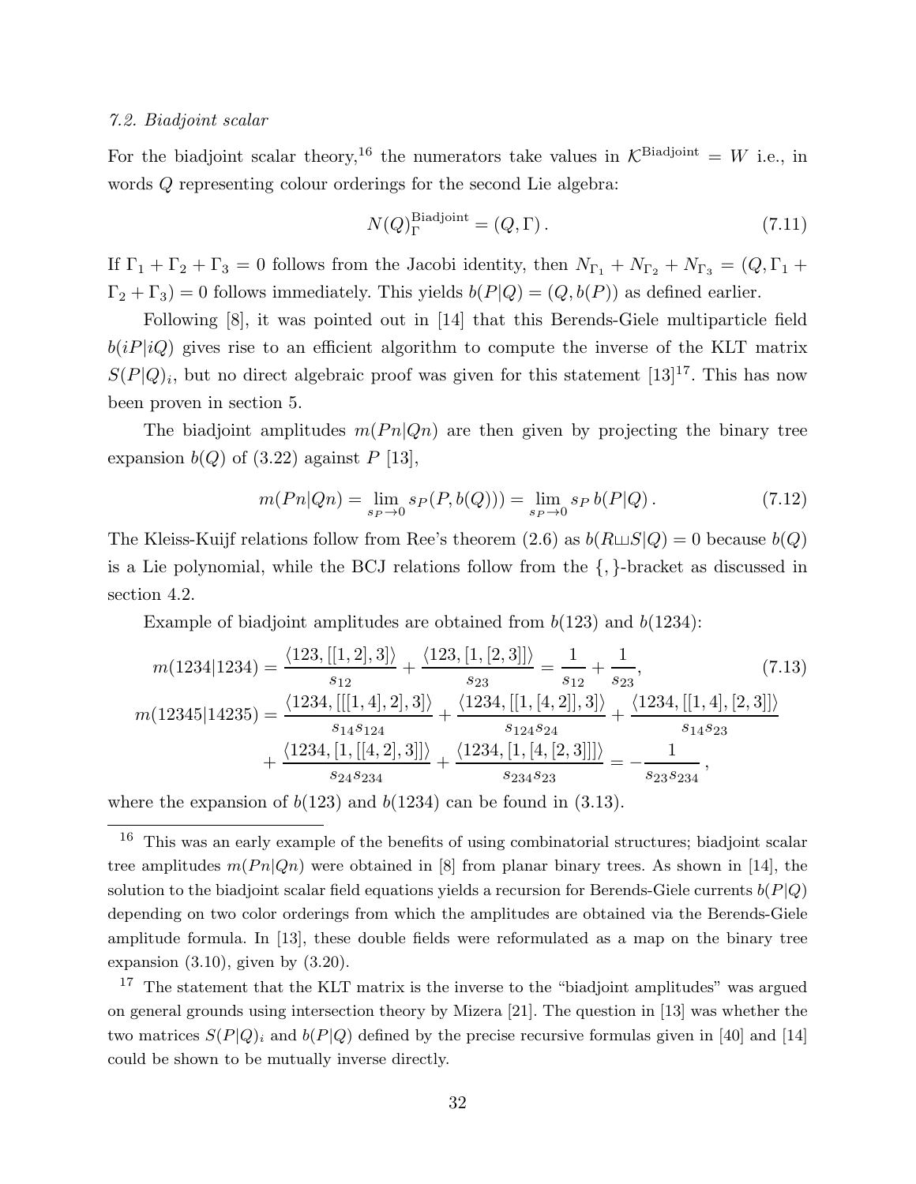*7.2. Biadjoint scalar*

For the biadjoint scalar theory,[16] the numerators take values in $\mathcal{K}^{\rm Biadjoint} = W$ i.e., in words $Q$ representing colour orderings for the second Lie algebra:

$$N(Q)^{\rm Biadjoint}_\Gamma = (Q, \Gamma)\,. \tag{7.11}$$

If $\Gamma_1 + \Gamma_2 + \Gamma_3 = 0$ follows from the Jacobi identity, then $N_{\Gamma_1} + N_{\Gamma_2} + N_{\Gamma_3} = (Q, \Gamma_1 + \Gamma_2 + \Gamma_3) = 0$ follows immediately. This yields $b(P|Q) = (Q, b(P))$ as defined earlier.

Following [8], it was pointed out in [14] that this Berends-Giele multiparticle field $b(iP|iQ)$ gives rise to an efficient algorithm to compute the inverse of the KLT matrix $S(P|Q)_i$, but no direct algebraic proof was given for this statement [13][17]. This has now been proven in section 5.

The biadjoint amplitudes $m(Pn|Qn)$ are then given by projecting the binary tree expansion $b(Q)$ of (3.22) against $P$ [13],

$$m(Pn|Qn) = \lim_{s_P\to 0} s_P (P, b(Q))) = \lim_{s_P\to 0} s_P\, b(P|Q)\,. \tag{7.12}$$

The Kleiss-Kuijf relations follow from Ree's theorem (2.6) as $b(R\sqcup\!\sqcup S|Q) = 0$ because $b(Q)$ is a Lie polynomial, while the BCJ relations follow from the $\{,\}$-bracket as discussed in section 4.2.

Example of biadjoint amplitudes are obtained from $b(123)$ and $b(1234)$:

$$\begin{aligned}
m(1234|1234) &= \frac{\langle 123, [[1,2],3]\rangle}{s_{12}} + \frac{\langle 123, [1,[2,3]]\rangle}{s_{23}} = \frac{1}{s_{12}} + \frac{1}{s_{23}}, \qquad\qquad (7.13)\\
m(12345|14235) &= \frac{\langle 1234, [[[1,4],2],3]\rangle}{s_{14}s_{124}} + \frac{\langle 1234, [[1,[4,2]],3]\rangle}{s_{124}s_{24}} + \frac{\langle 1234, [[1,4],[2,3]]\rangle}{s_{14}s_{23}}\\
&\quad + \frac{\langle 1234, [1,[[4,2],3]]\rangle}{s_{24}s_{234}} + \frac{\langle 1234, [1,[4,[2,3]]]\rangle}{s_{234}s_{23}} = -\frac{1}{s_{23}s_{234}}\,,
\end{aligned}$$

where the expansion of $b(123)$ and $b(1234)$ can be found in (3.13).

---

[16] This was an early example of the benefits of using combinatorial structures; biadjoint scalar tree amplitudes $m(Pn|Qn)$ were obtained in [8] from planar binary trees. As shown in [14], the solution to the biadjoint scalar field equations yields a recursion for Berends-Giele currents $b(P|Q)$ depending on two color orderings from which the amplitudes are obtained via the Berends-Giele amplitude formula. In [13], these double fields were reformulated as a map on the binary tree expansion (3.10), given by (3.20).

[17] The statement that the KLT matrix is the inverse to the "biadjoint amplitudes" was argued on general grounds using intersection theory by Mizera [21]. The question in [13] was whether the two matrices $S(P|Q)_i$ and $b(P|Q)$ defined by the precise recursive formulas given in [40] and [14] could be shown to be mutually inverse directly.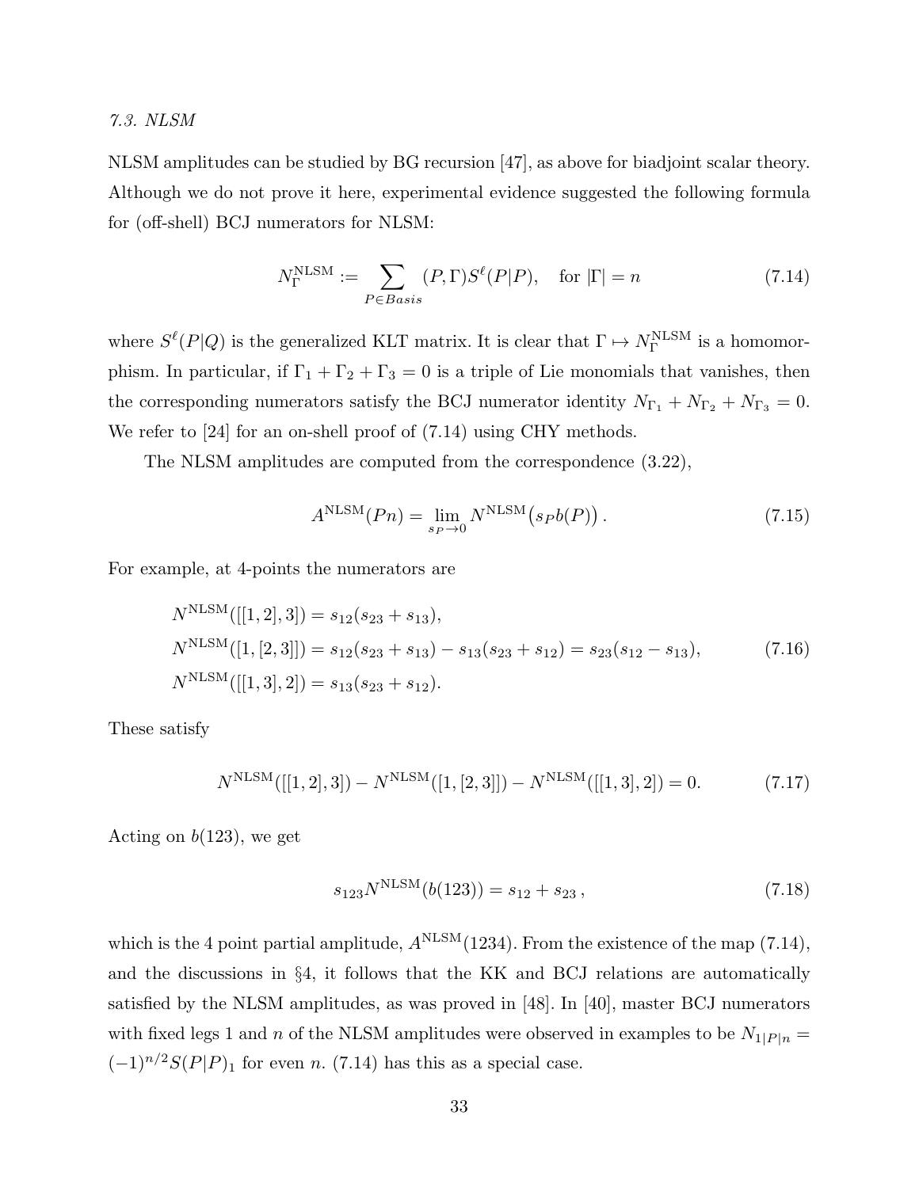*7.3. NLSM*

NLSM amplitudes can be studied by BG recursion [47], as above for biadjoint scalar theory. Although we do not prove it here, experimental evidence suggested the following formula for (off-shell) BCJ numerators for NLSM:

$$N_\Gamma^{\mathrm{NLSM}} := \sum_{P \in Basis} (P, \Gamma) S^\ell(P|P), \quad \text{for } |\Gamma| = n \tag{7.14}$$

where $S^\ell(P|Q)$ is the generalized KLT matrix. It is clear that $\Gamma \mapsto N_\Gamma^{\mathrm{NLSM}}$ is a homomorphism. In particular, if $\Gamma_1 + \Gamma_2 + \Gamma_3 = 0$ is a triple of Lie monomials that vanishes, then the corresponding numerators satisfy the BCJ numerator identity $N_{\Gamma_1} + N_{\Gamma_2} + N_{\Gamma_3} = 0$. We refer to [24] for an on-shell proof of (7.14) using CHY methods.

The NLSM amplitudes are computed from the correspondence (3.22),

$$A^{\mathrm{NLSM}}(Pn) = \lim_{s_P \to 0} N^{\mathrm{NLSM}}\big(s_P b(P)\big). \tag{7.15}$$

For example, at 4-points the numerators are

$$\begin{aligned}
&N^{\mathrm{NLSM}}([[1,2],3]) = s_{12}(s_{23} + s_{13}), \\
&N^{\mathrm{NLSM}}([1,[2,3]]) = s_{12}(s_{23} + s_{13}) - s_{13}(s_{23} + s_{12}) = s_{23}(s_{12} - s_{13}), \\
&N^{\mathrm{NLSM}}([[1,3],2]) = s_{13}(s_{23} + s_{12}).
\end{aligned} \tag{7.16}$$

These satisfy

$$N^{\mathrm{NLSM}}([[1,2],3]) - N^{\mathrm{NLSM}}([1,[2,3]]) - N^{\mathrm{NLSM}}([[1,3],2]) = 0. \tag{7.17}$$

Acting on $b(123)$, we get

$$s_{123} N^{\mathrm{NLSM}}(b(123)) = s_{12} + s_{23}\,, \tag{7.18}$$

which is the 4 point partial amplitude, $A^{\mathrm{NLSM}}(1234)$. From the existence of the map (7.14), and the discussions in §4, it follows that the KK and BCJ relations are automatically satisfied by the NLSM amplitudes, as was proved in [48]. In [40], master BCJ numerators with fixed legs 1 and $n$ of the NLSM amplitudes were observed in examples to be $N_{1|P|n} = (-1)^{n/2} S(P|P)_1$ for even $n$. (7.14) has this as a special case.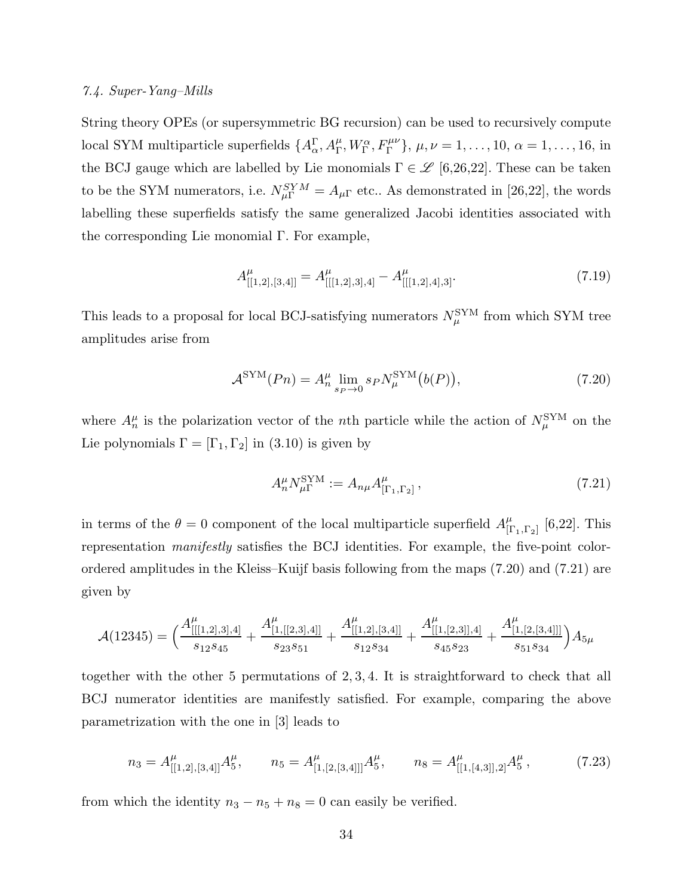*7.4. Super-Yang–Mills*

String theory OPEs (or supersymmetric BG recursion) can be used to recursively compute local SYM multiparticle superfields $\{A^{\Gamma}_{\alpha}, A^{\mu}_{\Gamma}, W^{\alpha}_{\Gamma}, F^{\mu\nu}_{\Gamma}\}$, $\mu,\nu = 1,\ldots,10$, $\alpha = 1,\ldots,16$, in the BCJ gauge which are labelled by Lie monomials $\Gamma \in \mathscr{L}$ [6,26,22]. These can be taken to be the SYM numerators, i.e. $N^{SYM}_{\mu\Gamma} = A_{\mu\Gamma}$ etc.. As demonstrated in [26,22], the words labelling these superfields satisfy the same generalized Jacobi identities associated with the corresponding Lie monomial $\Gamma$. For example,

$$A^{\mu}_{[[1,2],[3,4]]} = A^{\mu}_{[[[1,2],3],4]} - A^{\mu}_{[[[1,2],4],3]}. \tag{7.19}$$

This leads to a proposal for local BCJ-satisfying numerators $N^{\rm SYM}_{\mu}$ from which SYM tree amplitudes arise from

$$\mathcal{A}^{\rm SYM}(Pn) = A^{\mu}_{n} \lim_{s_P\to 0} s_P N^{\rm SYM}_{\mu}\big(b(P)\big), \tag{7.20}$$

where $A^{\mu}_{n}$ is the polarization vector of the $n$th particle while the action of $N^{\rm SYM}_{\mu}$ on the Lie polynomials $\Gamma = [\Gamma_1,\Gamma_2]$ in (3.10) is given by

$$A^{\mu}_{n} N^{\rm SYM}_{\mu\Gamma} := A_{n\mu} A^{\mu}_{[\Gamma_1,\Gamma_2]}\,, \tag{7.21}$$

in terms of the $\theta = 0$ component of the local multiparticle superfield $A^{\mu}_{[\Gamma_1,\Gamma_2]}$ [6,22]. This representation *manifestly* satisfies the BCJ identities. For example, the five-point color-ordered amplitudes in the Kleiss–Kuijf basis following from the maps (7.20) and (7.21) are given by

$$\mathcal{A}(12345) = \Big(\frac{A^{\mu}_{[[[1,2],3],4]}}{s_{12}s_{45}} + \frac{A^{\mu}_{[1,[[2,3],4]]}}{s_{23}s_{51}} + \frac{A^{\mu}_{[[1,2],[3,4]]}}{s_{12}s_{34}} + \frac{A^{\mu}_{[[1,[2,3]],4]}}{s_{45}s_{23}} + \frac{A^{\mu}_{[1,[2,[3,4]]]}}{s_{51}s_{34}}\Big)A_{5\mu}$$

together with the other 5 permutations of $2,3,4$. It is straightforward to check that all BCJ numerator identities are manifestly satisfied. For example, comparing the above parametrization with the one in [3] leads to

$$n_3 = A^{\mu}_{[[1,2],[3,4]]}A^{\mu}_{5}, \qquad n_5 = A^{\mu}_{[1,[2,[3,4]]]}A^{\mu}_{5}, \qquad n_8 = A^{\mu}_{[[1,[4,3]],2]}A^{\mu}_{5}\,, \tag{7.23}$$

from which the identity $n_3 - n_5 + n_8 = 0$ can easily be verified.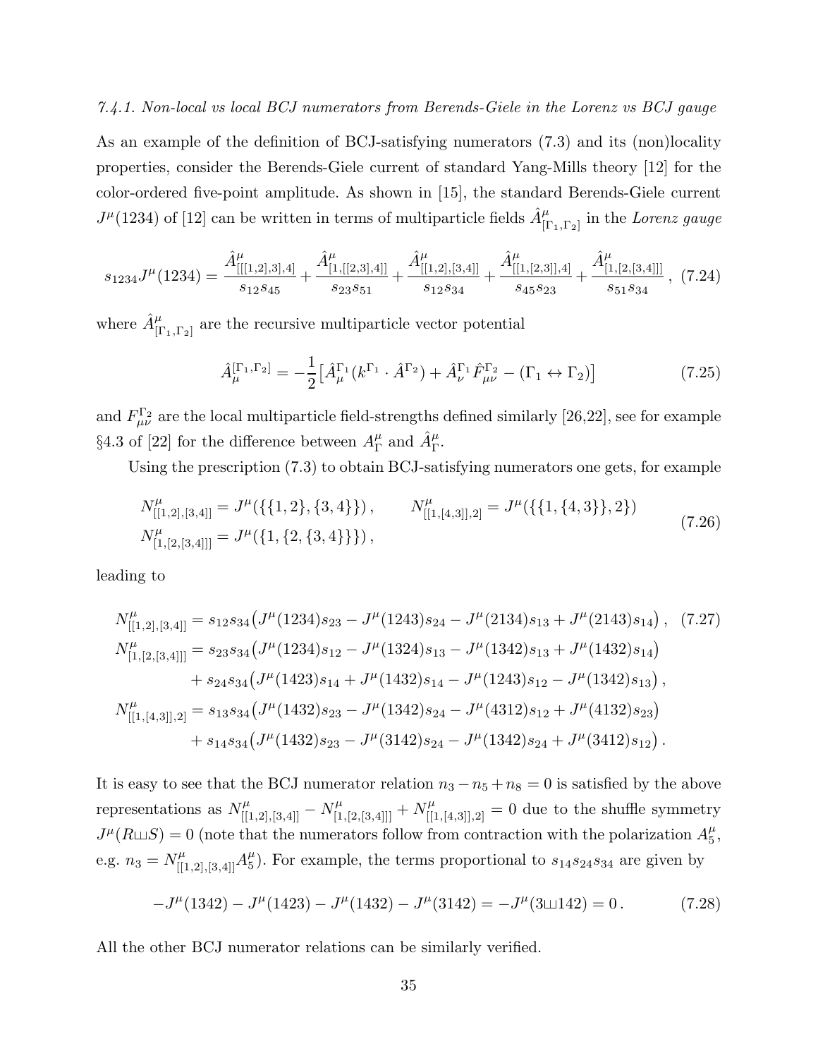*7.4.1. Non-local vs local BCJ numerators from Berends-Giele in the Lorenz vs BCJ gauge*

As an example of the definition of BCJ-satisfying numerators (7.3) and its (non)locality properties, consider the Berends-Giele current of standard Yang-Mills theory [12] for the color-ordered five-point amplitude. As shown in [15], the standard Berends-Giele current $J^\mu(1234)$ of [12] can be written in terms of multiparticle fields $\hat{A}^\mu_{[\Gamma_1,\Gamma_2]}$ in the *Lorenz gauge*

$$
s_{1234}J^\mu(1234) = \frac{\hat{A}^\mu_{[[[1,2],3],4]}}{s_{12}s_{45}} + \frac{\hat{A}^\mu_{[1,[[2,3],4]]}}{s_{23}s_{51}} + \frac{\hat{A}^\mu_{[[1,2],[3,4]]}}{s_{12}s_{34}} + \frac{\hat{A}^\mu_{[[1,[2,3]],4]}}{s_{45}s_{23}} + \frac{\hat{A}^\mu_{[1,[2,[3,4]]]}}{s_{51}s_{34}}\,, \quad (7.24)
$$

where $\hat{A}^\mu_{[\Gamma_1,\Gamma_2]}$ are the recursive multiparticle vector potential

$$
\hat{A}^{[\Gamma_1,\Gamma_2]}_\mu = -\frac{1}{2}\big[\hat{A}^{\Gamma_1}_\mu(k^{\Gamma_1}\cdot\hat{A}^{\Gamma_2}) + \hat{A}^{\Gamma_1}_\nu\hat{F}^{\Gamma_2}_{\mu\nu} - (\Gamma_1\leftrightarrow\Gamma_2)\big] \quad (7.25)
$$

and $F^{\Gamma_2}_{\mu\nu}$ are the local multiparticle field-strengths defined similarly [26,22], see for example §4.3 of [22] for the difference between $A^\mu_\Gamma$ and $\hat{A}^\mu_\Gamma$.

Using the prescription (7.3) to obtain BCJ-satisfying numerators one gets, for example

$$
\begin{aligned}
&N^\mu_{[[1,2],[3,4]]} = J^\mu(\{\{1,2\},\{3,4\}\})\,, \qquad N^\mu_{[[1,[4,3]],2]} = J^\mu(\{\{1,\{4,3\}\},2\})\\
&N^\mu_{[1,[2,[3,4]]]} = J^\mu(\{1,\{2,\{3,4\}\}\})\,,
\end{aligned} \quad (7.26)
$$

leading to

$$
\begin{aligned}
N^\mu_{[[1,2],[3,4]]} &= s_{12}s_{34}\big(J^\mu(1234)s_{23} - J^\mu(1243)s_{24} - J^\mu(2134)s_{13} + J^\mu(2143)s_{14}\big)\,, \quad (7.27)\\
N^\mu_{[1,[2,[3,4]]]} &= s_{23}s_{34}\big(J^\mu(1234)s_{12} - J^\mu(1324)s_{13} - J^\mu(1342)s_{13} + J^\mu(1432)s_{14}\big)\\
&\quad + s_{24}s_{34}\big(J^\mu(1423)s_{14} + J^\mu(1432)s_{14} - J^\mu(1243)s_{12} - J^\mu(1342)s_{13}\big)\,,\\
N^\mu_{[[1,[4,3]],2]} &= s_{13}s_{34}\big(J^\mu(1432)s_{23} - J^\mu(1342)s_{24} - J^\mu(4312)s_{12} + J^\mu(4132)s_{23}\big)\\
&\quad + s_{14}s_{34}\big(J^\mu(1432)s_{23} - J^\mu(3142)s_{24} - J^\mu(1342)s_{24} + J^\mu(3412)s_{12}\big)\,.
\end{aligned}
$$

It is easy to see that the BCJ numerator relation $n_3 - n_5 + n_8 = 0$ is satisfied by the above representations as $N^\mu_{[[1,2],[3,4]]} - N^\mu_{[1,[2,[3,4]]]} + N^\mu_{[[1,[4,3]],2]} = 0$ due to the shuffle symmetry $J^\mu(R\sqcup\!\sqcup S) = 0$ (note that the numerators follow from contraction with the polarization $A^\mu_5$, e.g. $n_3 = N^\mu_{[[1,2],[3,4]]}A^\mu_5$). For example, the terms proportional to $s_{14}s_{24}s_{34}$ are given by

$$
-J^\mu(1342) - J^\mu(1423) - J^\mu(1432) - J^\mu(3142) = -J^\mu(3\sqcup\!\sqcup 142) = 0\,. \quad (7.28)
$$

All the other BCJ numerator relations can be similarly verified.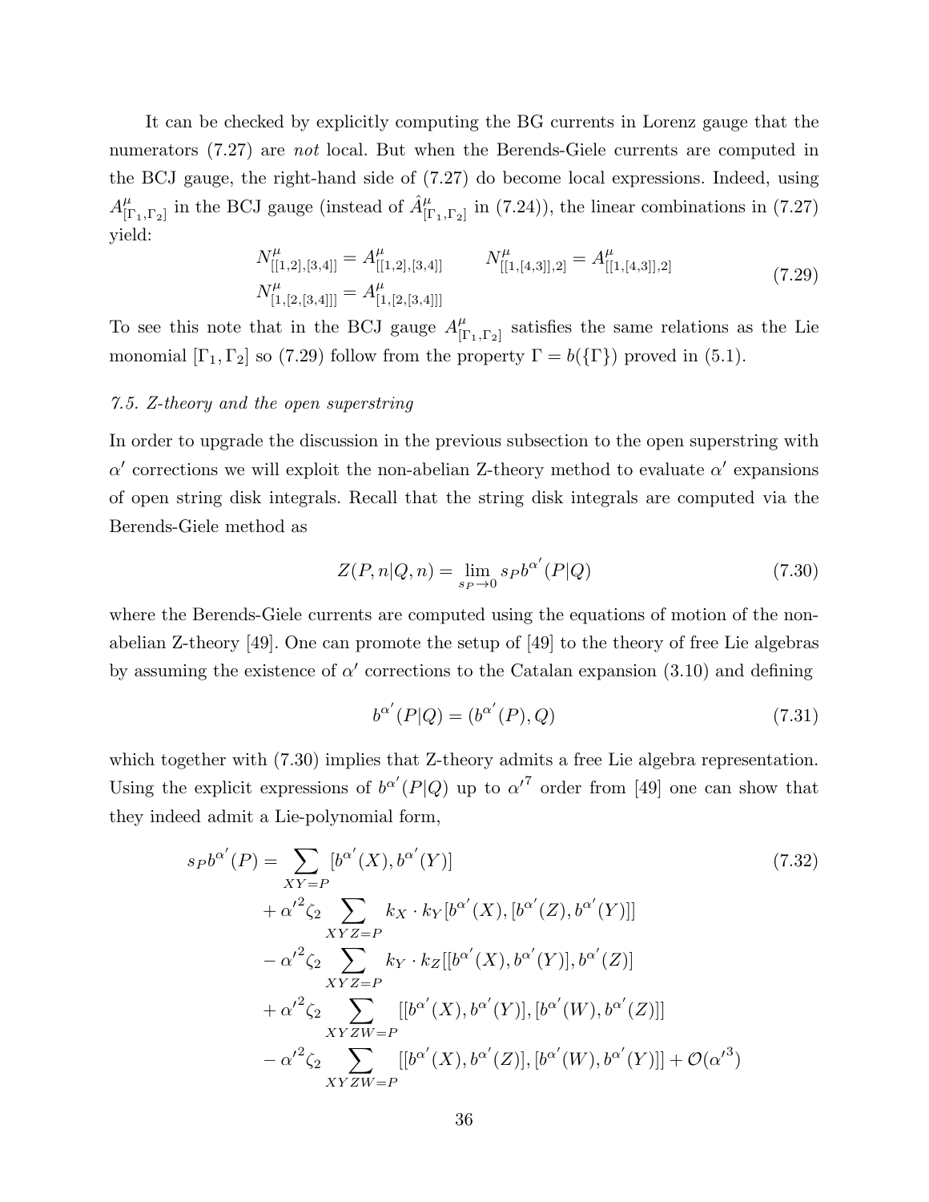It can be checked by explicitly computing the BG currents in Lorenz gauge that the numerators (7.27) are *not* local. But when the Berends-Giele currents are computed in the BCJ gauge, the right-hand side of (7.27) do become local expressions. Indeed, using $A^\mu_{[\Gamma_1,\Gamma_2]}$ in the BCJ gauge (instead of $\hat{A}^\mu_{[\Gamma_1,\Gamma_2]}$ in (7.24)), the linear combinations in (7.27) yield:

$$
\begin{aligned}
N^\mu_{[[1,2],[3,4]]} &= A^\mu_{[[1,2],[3,4]]} \qquad N^\mu_{[[1,[4,3]],2]} = A^\mu_{[[1,[4,3]],2]} \\
N^\mu_{[1,[2,[3,4]]]} &= A^\mu_{[1,[2,[3,4]]]}
\end{aligned}
\tag{7.29}
$$

To see this note that in the BCJ gauge $A^\mu_{[\Gamma_1,\Gamma_2]}$ satisfies the same relations as the Lie monomial $[\Gamma_1,\Gamma_2]$ so (7.29) follow from the property $\Gamma = b(\{\Gamma\})$ proved in (5.1).

### *7.5. Z-theory and the open superstring*

In order to upgrade the discussion in the previous subsection to the open superstring with $\alpha'$ corrections we will exploit the non-abelian Z-theory method to evaluate $\alpha'$ expansions of open string disk integrals. Recall that the string disk integrals are computed via the Berends-Giele method as

$$
Z(P,n|Q,n) = \lim_{s_P\to 0} s_P b^{\alpha'}(P|Q) \tag{7.30}
$$

where the Berends-Giele currents are computed using the equations of motion of the non-abelian Z-theory [49]. One can promote the setup of [49] to the theory of free Lie algebras by assuming the existence of $\alpha'$ corrections to the Catalan expansion (3.10) and defining

$$
b^{\alpha'}(P|Q) = (b^{\alpha'}(P),Q) \tag{7.31}
$$

which together with (7.30) implies that Z-theory admits a free Lie algebra representation. Using the explicit expressions of $b^{\alpha'}(P|Q)$ up to ${\alpha'}^7$ order from [49] one can show that they indeed admit a Lie-polynomial form,

$$
\begin{aligned}
s_P b^{\alpha'}(P) = &\sum_{XY=P}[b^{\alpha'}(X),b^{\alpha'}(Y)] \\
&+ {\alpha'}^2\zeta_2\sum_{XYZ=P}k_X\cdot k_Y[b^{\alpha'}(X),[b^{\alpha'}(Z),b^{\alpha'}(Y)]] \\
&- {\alpha'}^2\zeta_2\sum_{XYZ=P}k_Y\cdot k_Z[[b^{\alpha'}(X),b^{\alpha'}(Y)],b^{\alpha'}(Z)] \\
&+ {\alpha'}^2\zeta_2\sum_{XYZW=P}[[b^{\alpha'}(X),b^{\alpha'}(Y)],[b^{\alpha'}(W),b^{\alpha'}(Z)]] \\
&- {\alpha'}^2\zeta_2\sum_{XYZW=P}[[b^{\alpha'}(X),b^{\alpha'}(Z)],[b^{\alpha'}(W),b^{\alpha'}(Y)]] + \mathcal{O}({\alpha'}^3)
\end{aligned}
\tag{7.32}
$$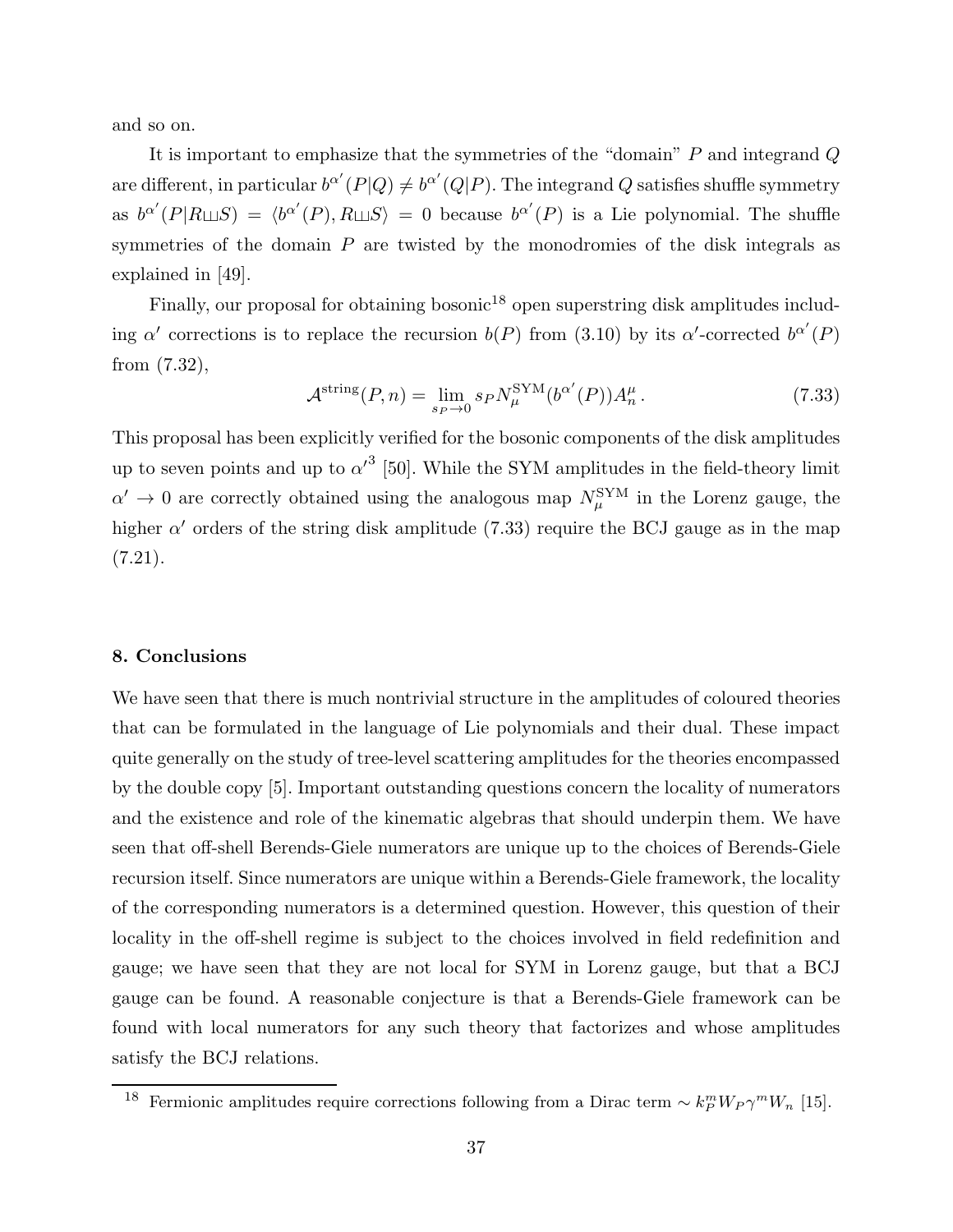and so on.

It is important to emphasize that the symmetries of the "domain" $P$ and integrand $Q$ are different, in particular $b^{\alpha'}(P|Q) \neq b^{\alpha'}(Q|P)$. The integrand $Q$ satisfies shuffle symmetry as $b^{\alpha'}(P|R \sqcup S) = \langle b^{\alpha'}(P), R \sqcup S \rangle = 0$ because $b^{\alpha'}(P)$ is a Lie polynomial. The shuffle symmetries of the domain $P$ are twisted by the monodromies of the disk integrals as explained in [49].

Finally, our proposal for obtaining bosonic[18] open superstring disk amplitudes including $\alpha'$ corrections is to replace the recursion $b(P)$ from (3.10) by its $\alpha'$-corrected $b^{\alpha'}(P)$ from (7.32),

$$
\mathcal{A}^{\rm string}(P,n) = \lim_{s_P \to 0} s_P N^{\rm SYM}_\mu(b^{\alpha'}(P)) A^\mu_n \,. \tag{7.33}
$$

This proposal has been explicitly verified for the bosonic components of the disk amplitudes up to seven points and up to ${\alpha'}^3$ [50]. While the SYM amplitudes in the field-theory limit $\alpha' \to 0$ are correctly obtained using the analogous map $N^{\rm SYM}_\mu$ in the Lorenz gauge, the higher $\alpha'$ orders of the string disk amplitude (7.33) require the BCJ gauge as in the map (7.21).

## 8. Conclusions

We have seen that there is much nontrivial structure in the amplitudes of coloured theories that can be formulated in the language of Lie polynomials and their dual. These impact quite generally on the study of tree-level scattering amplitudes for the theories encompassed by the double copy [5]. Important outstanding questions concern the locality of numerators and the existence and role of the kinematic algebras that should underpin them. We have seen that off-shell Berends-Giele numerators are unique up to the choices of Berends-Giele recursion itself. Since numerators are unique within a Berends-Giele framework, the locality of the corresponding numerators is a determined question. However, this question of their locality in the off-shell regime is subject to the choices involved in field redefinition and gauge; we have seen that they are not local for SYM in Lorenz gauge, but that a BCJ gauge can be found. A reasonable conjecture is that a Berends-Giele framework can be found with local numerators for any such theory that factorizes and whose amplitudes satisfy the BCJ relations.

[18] Fermionic amplitudes require corrections following from a Dirac term $\sim k^m_P W_P \gamma^m W_n$ [15].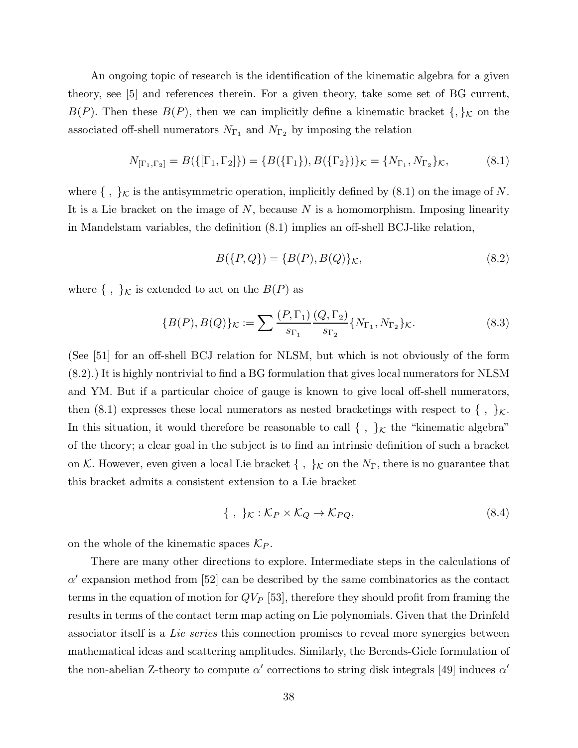An ongoing topic of research is the identification of the kinematic algebra for a given theory, see [5] and references therein. For a given theory, take some set of BG current, $B(P)$. Then these $B(P)$, then we can implicitly define a kinematic bracket $\{,\}_{\mathcal{K}}$ on the associated off-shell numerators $N_{\Gamma_1}$ and $N_{\Gamma_2}$ by imposing the relation

$$
N_{[\Gamma_1,\Gamma_2]} = B(\{[\Gamma_1,\Gamma_2]\}) = \{B(\{\Gamma_1\}), B(\{\Gamma_2\})\}_{\mathcal{K}} = \{N_{\Gamma_1}, N_{\Gamma_2}\}_{\mathcal{K}}, \tag{8.1}
$$

where $\{\ ,\ \}_{\mathcal{K}}$ is the antisymmetric operation, implicitly defined by (8.1) on the image of $N$. It is a Lie bracket on the image of $N$, because $N$ is a homomorphism. Imposing linearity in Mandelstam variables, the definition (8.1) implies an off-shell BCJ-like relation,

$$
B(\{P,Q\}) = \{B(P), B(Q)\}_{\mathcal{K}}, \tag{8.2}
$$

where $\{\ ,\ \}_{\mathcal{K}}$ is extended to act on the $B(P)$ as

$$
\{B(P), B(Q)\}_{\mathcal{K}} := \sum \frac{(P,\Gamma_1)}{s_{\Gamma_1}} \frac{(Q,\Gamma_2)}{s_{\Gamma_2}} \{N_{\Gamma_1}, N_{\Gamma_2}\}_{\mathcal{K}}. \tag{8.3}
$$

(See [51] for an off-shell BCJ relation for NLSM, but which is not obviously of the form (8.2).) It is highly nontrivial to find a BG formulation that gives local numerators for NLSM and YM. But if a particular choice of gauge is known to give local off-shell numerators, then (8.1) expresses these local numerators as nested bracketings with respect to $\{\ ,\ \}_{\mathcal{K}}$. In this situation, it would therefore be reasonable to call $\{\ ,\ \}_{\mathcal{K}}$ the "kinematic algebra" of the theory; a clear goal in the subject is to find an intrinsic definition of such a bracket on $\mathcal{K}$. However, even given a local Lie bracket $\{\ ,\ \}_{\mathcal{K}}$ on the $N_\Gamma$, there is no guarantee that this bracket admits a consistent extension to a Lie bracket

$$
\{\ ,\ \}_{\mathcal{K}} : \mathcal{K}_P \times \mathcal{K}_Q \to \mathcal{K}_{PQ}, \tag{8.4}
$$

on the whole of the kinematic spaces $\mathcal{K}_P$.

There are many other directions to explore. Intermediate steps in the calculations of $\alpha'$ expansion method from [52] can be described by the same combinatorics as the contact terms in the equation of motion for $QV_P$ [53], therefore they should profit from framing the results in terms of the contact term map acting on Lie polynomials. Given that the Drinfeld associator itself is a *Lie series* this connection promises to reveal more synergies between mathematical ideas and scattering amplitudes. Similarly, the Berends-Giele formulation of the non-abelian Z-theory to compute $\alpha'$ corrections to string disk integrals [49] induces $\alpha'$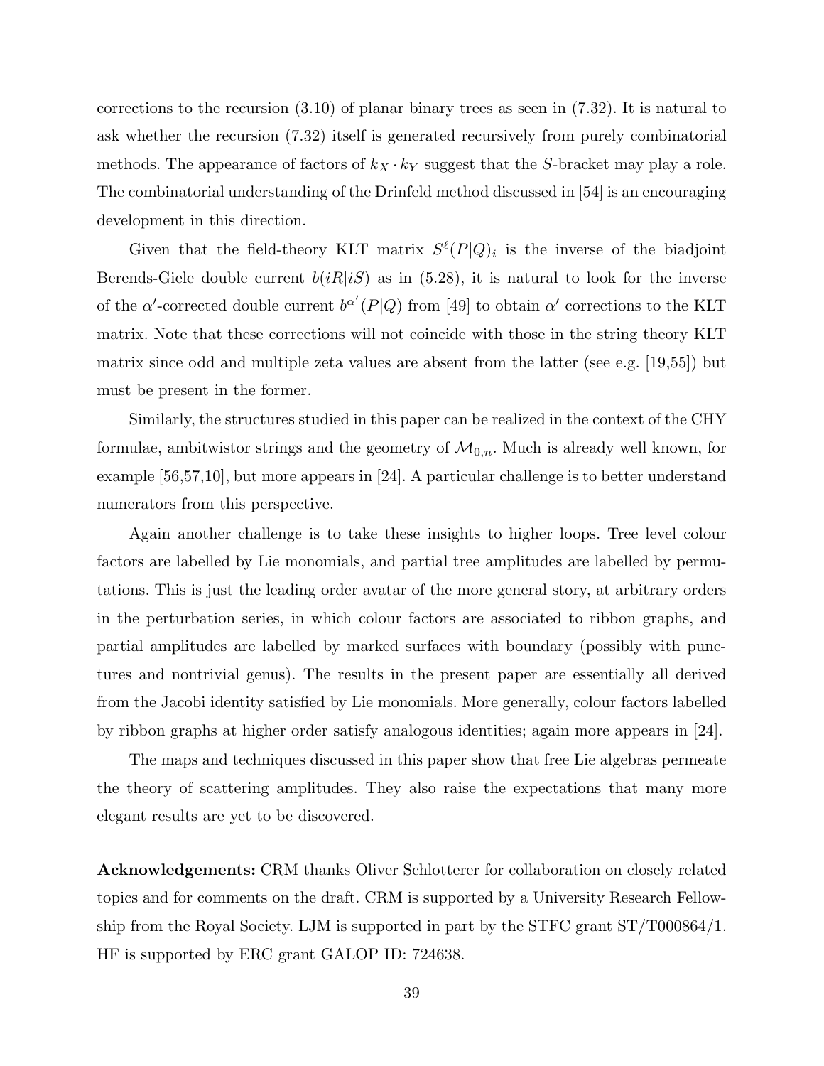corrections to the recursion (3.10) of planar binary trees as seen in (7.32). It is natural to ask whether the recursion (7.32) itself is generated recursively from purely combinatorial methods. The appearance of factors of $k_X \cdot k_Y$ suggest that the $S$-bracket may play a role. The combinatorial understanding of the Drinfeld method discussed in [54] is an encouraging development in this direction.

Given that the field-theory KLT matrix $S^{\ell}(P|Q)_i$ is the inverse of the biadjoint Berends-Giele double current $b(iR|iS)$ as in (5.28), it is natural to look for the inverse of the $\alpha'$-corrected double current $b^{\alpha'}(P|Q)$ from [49] to obtain $\alpha'$ corrections to the KLT matrix. Note that these corrections will not coincide with those in the string theory KLT matrix since odd and multiple zeta values are absent from the latter (see e.g. [19,55]) but must be present in the former.

Similarly, the structures studied in this paper can be realized in the context of the CHY formulae, ambitwistor strings and the geometry of $\mathcal{M}_{0,n}$. Much is already well known, for example [56,57,10], but more appears in [24]. A particular challenge is to better understand numerators from this perspective.

Again another challenge is to take these insights to higher loops. Tree level colour factors are labelled by Lie monomials, and partial tree amplitudes are labelled by permutations. This is just the leading order avatar of the more general story, at arbitrary orders in the perturbation series, in which colour factors are associated to ribbon graphs, and partial amplitudes are labelled by marked surfaces with boundary (possibly with punctures and nontrivial genus). The results in the present paper are essentially all derived from the Jacobi identity satisfied by Lie monomials. More generally, colour factors labelled by ribbon graphs at higher order satisfy analogous identities; again more appears in [24].

The maps and techniques discussed in this paper show that free Lie algebras permeate the theory of scattering amplitudes. They also raise the expectations that many more elegant results are yet to be discovered.

**Acknowledgements:** CRM thanks Oliver Schlotterer for collaboration on closely related topics and for comments on the draft. CRM is supported by a University Research Fellowship from the Royal Society. LJM is supported in part by the STFC grant ST/T000864/1. HF is supported by ERC grant GALOP ID: 724638.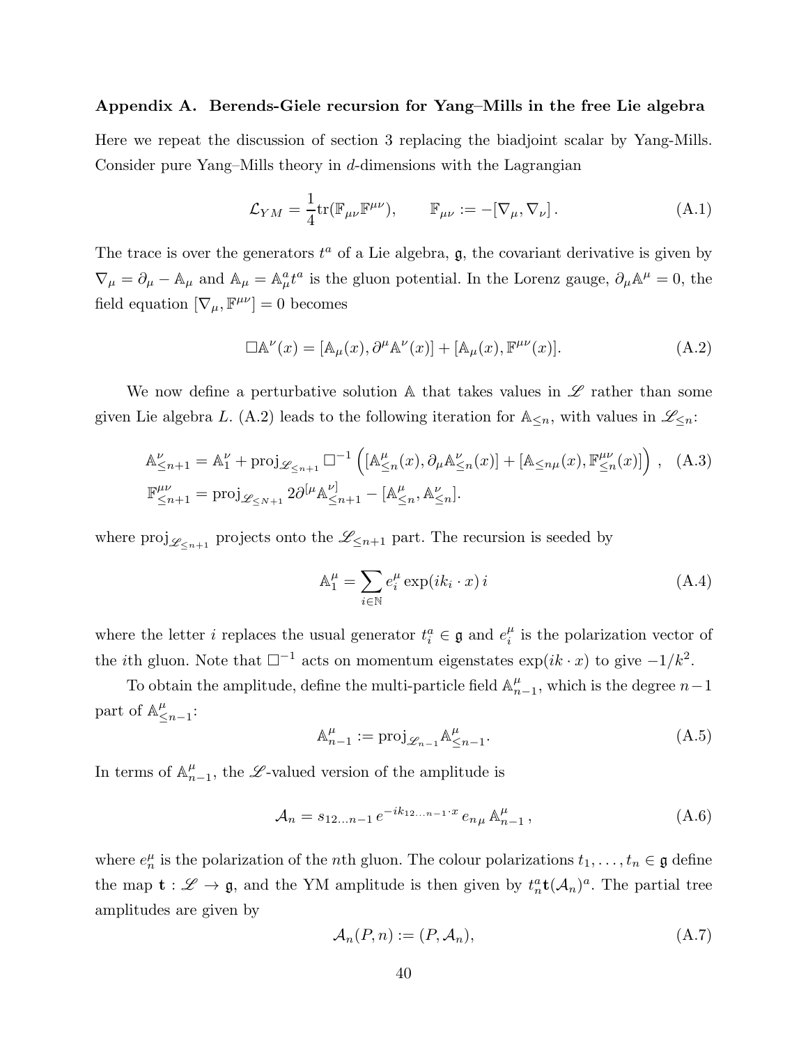### Appendix A. Berends-Giele recursion for Yang–Mills in the free Lie algebra

Here we repeat the discussion of section 3 replacing the biadjoint scalar by Yang-Mills. Consider pure Yang–Mills theory in $d$-dimensions with the Lagrangian

$$
\mathcal{L}_{YM} = \frac{1}{4}\mathrm{tr}(\mathbb{F}_{\mu\nu}\mathbb{F}^{\mu\nu}), \qquad \mathbb{F}_{\mu\nu} := -[\nabla_\mu, \nabla_\nu]\,. \tag{A.1}
$$

The trace is over the generators $t^a$ of a Lie algebra, $\mathfrak{g}$, the covariant derivative is given by $\nabla_\mu = \partial_\mu - \mathbb{A}_\mu$ and $\mathbb{A}_\mu = \mathbb{A}^a_\mu t^a$ is the gluon potential. In the Lorenz gauge, $\partial_\mu \mathbb{A}^\mu = 0$, the field equation $[\nabla_\mu, \mathbb{F}^{\mu\nu}] = 0$ becomes

$$
\Box \mathbb{A}^\nu(x) = [\mathbb{A}_\mu(x), \partial^\mu \mathbb{A}^\nu(x)] + [\mathbb{A}_\mu(x), \mathbb{F}^{\mu\nu}(x)]. \tag{A.2}
$$

We now define a perturbative solution $\mathbb{A}$ that takes values in $\mathscr{L}$ rather than some given Lie algebra $L$. (A.2) leads to the following iteration for $\mathbb{A}_{\leq n}$, with values in $\mathscr{L}_{\leq n}$:

$$
\begin{aligned}
\mathbb{A}^\nu_{\leq n+1} &= \mathbb{A}^\nu_1 + \mathrm{proj}_{\mathscr{L}_{\leq n+1}} \Box^{-1} \left( [\mathbb{A}^\mu_{\leq n}(x), \partial_\mu \mathbb{A}^\nu_{\leq n}(x)] + [\mathbb{A}_{\leq n\mu}(x), \mathbb{F}^{\mu\nu}_{\leq n}(x)] \right) , \\
\mathbb{F}^{\mu\nu}_{\leq n+1} &= \mathrm{proj}_{\mathscr{L}_{\leq N+1}} 2\partial^{[\mu} \mathbb{A}^{\nu]}_{\leq n+1} - [\mathbb{A}^\mu_{\leq n}, \mathbb{A}^\nu_{\leq n}].
\end{aligned} \tag{A.3}
$$

where $\mathrm{proj}_{\mathscr{L}_{\leq n+1}}$ projects onto the $\mathscr{L}_{\leq n+1}$ part. The recursion is seeded by

$$
\mathbb{A}^\mu_1 = \sum_{i\in\mathbb{N}} e^\mu_i \exp(ik_i \cdot x)\, i \tag{A.4}
$$

where the letter $i$ replaces the usual generator $t^a_i \in \mathfrak{g}$ and $e^\mu_i$ is the polarization vector of the $i$th gluon. Note that $\Box^{-1}$ acts on momentum eigenstates $\exp(ik\cdot x)$ to give $-1/k^2$.

To obtain the amplitude, define the multi-particle field $\mathbb{A}^\mu_{n-1}$, which is the degree $n-1$ part of $\mathbb{A}^\mu_{\leq n-1}$:

$$
\mathbb{A}^\mu_{n-1} := \mathrm{proj}_{\mathscr{L}_{n-1}} \mathbb{A}^\mu_{\leq n-1}. \tag{A.5}
$$

In terms of $\mathbb{A}^\mu_{n-1}$, the $\mathscr{L}$-valued version of the amplitude is

$$
\mathcal{A}_n = s_{12\ldots n-1}\, e^{-ik_{12\ldots n-1}\cdot x}\, e_{n\mu}\, \mathbb{A}^\mu_{n-1}\,, \tag{A.6}
$$

where $e^\mu_n$ is the polarization of the $n$th gluon. The colour polarizations $t_1, \ldots, t_n \in \mathfrak{g}$ define the map $\mathbf{t} : \mathscr{L} \to \mathfrak{g}$, and the YM amplitude is then given by $t^a_n \mathbf{t}(\mathcal{A}_n)^a$. The partial tree amplitudes are given by

$$
\mathcal{A}_n(P, n) := (P, \mathcal{A}_n), \tag{A.7}
$$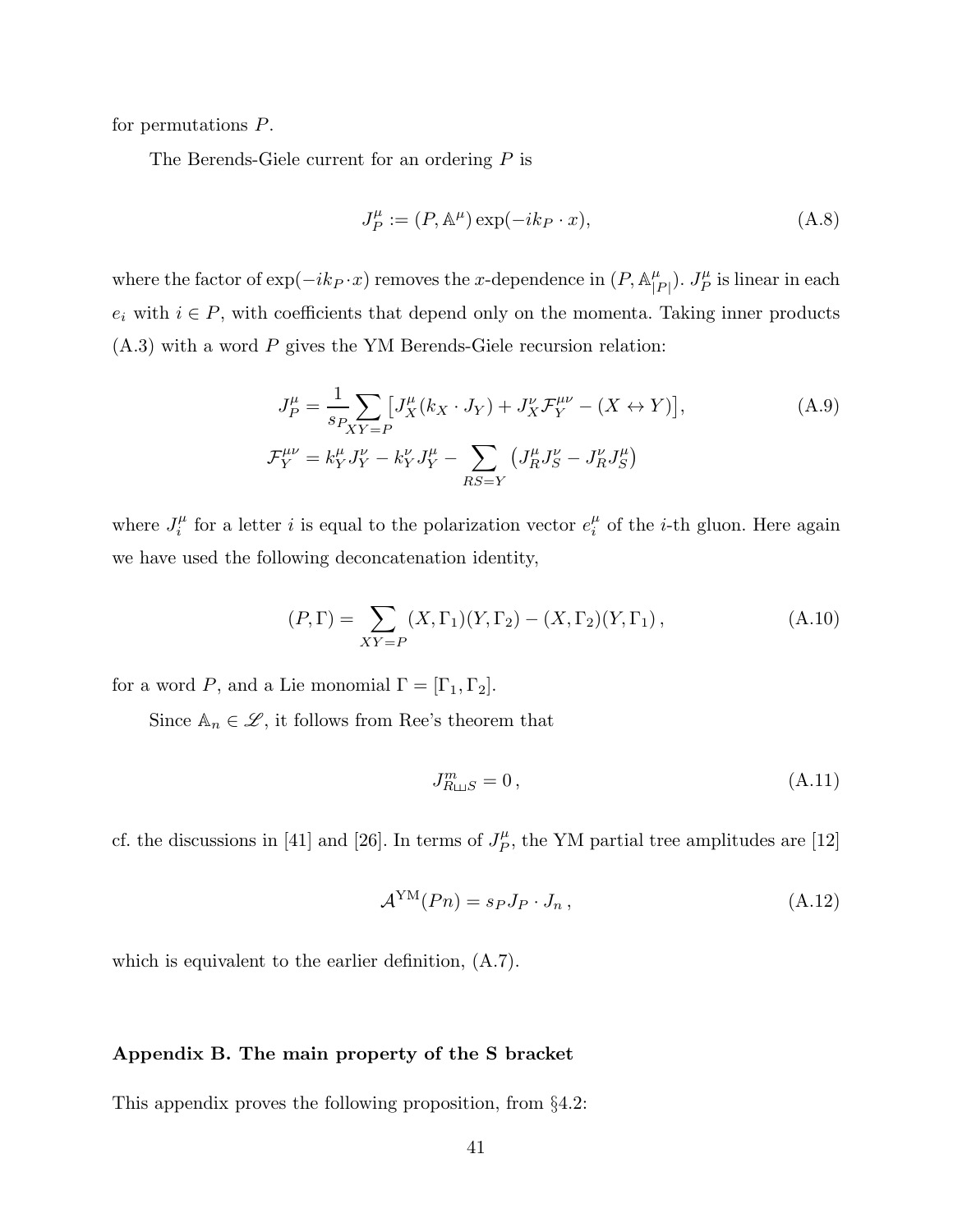for permutations $P$.

The Berends-Giele current for an ordering $P$ is

$$
J_P^\mu := (P, \mathbb{A}^\mu)\exp(-ik_P \cdot x), \tag{A.8}
$$

where the factor of $\exp(-ik_P \cdot x)$ removes the $x$-dependence in $(P, \mathbb{A}^\mu_{|P|})$. $J_P^\mu$ is linear in each $e_i$ with $i \in P$, with coefficients that depend only on the momenta. Taking inner products (A.3) with a word $P$ gives the YM Berends-Giele recursion relation:

$$
\begin{aligned}
J_P^\mu &= \frac{1}{s_P}\sum_{XY=P}\big[J_X^\mu(k_X \cdot J_Y) + J_X^\nu \mathcal{F}_Y^{\mu\nu} - (X \leftrightarrow Y)\big], \\
\mathcal{F}_Y^{\mu\nu} &= k_Y^\mu J_Y^\nu - k_Y^\nu J_Y^\mu - \sum_{RS=Y}\big(J_R^\mu J_S^\nu - J_R^\nu J_S^\mu\big)
\end{aligned} \tag{A.9}
$$

where $J_i^\mu$ for a letter $i$ is equal to the polarization vector $e_i^\mu$ of the $i$-th gluon. Here again we have used the following deconcatenation identity,

$$
(P, \Gamma) = \sum_{XY=P}(X, \Gamma_1)(Y, \Gamma_2) - (X, \Gamma_2)(Y, \Gamma_1)\,, \tag{A.10}
$$

for a word $P$, and a Lie monomial $\Gamma = [\Gamma_1, \Gamma_2]$.

Since $\mathbb{A}_n \in \mathscr{L}$, it follows from Ree's theorem that

$$
J^m_{R \sqcup\!\sqcup S} = 0\,, \tag{A.11}
$$

cf. the discussions in [41] and [26]. In terms of $J_P^\mu$, the YM partial tree amplitudes are [12]

$$
\mathcal{A}^{\mathrm{YM}}(Pn) = s_P J_P \cdot J_n\,, \tag{A.12}
$$

which is equivalent to the earlier definition, (A.7).

## Appendix B. The main property of the S bracket

This appendix proves the following proposition, from §4.2: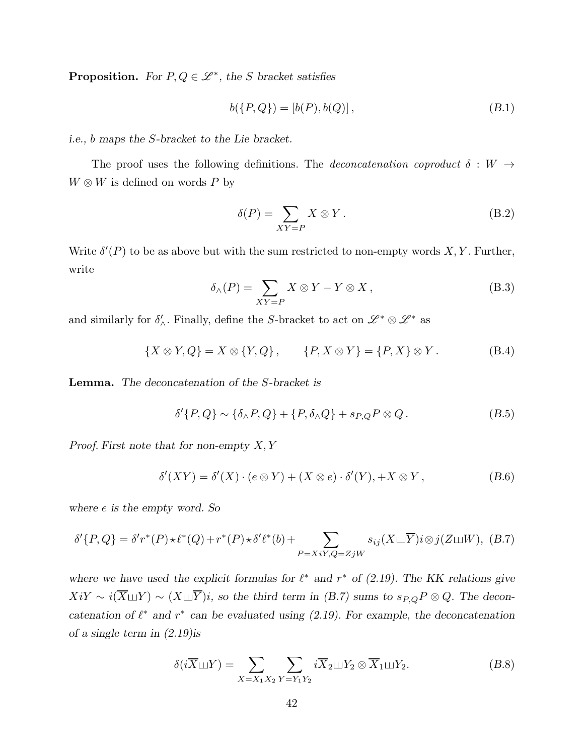**Proposition.** *For $P, Q \in \mathscr{L}^*$, the $S$ bracket satisfies*

$$b(\{P,Q\}) = [b(P), b(Q)]\,, \tag{B.1}$$

*i.e., $b$ maps the $S$-bracket to the Lie bracket.*

The proof uses the following definitions. The *deconcatenation coproduct* $\delta : W \to W \otimes W$ is defined on words $P$ by

$$\delta(P) = \sum_{XY=P} X \otimes Y\,. \tag{B.2}$$

Write $\delta'(P)$ to be as above but with the sum restricted to non-empty words $X, Y$. Further, write

$$\delta_\wedge(P) = \sum_{XY=P} X \otimes Y - Y \otimes X\,, \tag{B.3}$$

and similarly for $\delta'_\wedge$. Finally, define the $S$-bracket to act on $\mathscr{L}^* \otimes \mathscr{L}^*$ as

$$\{X \otimes Y, Q\} = X \otimes \{Y, Q\}\,, \qquad \{P, X \otimes Y\} = \{P, X\} \otimes Y\,. \tag{B.4}$$

**Lemma.** *The deconcatenation of the $S$-bracket is*

$$\delta'\{P,Q\} \sim \{\delta_\wedge P, Q\} + \{P, \delta_\wedge Q\} + s_{P,Q} P \otimes Q\,. \tag{B.5}$$

*Proof.* *First note that for non-empty $X, Y$*

$$\delta'(XY) = \delta'(X) \cdot (e \otimes Y) + (X \otimes e) \cdot \delta'(Y), + X \otimes Y\,, \tag{B.6}$$

*where $e$ is the empty word. So*

$$\delta'\{P,Q\} = \delta' r^*(P) \star \ell^*(Q) + r^*(P) \star \delta' \ell^*(b) + \sum_{P=XiY, Q=ZjW} s_{ij} (X \sqcup\!\sqcup \overline{Y}) i \otimes j (Z \sqcup\!\sqcup W), \tag{B.7}$$

*where we have used the explicit formulas for $\ell^*$ and $r^*$ of (2.19). The KK relations give $XiY \sim i(\overline{X} \sqcup\!\sqcup Y) \sim (X \sqcup\!\sqcup \overline{Y})i$, so the third term in (B.7) sums to $s_{P,Q} P \otimes Q$. The deconcatenation of $\ell^*$ and $r^*$ can be evaluated using (2.19). For example, the deconcatenation of a single term in (2.19)is*

$$\delta(i\overline{X} \sqcup\!\sqcup Y) = \sum_{X = X_1 X_2} \sum_{Y = Y_1 Y_2} i\overline{X}_2 \sqcup\!\sqcup Y_2 \otimes \overline{X}_1 \sqcup\!\sqcup Y_2. \tag{B.8}$$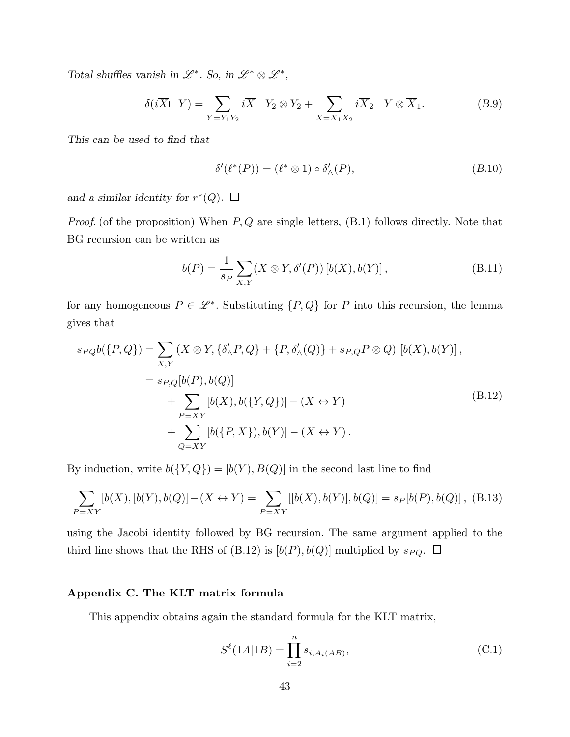*Total shuffles vanish in $\mathscr{L}^*$. So, in $\mathscr{L}^* \otimes \mathscr{L}^*$,*

$$\delta(i\overline{X} ⧢ Y) = \sum_{Y=Y_1Y_2} i\overline{X} ⧢ Y_2 \otimes Y_2 + \sum_{X=X_1X_2} i\overline{X}_2 ⧢ Y \otimes \overline{X}_1. \tag{B.9}$$

*This can be used to find that*

$$\delta'(\ell^*(P)) = (\ell^* \otimes 1) \circ \delta'_\wedge(P), \tag{B.10}$$

*and a similar identity for $r^*(Q)$.* $\square$

*Proof.* (of the proposition) When $P, Q$ are single letters, (B.1) follows directly. Note that BG recursion can be written as

$$b(P) = \frac{1}{s_P} \sum_{X,Y} (X \otimes Y, \delta'(P)) \left[b(X), b(Y)\right], \tag{B.11}$$

for any homogeneous $P \in \mathscr{L}^*$. Substituting $\{P, Q\}$ for $P$ into this recursion, the lemma gives that

$$\begin{aligned}
s_{PQ} b(\{P,Q\}) &= \sum_{X,Y} \left(X \otimes Y, \{\delta'_\wedge P, Q\} + \{P, \delta'_\wedge(Q)\} + s_{P,Q} P \otimes Q\right) \left[b(X), b(Y)\right], \\
&= s_{P,Q}[b(P), b(Q)] \\
&\quad + \sum_{P=XY} [b(X), b(\{Y,Q\})] - (X \leftrightarrow Y) \\
&\quad + \sum_{Q=XY} [b(\{P,X\}), b(Y)] - (X \leftrightarrow Y)\,.
\end{aligned} \tag{B.12}$$

By induction, write $b(\{Y,Q\}) = [b(Y), B(Q)]$ in the second last line to find

$$\sum_{P=XY} [b(X), [b(Y), b(Q)] - (X \leftrightarrow Y) = \sum_{P=XY} [[b(X), b(Y)], b(Q)] = s_P [b(P), b(Q)]\,, \tag{B.13}$$

using the Jacobi identity followed by BG recursion. The same argument applied to the third line shows that the RHS of (B.12) is $[b(P), b(Q)]$ multiplied by $s_{PQ}$. $\square$

## Appendix C. The KLT matrix formula

This appendix obtains again the standard formula for the KLT matrix,

$$S^\ell(1A|1B) = \prod_{i=2}^{n} s_{i,A_i(AB)}, \tag{C.1}$$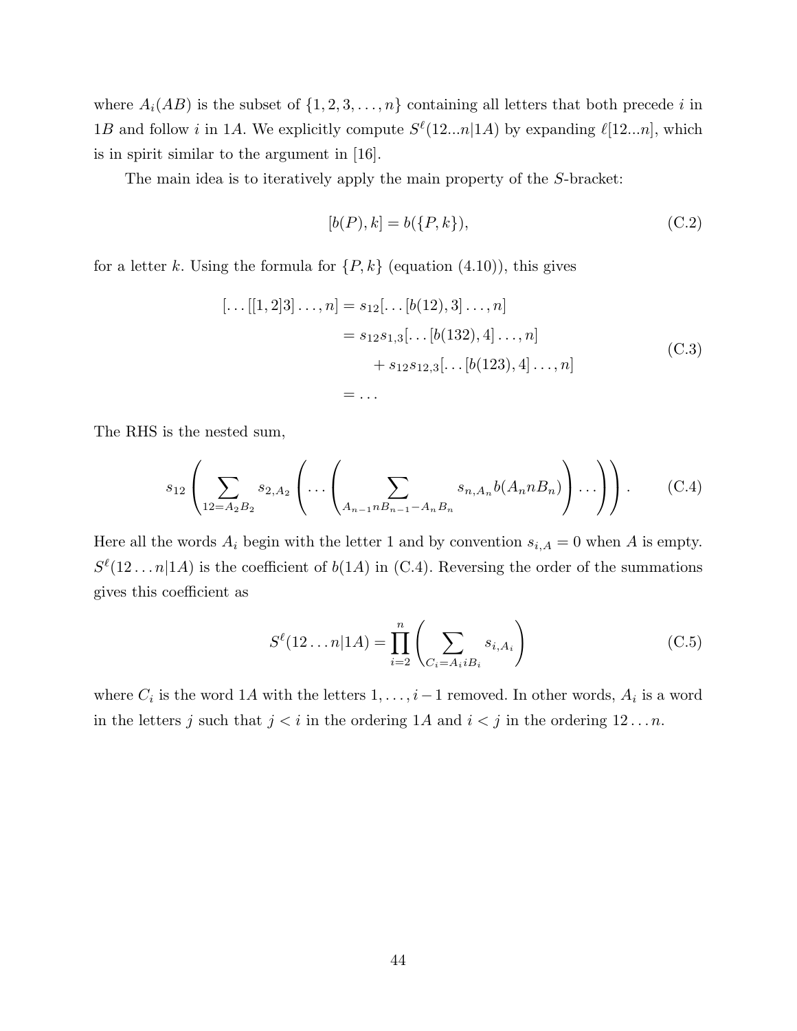where $A_i(AB)$ is the subset of $\{1, 2, 3, \ldots, n\}$ containing all letters that both precede $i$ in $1B$ and follow $i$ in $1A$. We explicitly compute $S^\ell(12...n|1A)$ by expanding $\ell[12...n]$, which is in spirit similar to the argument in [16].

The main idea is to iteratively apply the main property of the $S$-bracket:

$$[b(P), k] = b(\{P, k\}), \tag{C.2}$$

for a letter $k$. Using the formula for $\{P, k\}$ (equation (4.10)), this gives

$$\begin{aligned}
[\ldots[[1, 2]3]\ldots, n] &= s_{12}[\ldots[b(12), 3]\ldots, n] \\
&= s_{12}s_{1,3}[\ldots[b(132), 4]\ldots, n] \\
&\quad + s_{12}s_{12,3}[\ldots[b(123), 4]\ldots, n] \\
&= \ldots
\end{aligned} \tag{C.3}$$

The RHS is the nested sum,

$$s_{12}\left(\sum_{12=A_2B_2} s_{2,A_2}\left(\ldots\left(\sum_{A_{n-1}nB_{n-1}-A_nB_n} s_{n,A_n} b(A_n n B_n)\right)\ldots\right)\right). \tag{C.4}$$

Here all the words $A_i$ begin with the letter 1 and by convention $s_{i,A} = 0$ when $A$ is empty. $S^\ell(12\ldots n|1A)$ is the coefficient of $b(1A)$ in (C.4). Reversing the order of the summations gives this coefficient as

$$S^\ell(12\ldots n|1A) = \prod_{i=2}^{n}\left(\sum_{C_i=A_i i B_i} s_{i,A_i}\right) \tag{C.5}$$

where $C_i$ is the word $1A$ with the letters $1, \ldots, i-1$ removed. In other words, $A_i$ is a word in the letters $j$ such that $j < i$ in the ordering $1A$ and $i < j$ in the ordering $12\ldots n$.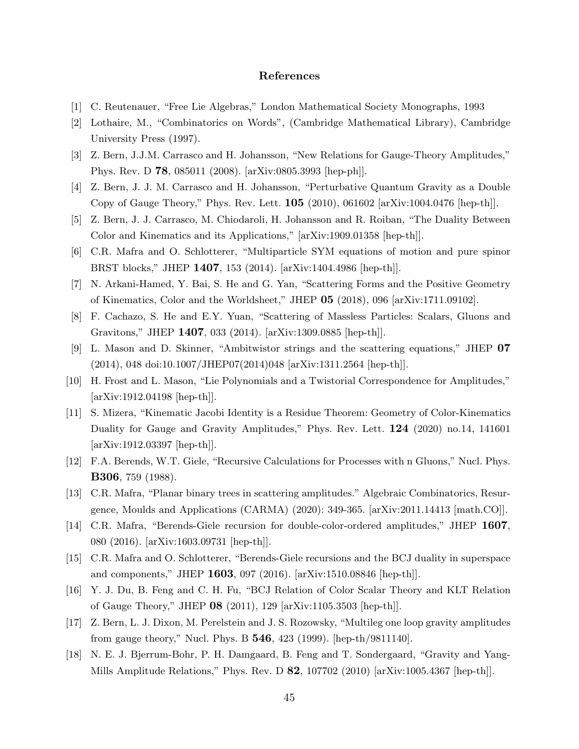## References

[1] C. Reutenauer, "Free Lie Algebras," London Mathematical Society Monographs, 1993

[2] Lothaire, M., "Combinatorics on Words", (Cambridge Mathematical Library), Cambridge University Press (1997).

[3] Z. Bern, J.J.M. Carrasco and H. Johansson, "New Relations for Gauge-Theory Amplitudes," Phys. Rev. D **78**, 085011 (2008). [arXiv:0805.3993 [hep-ph]].

[4] Z. Bern, J. J. M. Carrasco and H. Johansson, "Perturbative Quantum Gravity as a Double Copy of Gauge Theory," Phys. Rev. Lett. **105** (2010), 061602 [arXiv:1004.0476 [hep-th]].

[5] Z. Bern, J. J. Carrasco, M. Chiodaroli, H. Johansson and R. Roiban, "The Duality Between Color and Kinematics and its Applications," [arXiv:1909.01358 [hep-th]].

[6] C.R. Mafra and O. Schlotterer, "Multiparticle SYM equations of motion and pure spinor BRST blocks," JHEP **1407**, 153 (2014). [arXiv:1404.4986 [hep-th]].

[7] N. Arkani-Hamed, Y. Bai, S. He and G. Yan, "Scattering Forms and the Positive Geometry of Kinematics, Color and the Worldsheet," JHEP **05** (2018), 096 [arXiv:1711.09102].

[8] F. Cachazo, S. He and E.Y. Yuan, "Scattering of Massless Particles: Scalars, Gluons and Gravitons," JHEP **1407**, 033 (2014). [arXiv:1309.0885 [hep-th]].

[9] L. Mason and D. Skinner, "Ambitwistor strings and the scattering equations," JHEP **07** (2014), 048 doi:10.1007/JHEP07(2014)048 [arXiv:1311.2564 [hep-th]].

[10] H. Frost and L. Mason, "Lie Polynomials and a Twistorial Correspondence for Amplitudes," [arXiv:1912.04198 [hep-th]].

[11] S. Mizera, "Kinematic Jacobi Identity is a Residue Theorem: Geometry of Color-Kinematics Duality for Gauge and Gravity Amplitudes," Phys. Rev. Lett. **124** (2020) no.14, 141601 [arXiv:1912.03397 [hep-th]].

[12] F.A. Berends, W.T. Giele, "Recursive Calculations for Processes with n Gluons," Nucl. Phys. **B306**, 759 (1988).

[13] C.R. Mafra, "Planar binary trees in scattering amplitudes." Algebraic Combinatorics, Resurgence, Moulds and Applications (CARMA) (2020): 349-365. [arXiv:2011.14413 [math.CO]].

[14] C.R. Mafra, "Berends-Giele recursion for double-color-ordered amplitudes," JHEP **1607**, 080 (2016). [arXiv:1603.09731 [hep-th]].

[15] C.R. Mafra and O. Schlotterer, "Berends-Giele recursions and the BCJ duality in superspace and components," JHEP **1603**, 097 (2016). [arXiv:1510.08846 [hep-th]].

[16] Y. J. Du, B. Feng and C. H. Fu, "BCJ Relation of Color Scalar Theory and KLT Relation of Gauge Theory," JHEP **08** (2011), 129 [arXiv:1105.3503 [hep-th]].

[17] Z. Bern, L. J. Dixon, M. Perelstein and J. S. Rozowsky, "Multileg one loop gravity amplitudes from gauge theory," Nucl. Phys. B **546**, 423 (1999). [hep-th/9811140].

[18] N. E. J. Bjerrum-Bohr, P. H. Damgaard, B. Feng and T. Sondergaard, "Gravity and Yang-Mills Amplitude Relations," Phys. Rev. D **82**, 107702 (2010) [arXiv:1005.4367 [hep-th]].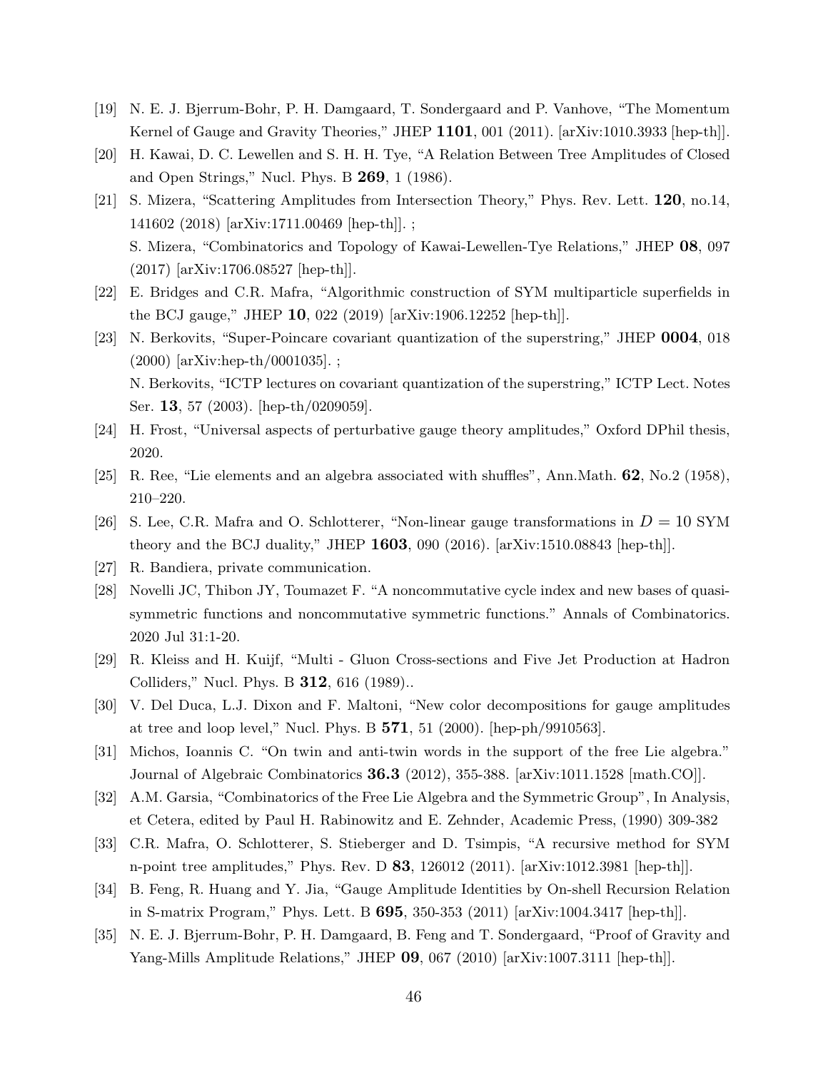[19] N. E. J. Bjerrum-Bohr, P. H. Damgaard, T. Sondergaard and P. Vanhove, "The Momentum Kernel of Gauge and Gravity Theories," JHEP **1101**, 001 (2011). [arXiv:1010.3933 [hep-th]].

[20] H. Kawai, D. C. Lewellen and S. H. H. Tye, "A Relation Between Tree Amplitudes of Closed and Open Strings," Nucl. Phys. B **269**, 1 (1986).

[21] S. Mizera, "Scattering Amplitudes from Intersection Theory," Phys. Rev. Lett. **120**, no.14, 141602 (2018) [arXiv:1711.00469 [hep-th]]. ;
S. Mizera, "Combinatorics and Topology of Kawai-Lewellen-Tye Relations," JHEP **08**, 097 (2017) [arXiv:1706.08527 [hep-th]].

[22] E. Bridges and C.R. Mafra, "Algorithmic construction of SYM multiparticle superfields in the BCJ gauge," JHEP **10**, 022 (2019) [arXiv:1906.12252 [hep-th]].

[23] N. Berkovits, "Super-Poincare covariant quantization of the superstring," JHEP **0004**, 018 (2000) [arXiv:hep-th/0001035]. ;
N. Berkovits, "ICTP lectures on covariant quantization of the superstring," ICTP Lect. Notes Ser. **13**, 57 (2003). [hep-th/0209059].

[24] H. Frost, "Universal aspects of perturbative gauge theory amplitudes," Oxford DPhil thesis, 2020.

[25] R. Ree, "Lie elements and an algebra associated with shuffles", Ann.Math. **62**, No.2 (1958), 210–220.

[26] S. Lee, C.R. Mafra and O. Schlotterer, "Non-linear gauge transformations in $D = 10$ SYM theory and the BCJ duality," JHEP **1603**, 090 (2016). [arXiv:1510.08843 [hep-th]].

[27] R. Bandiera, private communication.

[28] Novelli JC, Thibon JY, Toumazet F. "A noncommutative cycle index and new bases of quasi-symmetric functions and noncommutative symmetric functions." Annals of Combinatorics. 2020 Jul 31:1-20.

[29] R. Kleiss and H. Kuijf, "Multi - Gluon Cross-sections and Five Jet Production at Hadron Colliders," Nucl. Phys. B **312**, 616 (1989)..

[30] V. Del Duca, L.J. Dixon and F. Maltoni, "New color decompositions for gauge amplitudes at tree and loop level," Nucl. Phys. B **571**, 51 (2000). [hep-ph/9910563].

[31] Michos, Ioannis C. "On twin and anti-twin words in the support of the free Lie algebra." Journal of Algebraic Combinatorics **36.3** (2012), 355-388. [arXiv:1011.1528 [math.CO]].

[32] A.M. Garsia, "Combinatorics of the Free Lie Algebra and the Symmetric Group", In Analysis, et Cetera, edited by Paul H. Rabinowitz and E. Zehnder, Academic Press, (1990) 309-382

[33] C.R. Mafra, O. Schlotterer, S. Stieberger and D. Tsimpis, "A recursive method for SYM n-point tree amplitudes," Phys. Rev. D **83**, 126012 (2011). [arXiv:1012.3981 [hep-th]].

[34] B. Feng, R. Huang and Y. Jia, "Gauge Amplitude Identities by On-shell Recursion Relation in S-matrix Program," Phys. Lett. B **695**, 350-353 (2011) [arXiv:1004.3417 [hep-th]].

[35] N. E. J. Bjerrum-Bohr, P. H. Damgaard, B. Feng and T. Sondergaard, "Proof of Gravity and Yang-Mills Amplitude Relations," JHEP **09**, 067 (2010) [arXiv:1007.3111 [hep-th]].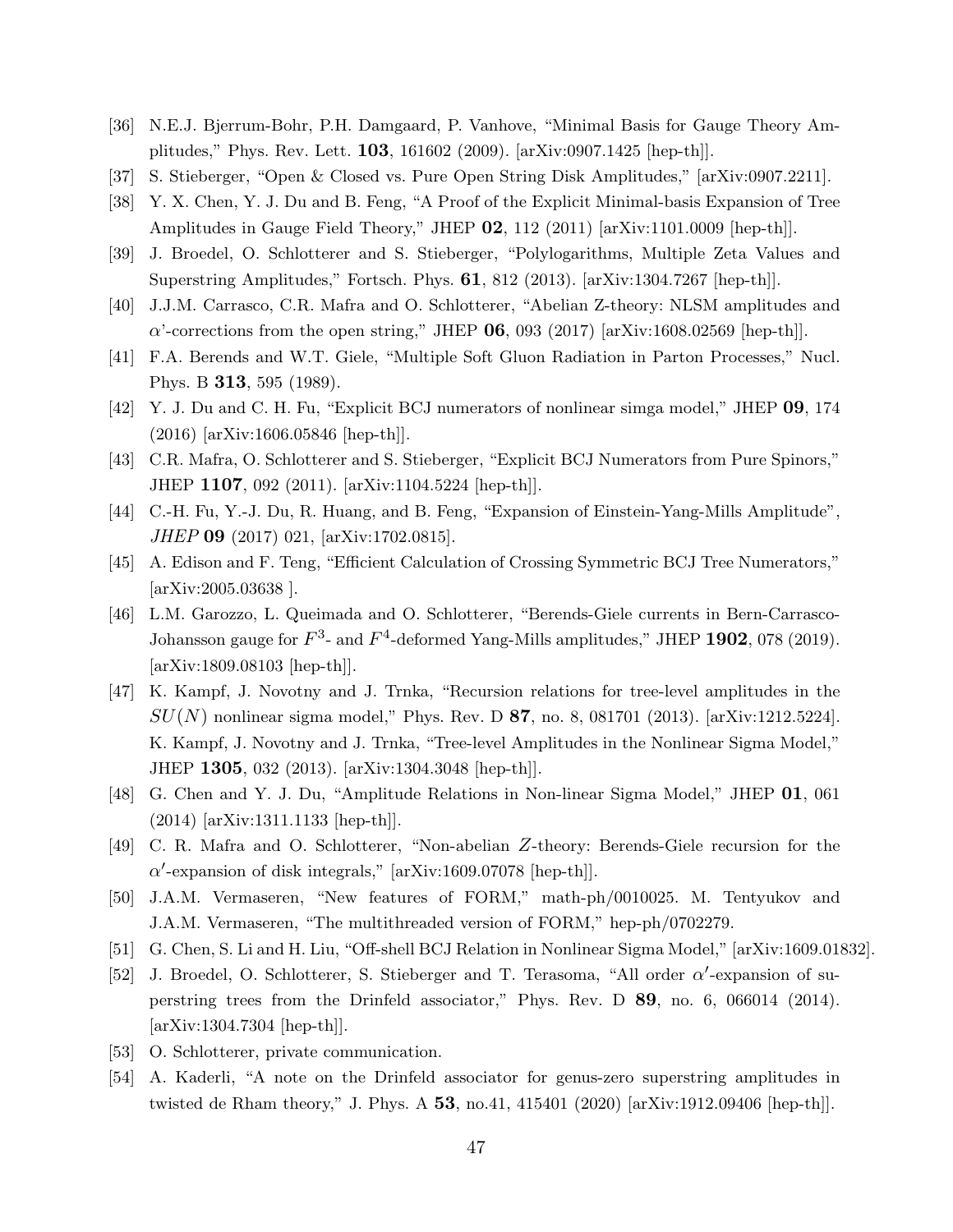[36] N.E.J. Bjerrum-Bohr, P.H. Damgaard, P. Vanhove, "Minimal Basis for Gauge Theory Amplitudes," Phys. Rev. Lett. **103**, 161602 (2009). [arXiv:0907.1425 [hep-th]].

[37] S. Stieberger, "Open & Closed vs. Pure Open String Disk Amplitudes," [arXiv:0907.2211].

[38] Y. X. Chen, Y. J. Du and B. Feng, "A Proof of the Explicit Minimal-basis Expansion of Tree Amplitudes in Gauge Field Theory," JHEP **02**, 112 (2011) [arXiv:1101.0009 [hep-th]].

[39] J. Broedel, O. Schlotterer and S. Stieberger, "Polylogarithms, Multiple Zeta Values and Superstring Amplitudes," Fortsch. Phys. **61**, 812 (2013). [arXiv:1304.7267 [hep-th]].

[40] J.J.M. Carrasco, C.R. Mafra and O. Schlotterer, "Abelian Z-theory: NLSM amplitudes and $\alpha$'-corrections from the open string," JHEP **06**, 093 (2017) [arXiv:1608.02569 [hep-th]].

[41] F.A. Berends and W.T. Giele, "Multiple Soft Gluon Radiation in Parton Processes," Nucl. Phys. B **313**, 595 (1989).

[42] Y. J. Du and C. H. Fu, "Explicit BCJ numerators of nonlinear simga model," JHEP **09**, 174 (2016) [arXiv:1606.05846 [hep-th]].

[43] C.R. Mafra, O. Schlotterer and S. Stieberger, "Explicit BCJ Numerators from Pure Spinors," JHEP **1107**, 092 (2011). [arXiv:1104.5224 [hep-th]].

[44] C.-H. Fu, Y.-J. Du, R. Huang, and B. Feng, "Expansion of Einstein-Yang-Mills Amplitude", *JHEP* **09** (2017) 021, [arXiv:1702.0815].

[45] A. Edison and F. Teng, "Efficient Calculation of Crossing Symmetric BCJ Tree Numerators," [arXiv:2005.03638 ].

[46] L.M. Garozzo, L. Queimada and O. Schlotterer, "Berends-Giele currents in Bern-Carrasco-Johansson gauge for $F^3$- and $F^4$-deformed Yang-Mills amplitudes," JHEP **1902**, 078 (2019). [arXiv:1809.08103 [hep-th]].

[47] K. Kampf, J. Novotny and J. Trnka, "Recursion relations for tree-level amplitudes in the $SU(N)$ nonlinear sigma model," Phys. Rev. D **87**, no. 8, 081701 (2013). [arXiv:1212.5224]. K. Kampf, J. Novotny and J. Trnka, "Tree-level Amplitudes in the Nonlinear Sigma Model," JHEP **1305**, 032 (2013). [arXiv:1304.3048 [hep-th]].

[48] G. Chen and Y. J. Du, "Amplitude Relations in Non-linear Sigma Model," JHEP **01**, 061 (2014) [arXiv:1311.1133 [hep-th]].

[49] C. R. Mafra and O. Schlotterer, "Non-abelian $Z$-theory: Berends-Giele recursion for the $\alpha'$-expansion of disk integrals," [arXiv:1609.07078 [hep-th]].

[50] J.A.M. Vermaseren, "New features of FORM," math-ph/0010025. M. Tentyukov and J.A.M. Vermaseren, "The multithreaded version of FORM," hep-ph/0702279.

[51] G. Chen, S. Li and H. Liu, "Off-shell BCJ Relation in Nonlinear Sigma Model," [arXiv:1609.01832].

[52] J. Broedel, O. Schlotterer, S. Stieberger and T. Terasoma, "All order $\alpha'$-expansion of superstring trees from the Drinfeld associator," Phys. Rev. D **89**, no. 6, 066014 (2014). [arXiv:1304.7304 [hep-th]].

[53] O. Schlotterer, private communication.

[54] A. Kaderli, "A note on the Drinfeld associator for genus-zero superstring amplitudes in twisted de Rham theory," J. Phys. A **53**, no.41, 415401 (2020) [arXiv:1912.09406 [hep-th]].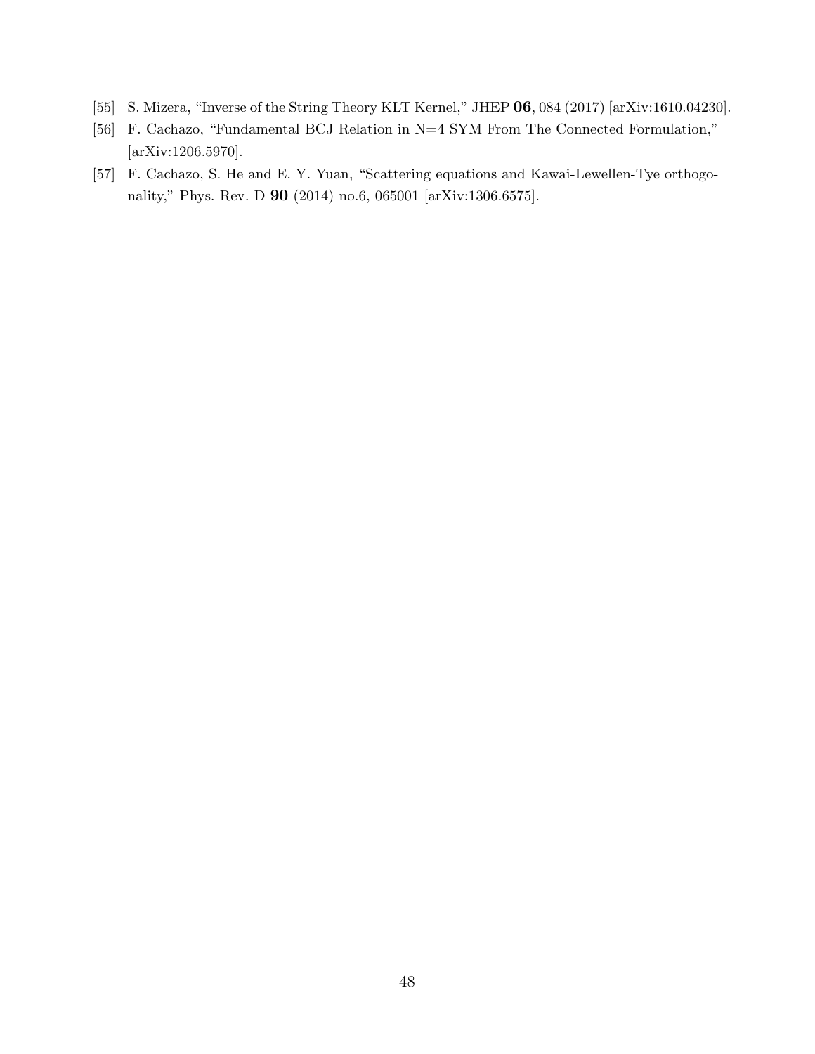[55] S. Mizera, "Inverse of the String Theory KLT Kernel," JHEP **06**, 084 (2017) [arXiv:1610.04230].

[56] F. Cachazo, "Fundamental BCJ Relation in N=4 SYM From The Connected Formulation," [arXiv:1206.5970].

[57] F. Cachazo, S. He and E. Y. Yuan, "Scattering equations and Kawai-Lewellen-Tye orthogonality," Phys. Rev. D **90** (2014) no.6, 065001 [arXiv:1306.6575].